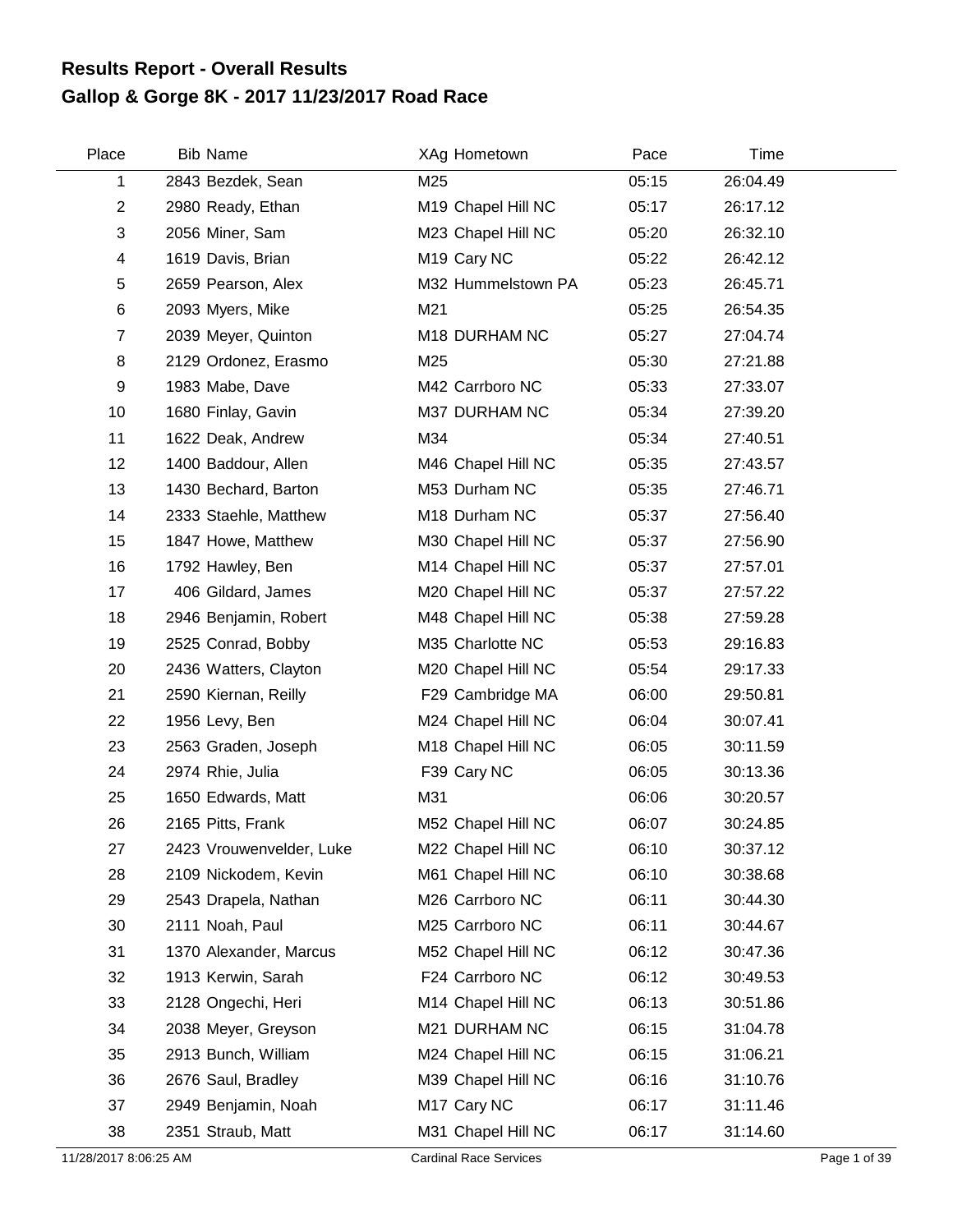# Results Report - Overall Results
# Gallop & Gorge 8K - 2017 11/23/2017 Road Race

| Place | Bib | Name | XAg | Hometown | Pace | Time |
|---|---|---|---|---|---|---|
| 1 | 2843 | Bezdek, Sean | M25 | | 05:15 | 26:04.49 |
| 2 | 2980 | Ready, Ethan | M19 | Chapel Hill NC | 05:17 | 26:17.12 |
| 3 | 2056 | Miner, Sam | M23 | Chapel Hill NC | 05:20 | 26:32.10 |
| 4 | 1619 | Davis, Brian | M19 | Cary NC | 05:22 | 26:42.12 |
| 5 | 2659 | Pearson, Alex | M32 | Hummelstown PA | 05:23 | 26:45.71 |
| 6 | 2093 | Myers, Mike | M21 | | 05:25 | 26:54.35 |
| 7 | 2039 | Meyer, Quinton | M18 | DURHAM NC | 05:27 | 27:04.74 |
| 8 | 2129 | Ordonez, Erasmo | M25 | | 05:30 | 27:21.88 |
| 9 | 1983 | Mabe, Dave | M42 | Carrboro NC | 05:33 | 27:33.07 |
| 10 | 1680 | Finlay, Gavin | M37 | DURHAM NC | 05:34 | 27:39.20 |
| 11 | 1622 | Deak, Andrew | M34 | | 05:34 | 27:40.51 |
| 12 | 1400 | Baddour, Allen | M46 | Chapel Hill NC | 05:35 | 27:43.57 |
| 13 | 1430 | Bechard, Barton | M53 | Durham NC | 05:35 | 27:46.71 |
| 14 | 2333 | Staehle, Matthew | M18 | Durham NC | 05:37 | 27:56.40 |
| 15 | 1847 | Howe, Matthew | M30 | Chapel Hill NC | 05:37 | 27:56.90 |
| 16 | 1792 | Hawley, Ben | M14 | Chapel Hill NC | 05:37 | 27:57.01 |
| 17 | 406 | Gildard, James | M20 | Chapel Hill NC | 05:37 | 27:57.22 |
| 18 | 2946 | Benjamin, Robert | M48 | Chapel Hill NC | 05:38 | 27:59.28 |
| 19 | 2525 | Conrad, Bobby | M35 | Charlotte NC | 05:53 | 29:16.83 |
| 20 | 2436 | Watters, Clayton | M20 | Chapel Hill NC | 05:54 | 29:17.33 |
| 21 | 2590 | Kiernan, Reilly | F29 | Cambridge MA | 06:00 | 29:50.81 |
| 22 | 1956 | Levy, Ben | M24 | Chapel Hill NC | 06:04 | 30:07.41 |
| 23 | 2563 | Graden, Joseph | M18 | Chapel Hill NC | 06:05 | 30:11.59 |
| 24 | 2974 | Rhie, Julia | F39 | Cary NC | 06:05 | 30:13.36 |
| 25 | 1650 | Edwards, Matt | M31 | | 06:06 | 30:20.57 |
| 26 | 2165 | Pitts, Frank | M52 | Chapel Hill NC | 06:07 | 30:24.85 |
| 27 | 2423 | Vrouwenvelder, Luke | M22 | Chapel Hill NC | 06:10 | 30:37.12 |
| 28 | 2109 | Nickodem, Kevin | M61 | Chapel Hill NC | 06:10 | 30:38.68 |
| 29 | 2543 | Drapela, Nathan | M26 | Carrboro NC | 06:11 | 30:44.30 |
| 30 | 2111 | Noah, Paul | M25 | Carrboro NC | 06:11 | 30:44.67 |
| 31 | 1370 | Alexander, Marcus | M52 | Chapel Hill NC | 06:12 | 30:47.36 |
| 32 | 1913 | Kerwin, Sarah | F24 | Carrboro NC | 06:12 | 30:49.53 |
| 33 | 2128 | Ongechi, Heri | M14 | Chapel Hill NC | 06:13 | 30:51.86 |
| 34 | 2038 | Meyer, Greyson | M21 | DURHAM NC | 06:15 | 31:04.78 |
| 35 | 2913 | Bunch, William | M24 | Chapel Hill NC | 06:15 | 31:06.21 |
| 36 | 2676 | Saul, Bradley | M39 | Chapel Hill NC | 06:16 | 31:10.76 |
| 37 | 2949 | Benjamin, Noah | M17 | Cary NC | 06:17 | 31:11.46 |
| 38 | 2351 | Straub, Matt | M31 | Chapel Hill NC | 06:17 | 31:14.60 |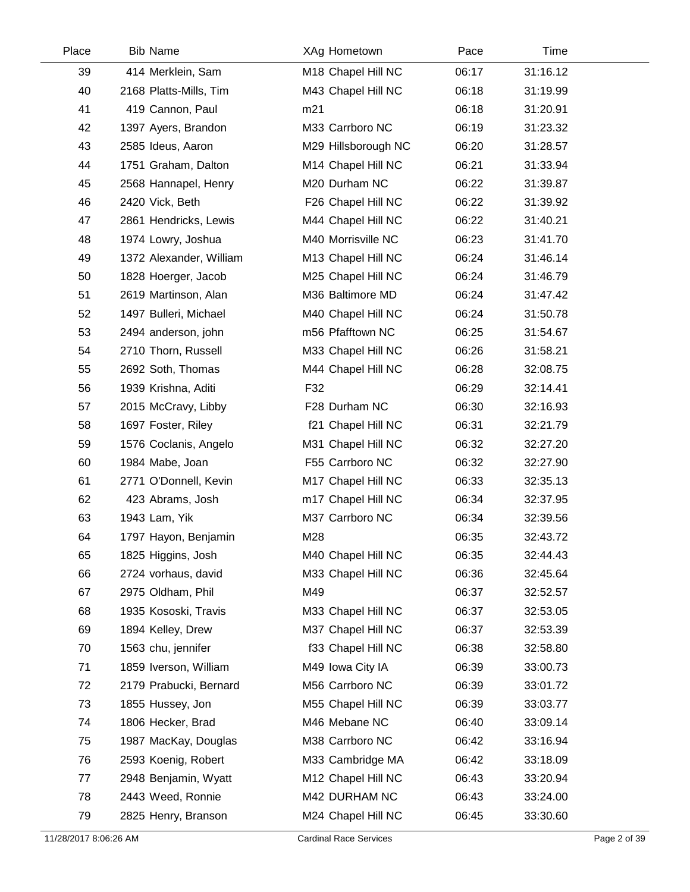| Place | Bib | Name | XAg | Hometown | Pace | Time |
|---|---|---|---|---|---|---|
| 39 | 414 | Merklein, Sam | M18 | Chapel Hill NC | 06:17 | 31:16.12 |
| 40 | 2168 | Platts-Mills, Tim | M43 | Chapel Hill NC | 06:18 | 31:19.99 |
| 41 | 419 | Cannon, Paul | m21 | | 06:18 | 31:20.91 |
| 42 | 1397 | Ayers, Brandon | M33 | Carrboro NC | 06:19 | 31:23.32 |
| 43 | 2585 | Ideus, Aaron | M29 | Hillsborough NC | 06:20 | 31:28.57 |
| 44 | 1751 | Graham, Dalton | M14 | Chapel Hill NC | 06:21 | 31:33.94 |
| 45 | 2568 | Hannapel, Henry | M20 | Durham NC | 06:22 | 31:39.87 |
| 46 | 2420 | Vick, Beth | F26 | Chapel Hill NC | 06:22 | 31:39.92 |
| 47 | 2861 | Hendricks, Lewis | M44 | Chapel Hill NC | 06:22 | 31:40.21 |
| 48 | 1974 | Lowry, Joshua | M40 | Morrisville NC | 06:23 | 31:41.70 |
| 49 | 1372 | Alexander, William | M13 | Chapel Hill NC | 06:24 | 31:46.14 |
| 50 | 1828 | Hoerger, Jacob | M25 | Chapel Hill NC | 06:24 | 31:46.79 |
| 51 | 2619 | Martinson, Alan | M36 | Baltimore MD | 06:24 | 31:47.42 |
| 52 | 1497 | Bulleri, Michael | M40 | Chapel Hill NC | 06:24 | 31:50.78 |
| 53 | 2494 | anderson, john | m56 | Pfafftown NC | 06:25 | 31:54.67 |
| 54 | 2710 | Thorn, Russell | M33 | Chapel Hill NC | 06:26 | 31:58.21 |
| 55 | 2692 | Soth, Thomas | M44 | Chapel Hill NC | 06:28 | 32:08.75 |
| 56 | 1939 | Krishna, Aditi | F32 | | 06:29 | 32:14.41 |
| 57 | 2015 | McCravy, Libby | F28 | Durham NC | 06:30 | 32:16.93 |
| 58 | 1697 | Foster, Riley | f21 | Chapel Hill NC | 06:31 | 32:21.79 |
| 59 | 1576 | Coclanis, Angelo | M31 | Chapel Hill NC | 06:32 | 32:27.20 |
| 60 | 1984 | Mabe, Joan | F55 | Carrboro NC | 06:32 | 32:27.90 |
| 61 | 2771 | O'Donnell, Kevin | M17 | Chapel Hill NC | 06:33 | 32:35.13 |
| 62 | 423 | Abrams, Josh | m17 | Chapel Hill NC | 06:34 | 32:37.95 |
| 63 | 1943 | Lam, Yik | M37 | Carrboro NC | 06:34 | 32:39.56 |
| 64 | 1797 | Hayon, Benjamin | M28 | | 06:35 | 32:43.72 |
| 65 | 1825 | Higgins, Josh | M40 | Chapel Hill NC | 06:35 | 32:44.43 |
| 66 | 2724 | vorhaus, david | M33 | Chapel Hill NC | 06:36 | 32:45.64 |
| 67 | 2975 | Oldham, Phil | M49 | | 06:37 | 32:52.57 |
| 68 | 1935 | Kososki, Travis | M33 | Chapel Hill NC | 06:37 | 32:53.05 |
| 69 | 1894 | Kelley, Drew | M37 | Chapel Hill NC | 06:37 | 32:53.39 |
| 70 | 1563 | chu, jennifer | f33 | Chapel Hill NC | 06:38 | 32:58.80 |
| 71 | 1859 | Iverson, William | M49 | Iowa City IA | 06:39 | 33:00.73 |
| 72 | 2179 | Prabucki, Bernard | M56 | Carrboro NC | 06:39 | 33:01.72 |
| 73 | 1855 | Hussey, Jon | M55 | Chapel Hill NC | 06:39 | 33:03.77 |
| 74 | 1806 | Hecker, Brad | M46 | Mebane NC | 06:40 | 33:09.14 |
| 75 | 1987 | MacKay, Douglas | M38 | Carrboro NC | 06:42 | 33:16.94 |
| 76 | 2593 | Koenig, Robert | M33 | Cambridge MA | 06:42 | 33:18.09 |
| 77 | 2948 | Benjamin, Wyatt | M12 | Chapel Hill NC | 06:43 | 33:20.94 |
| 78 | 2443 | Weed, Ronnie | M42 | DURHAM NC | 06:43 | 33:24.00 |
| 79 | 2825 | Henry, Branson | M24 | Chapel Hill NC | 06:45 | 33:30.60 |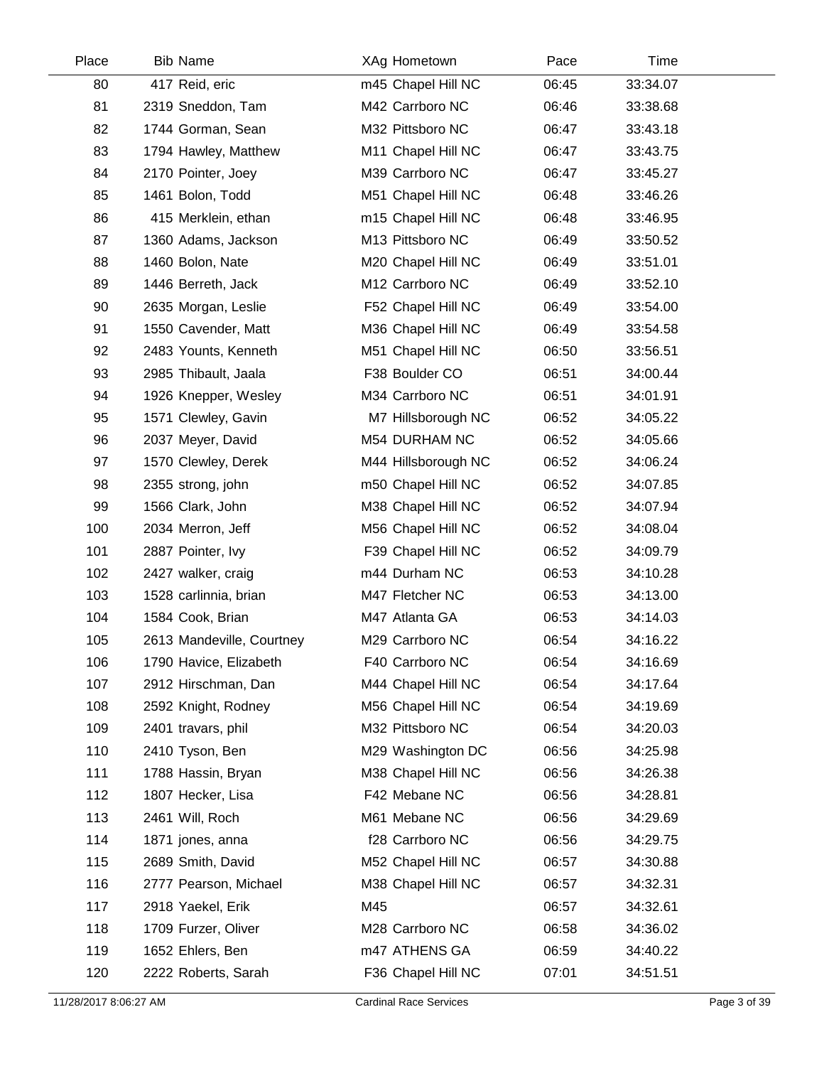| Place | Bib | Name | XAg | Hometown | Pace | Time |
|---|---|---|---|---|---|---|
| 80 | 417 | Reid, eric | m45 | Chapel Hill NC | 06:45 | 33:34.07 |
| 81 | 2319 | Sneddon, Tam | M42 | Carrboro NC | 06:46 | 33:38.68 |
| 82 | 1744 | Gorman, Sean | M32 | Pittsboro NC | 06:47 | 33:43.18 |
| 83 | 1794 | Hawley, Matthew | M11 | Chapel Hill NC | 06:47 | 33:43.75 |
| 84 | 2170 | Pointer, Joey | M39 | Carrboro NC | 06:47 | 33:45.27 |
| 85 | 1461 | Bolon, Todd | M51 | Chapel Hill NC | 06:48 | 33:46.26 |
| 86 | 415 | Merklein, ethan | m15 | Chapel Hill NC | 06:48 | 33:46.95 |
| 87 | 1360 | Adams, Jackson | M13 | Pittsboro NC | 06:49 | 33:50.52 |
| 88 | 1460 | Bolon, Nate | M20 | Chapel Hill NC | 06:49 | 33:51.01 |
| 89 | 1446 | Berreth, Jack | M12 | Carrboro NC | 06:49 | 33:52.10 |
| 90 | 2635 | Morgan, Leslie | F52 | Chapel Hill NC | 06:49 | 33:54.00 |
| 91 | 1550 | Cavender, Matt | M36 | Chapel Hill NC | 06:49 | 33:54.58 |
| 92 | 2483 | Younts, Kenneth | M51 | Chapel Hill NC | 06:50 | 33:56.51 |
| 93 | 2985 | Thibault, Jaala | F38 | Boulder CO | 06:51 | 34:00.44 |
| 94 | 1926 | Knepper, Wesley | M34 | Carrboro NC | 06:51 | 34:01.91 |
| 95 | 1571 | Clewley, Gavin | M7 | Hillsborough NC | 06:52 | 34:05.22 |
| 96 | 2037 | Meyer, David | M54 | DURHAM NC | 06:52 | 34:05.66 |
| 97 | 1570 | Clewley, Derek | M44 | Hillsborough NC | 06:52 | 34:06.24 |
| 98 | 2355 | strong, john | m50 | Chapel Hill NC | 06:52 | 34:07.85 |
| 99 | 1566 | Clark, John | M38 | Chapel Hill NC | 06:52 | 34:07.94 |
| 100 | 2034 | Merron, Jeff | M56 | Chapel Hill NC | 06:52 | 34:08.04 |
| 101 | 2887 | Pointer, Ivy | F39 | Chapel Hill NC | 06:52 | 34:09.79 |
| 102 | 2427 | walker, craig | m44 | Durham NC | 06:53 | 34:10.28 |
| 103 | 1528 | carlinnia, brian | M47 | Fletcher NC | 06:53 | 34:13.00 |
| 104 | 1584 | Cook, Brian | M47 | Atlanta GA | 06:53 | 34:14.03 |
| 105 | 2613 | Mandeville, Courtney | M29 | Carrboro NC | 06:54 | 34:16.22 |
| 106 | 1790 | Havice, Elizabeth | F40 | Carrboro NC | 06:54 | 34:16.69 |
| 107 | 2912 | Hirschman, Dan | M44 | Chapel Hill NC | 06:54 | 34:17.64 |
| 108 | 2592 | Knight, Rodney | M56 | Chapel Hill NC | 06:54 | 34:19.69 |
| 109 | 2401 | travars, phil | M32 | Pittsboro NC | 06:54 | 34:20.03 |
| 110 | 2410 | Tyson, Ben | M29 | Washington DC | 06:56 | 34:25.98 |
| 111 | 1788 | Hassin, Bryan | M38 | Chapel Hill NC | 06:56 | 34:26.38 |
| 112 | 1807 | Hecker, Lisa | F42 | Mebane NC | 06:56 | 34:28.81 |
| 113 | 2461 | Will, Roch | M61 | Mebane NC | 06:56 | 34:29.69 |
| 114 | 1871 | jones, anna | f28 | Carrboro NC | 06:56 | 34:29.75 |
| 115 | 2689 | Smith, David | M52 | Chapel Hill NC | 06:57 | 34:30.88 |
| 116 | 2777 | Pearson, Michael | M38 | Chapel Hill NC | 06:57 | 34:32.31 |
| 117 | 2918 | Yaekel, Erik | M45 | | 06:57 | 34:32.61 |
| 118 | 1709 | Furzer, Oliver | M28 | Carrboro NC | 06:58 | 34:36.02 |
| 119 | 1652 | Ehlers, Ben | m47 | ATHENS GA | 06:59 | 34:40.22 |
| 120 | 2222 | Roberts, Sarah | F36 | Chapel Hill NC | 07:01 | 34:51.51 |

11/28/2017 8:06:27 AM Cardinal Race Services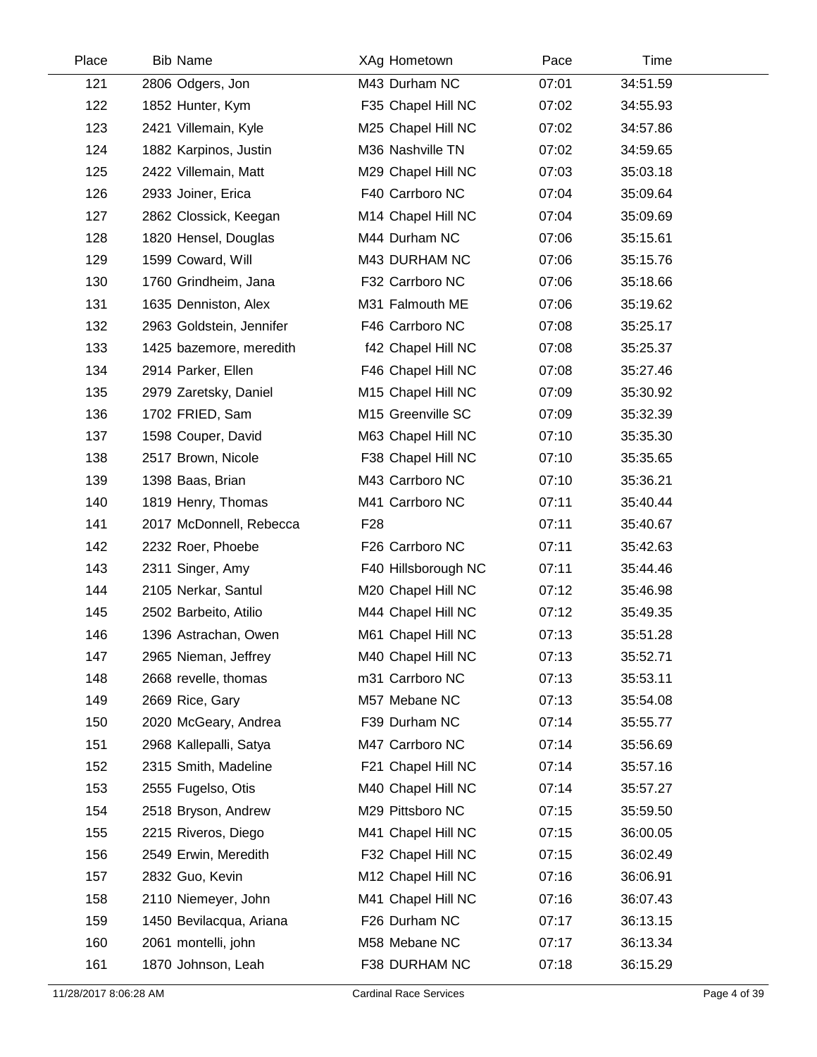| Place | Bib | Name | XAg | Hometown | Pace | Time |
|---|---|---|---|---|---|---|
| 121 | 2806 | Odgers, Jon | M43 | Durham NC | 07:01 | 34:51.59 |
| 122 | 1852 | Hunter, Kym | F35 | Chapel Hill NC | 07:02 | 34:55.93 |
| 123 | 2421 | Villemain, Kyle | M25 | Chapel Hill NC | 07:02 | 34:57.86 |
| 124 | 1882 | Karpinos, Justin | M36 | Nashville TN | 07:02 | 34:59.65 |
| 125 | 2422 | Villemain, Matt | M29 | Chapel Hill NC | 07:03 | 35:03.18 |
| 126 | 2933 | Joiner, Erica | F40 | Carrboro NC | 07:04 | 35:09.64 |
| 127 | 2862 | Clossick, Keegan | M14 | Chapel Hill NC | 07:04 | 35:09.69 |
| 128 | 1820 | Hensel, Douglas | M44 | Durham NC | 07:06 | 35:15.61 |
| 129 | 1599 | Coward, Will | M43 | DURHAM NC | 07:06 | 35:15.76 |
| 130 | 1760 | Grindheim, Jana | F32 | Carrboro NC | 07:06 | 35:18.66 |
| 131 | 1635 | Denniston, Alex | M31 | Falmouth ME | 07:06 | 35:19.62 |
| 132 | 2963 | Goldstein, Jennifer | F46 | Carrboro NC | 07:08 | 35:25.17 |
| 133 | 1425 | bazemore, meredith | f42 | Chapel Hill NC | 07:08 | 35:25.37 |
| 134 | 2914 | Parker, Ellen | F46 | Chapel Hill NC | 07:08 | 35:27.46 |
| 135 | 2979 | Zaretsky, Daniel | M15 | Chapel Hill NC | 07:09 | 35:30.92 |
| 136 | 1702 | FRIED, Sam | M15 | Greenville SC | 07:09 | 35:32.39 |
| 137 | 1598 | Couper, David | M63 | Chapel Hill NC | 07:10 | 35:35.30 |
| 138 | 2517 | Brown, Nicole | F38 | Chapel Hill NC | 07:10 | 35:35.65 |
| 139 | 1398 | Baas, Brian | M43 | Carrboro NC | 07:10 | 35:36.21 |
| 140 | 1819 | Henry, Thomas | M41 | Carrboro NC | 07:11 | 35:40.44 |
| 141 | 2017 | McDonnell, Rebecca | F28 | | 07:11 | 35:40.67 |
| 142 | 2232 | Roer, Phoebe | F26 | Carrboro NC | 07:11 | 35:42.63 |
| 143 | 2311 | Singer, Amy | F40 | Hillsborough NC | 07:11 | 35:44.46 |
| 144 | 2105 | Nerkar, Santul | M20 | Chapel Hill NC | 07:12 | 35:46.98 |
| 145 | 2502 | Barbeito, Atilio | M44 | Chapel Hill NC | 07:12 | 35:49.35 |
| 146 | 1396 | Astrachan, Owen | M61 | Chapel Hill NC | 07:13 | 35:51.28 |
| 147 | 2965 | Nieman, Jeffrey | M40 | Chapel Hill NC | 07:13 | 35:52.71 |
| 148 | 2668 | revelle, thomas | m31 | Carrboro NC | 07:13 | 35:53.11 |
| 149 | 2669 | Rice, Gary | M57 | Mebane NC | 07:13 | 35:54.08 |
| 150 | 2020 | McGeary, Andrea | F39 | Durham NC | 07:14 | 35:55.77 |
| 151 | 2968 | Kallepalli, Satya | M47 | Carrboro NC | 07:14 | 35:56.69 |
| 152 | 2315 | Smith, Madeline | F21 | Chapel Hill NC | 07:14 | 35:57.16 |
| 153 | 2555 | Fugelso, Otis | M40 | Chapel Hill NC | 07:14 | 35:57.27 |
| 154 | 2518 | Bryson, Andrew | M29 | Pittsboro NC | 07:15 | 35:59.50 |
| 155 | 2215 | Riveros, Diego | M41 | Chapel Hill NC | 07:15 | 36:00.05 |
| 156 | 2549 | Erwin, Meredith | F32 | Chapel Hill NC | 07:15 | 36:02.49 |
| 157 | 2832 | Guo, Kevin | M12 | Chapel Hill NC | 07:16 | 36:06.91 |
| 158 | 2110 | Niemeyer, John | M41 | Chapel Hill NC | 07:16 | 36:07.43 |
| 159 | 1450 | Bevilacqua, Ariana | F26 | Durham NC | 07:17 | 36:13.15 |
| 160 | 2061 | montelli, john | M58 | Mebane NC | 07:17 | 36:13.34 |
| 161 | 1870 | Johnson, Leah | F38 | DURHAM NC | 07:18 | 36:15.29 |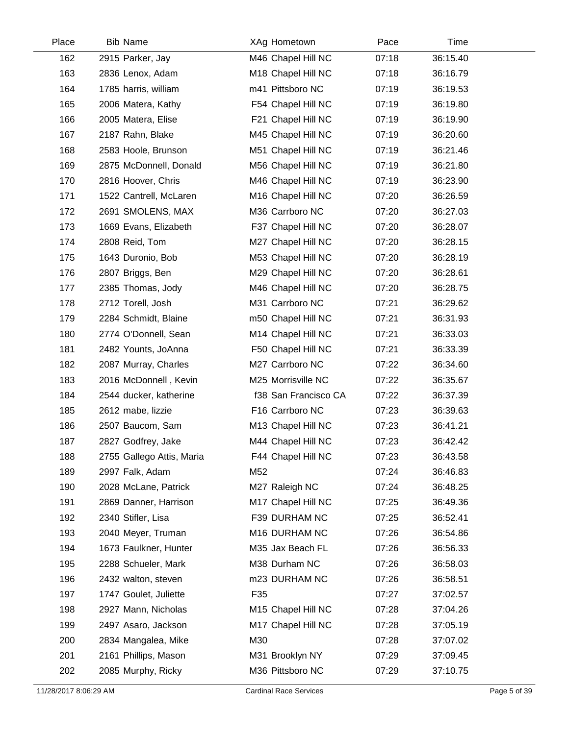| Place | Bib | Name | XAg | Hometown | Pace | Time |
|---|---|---|---|---|---|---|
| 162 | 2915 | Parker, Jay | M46 | Chapel Hill NC | 07:18 | 36:15.40 |
| 163 | 2836 | Lenox, Adam | M18 | Chapel Hill NC | 07:18 | 36:16.79 |
| 164 | 1785 | harris, william | m41 | Pittsboro NC | 07:19 | 36:19.53 |
| 165 | 2006 | Matera, Kathy | F54 | Chapel Hill NC | 07:19 | 36:19.80 |
| 166 | 2005 | Matera, Elise | F21 | Chapel Hill NC | 07:19 | 36:19.90 |
| 167 | 2187 | Rahn, Blake | M45 | Chapel Hill NC | 07:19 | 36:20.60 |
| 168 | 2583 | Hoole, Brunson | M51 | Chapel Hill NC | 07:19 | 36:21.46 |
| 169 | 2875 | McDonnell, Donald | M56 | Chapel Hill NC | 07:19 | 36:21.80 |
| 170 | 2816 | Hoover, Chris | M46 | Chapel Hill NC | 07:19 | 36:23.90 |
| 171 | 1522 | Cantrell, McLaren | M16 | Chapel Hill NC | 07:20 | 36:26.59 |
| 172 | 2691 | SMOLENS, MAX | M36 | Carrboro NC | 07:20 | 36:27.03 |
| 173 | 1669 | Evans, Elizabeth | F37 | Chapel Hill NC | 07:20 | 36:28.07 |
| 174 | 2808 | Reid, Tom | M27 | Chapel Hill NC | 07:20 | 36:28.15 |
| 175 | 1643 | Duronio, Bob | M53 | Chapel Hill NC | 07:20 | 36:28.19 |
| 176 | 2807 | Briggs, Ben | M29 | Chapel Hill NC | 07:20 | 36:28.61 |
| 177 | 2385 | Thomas, Jody | M46 | Chapel Hill NC | 07:20 | 36:28.75 |
| 178 | 2712 | Torell, Josh | M31 | Carrboro NC | 07:21 | 36:29.62 |
| 179 | 2284 | Schmidt, Blaine | m50 | Chapel Hill NC | 07:21 | 36:31.93 |
| 180 | 2774 | O'Donnell, Sean | M14 | Chapel Hill NC | 07:21 | 36:33.03 |
| 181 | 2482 | Younts, JoAnna | F50 | Chapel Hill NC | 07:21 | 36:33.39 |
| 182 | 2087 | Murray, Charles | M27 | Carrboro NC | 07:22 | 36:34.60 |
| 183 | 2016 | McDonnell , Kevin | M25 | Morrisville NC | 07:22 | 36:35.67 |
| 184 | 2544 | ducker, katherine | f38 | San Francisco CA | 07:22 | 36:37.39 |
| 185 | 2612 | mabe, lizzie | F16 | Carrboro NC | 07:23 | 36:39.63 |
| 186 | 2507 | Baucom, Sam | M13 | Chapel Hill NC | 07:23 | 36:41.21 |
| 187 | 2827 | Godfrey, Jake | M44 | Chapel Hill NC | 07:23 | 36:42.42 |
| 188 | 2755 | Gallego Attis, Maria | F44 | Chapel Hill NC | 07:23 | 36:43.58 |
| 189 | 2997 | Falk, Adam | M52 | | 07:24 | 36:46.83 |
| 190 | 2028 | McLane, Patrick | M27 | Raleigh NC | 07:24 | 36:48.25 |
| 191 | 2869 | Danner, Harrison | M17 | Chapel Hill NC | 07:25 | 36:49.36 |
| 192 | 2340 | Stifler, Lisa | F39 | DURHAM NC | 07:25 | 36:52.41 |
| 193 | 2040 | Meyer, Truman | M16 | DURHAM NC | 07:26 | 36:54.86 |
| 194 | 1673 | Faulkner, Hunter | M35 | Jax Beach FL | 07:26 | 36:56.33 |
| 195 | 2288 | Schueler, Mark | M38 | Durham NC | 07:26 | 36:58.03 |
| 196 | 2432 | walton, steven | m23 | DURHAM NC | 07:26 | 36:58.51 |
| 197 | 1747 | Goulet, Juliette | F35 | | 07:27 | 37:02.57 |
| 198 | 2927 | Mann, Nicholas | M15 | Chapel Hill NC | 07:28 | 37:04.26 |
| 199 | 2497 | Asaro, Jackson | M17 | Chapel Hill NC | 07:28 | 37:05.19 |
| 200 | 2834 | Mangalea, Mike | M30 | | 07:28 | 37:07.02 |
| 201 | 2161 | Phillips, Mason | M31 | Brooklyn NY | 07:29 | 37:09.45 |
| 202 | 2085 | Murphy, Ricky | M36 | Pittsboro NC | 07:29 | 37:10.75 |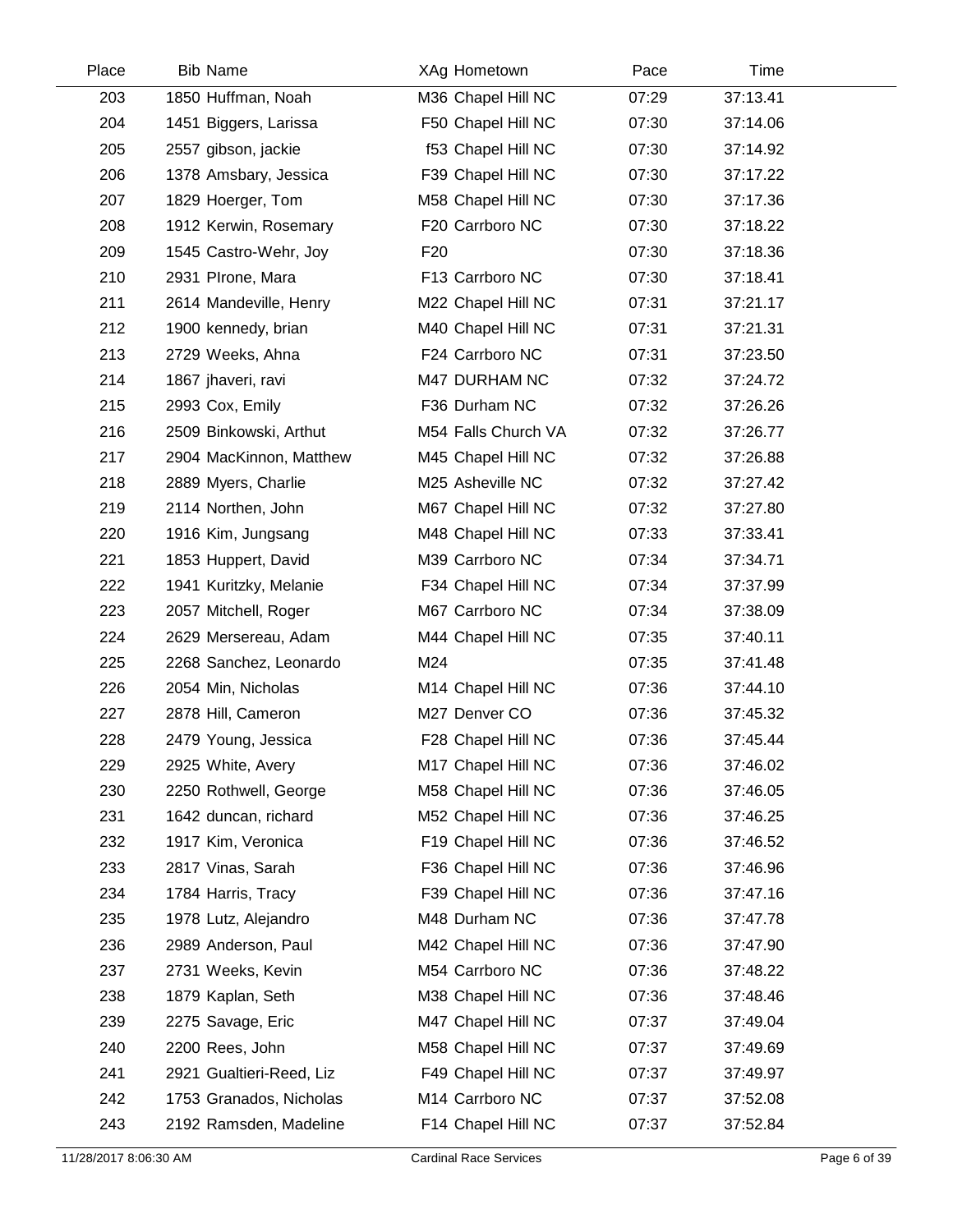| Place | Bib | Name | XAg | Hometown | Pace | Time |
|---|---|---|---|---|---|---|
| 203 | 1850 | Huffman, Noah | M36 | Chapel Hill NC | 07:29 | 37:13.41 |
| 204 | 1451 | Biggers, Larissa | F50 | Chapel Hill NC | 07:30 | 37:14.06 |
| 205 | 2557 | gibson, jackie | f53 | Chapel Hill NC | 07:30 | 37:14.92 |
| 206 | 1378 | Amsbary, Jessica | F39 | Chapel Hill NC | 07:30 | 37:17.22 |
| 207 | 1829 | Hoerger, Tom | M58 | Chapel Hill NC | 07:30 | 37:17.36 |
| 208 | 1912 | Kerwin, Rosemary | F20 | Carrboro NC | 07:30 | 37:18.22 |
| 209 | 1545 | Castro-Wehr, Joy | F20 | | 07:30 | 37:18.36 |
| 210 | 2931 | PIrone, Mara | F13 | Carrboro NC | 07:30 | 37:18.41 |
| 211 | 2614 | Mandeville, Henry | M22 | Chapel Hill NC | 07:31 | 37:21.17 |
| 212 | 1900 | kennedy, brian | M40 | Chapel Hill NC | 07:31 | 37:21.31 |
| 213 | 2729 | Weeks, Ahna | F24 | Carrboro NC | 07:31 | 37:23.50 |
| 214 | 1867 | jhaveri, ravi | M47 | DURHAM NC | 07:32 | 37:24.72 |
| 215 | 2993 | Cox, Emily | F36 | Durham NC | 07:32 | 37:26.26 |
| 216 | 2509 | Binkowski, Arthut | M54 | Falls Church VA | 07:32 | 37:26.77 |
| 217 | 2904 | MacKinnon, Matthew | M45 | Chapel Hill NC | 07:32 | 37:26.88 |
| 218 | 2889 | Myers, Charlie | M25 | Asheville NC | 07:32 | 37:27.42 |
| 219 | 2114 | Northen, John | M67 | Chapel Hill NC | 07:32 | 37:27.80 |
| 220 | 1916 | Kim, Jungsang | M48 | Chapel Hill NC | 07:33 | 37:33.41 |
| 221 | 1853 | Huppert, David | M39 | Carrboro NC | 07:34 | 37:34.71 |
| 222 | 1941 | Kuritzky, Melanie | F34 | Chapel Hill NC | 07:34 | 37:37.99 |
| 223 | 2057 | Mitchell, Roger | M67 | Carrboro NC | 07:34 | 37:38.09 |
| 224 | 2629 | Mersereau, Adam | M44 | Chapel Hill NC | 07:35 | 37:40.11 |
| 225 | 2268 | Sanchez, Leonardo | M24 | | 07:35 | 37:41.48 |
| 226 | 2054 | Min, Nicholas | M14 | Chapel Hill NC | 07:36 | 37:44.10 |
| 227 | 2878 | Hill, Cameron | M27 | Denver CO | 07:36 | 37:45.32 |
| 228 | 2479 | Young, Jessica | F28 | Chapel Hill NC | 07:36 | 37:45.44 |
| 229 | 2925 | White, Avery | M17 | Chapel Hill NC | 07:36 | 37:46.02 |
| 230 | 2250 | Rothwell, George | M58 | Chapel Hill NC | 07:36 | 37:46.05 |
| 231 | 1642 | duncan, richard | M52 | Chapel Hill NC | 07:36 | 37:46.25 |
| 232 | 1917 | Kim, Veronica | F19 | Chapel Hill NC | 07:36 | 37:46.52 |
| 233 | 2817 | Vinas, Sarah | F36 | Chapel Hill NC | 07:36 | 37:46.96 |
| 234 | 1784 | Harris, Tracy | F39 | Chapel Hill NC | 07:36 | 37:47.16 |
| 235 | 1978 | Lutz, Alejandro | M48 | Durham NC | 07:36 | 37:47.78 |
| 236 | 2989 | Anderson, Paul | M42 | Chapel Hill NC | 07:36 | 37:47.90 |
| 237 | 2731 | Weeks, Kevin | M54 | Carrboro NC | 07:36 | 37:48.22 |
| 238 | 1879 | Kaplan, Seth | M38 | Chapel Hill NC | 07:36 | 37:48.46 |
| 239 | 2275 | Savage, Eric | M47 | Chapel Hill NC | 07:37 | 37:49.04 |
| 240 | 2200 | Rees, John | M58 | Chapel Hill NC | 07:37 | 37:49.69 |
| 241 | 2921 | Gualtieri-Reed, Liz | F49 | Chapel Hill NC | 07:37 | 37:49.97 |
| 242 | 1753 | Granados, Nicholas | M14 | Carrboro NC | 07:37 | 37:52.08 |
| 243 | 2192 | Ramsden, Madeline | F14 | Chapel Hill NC | 07:37 | 37:52.84 |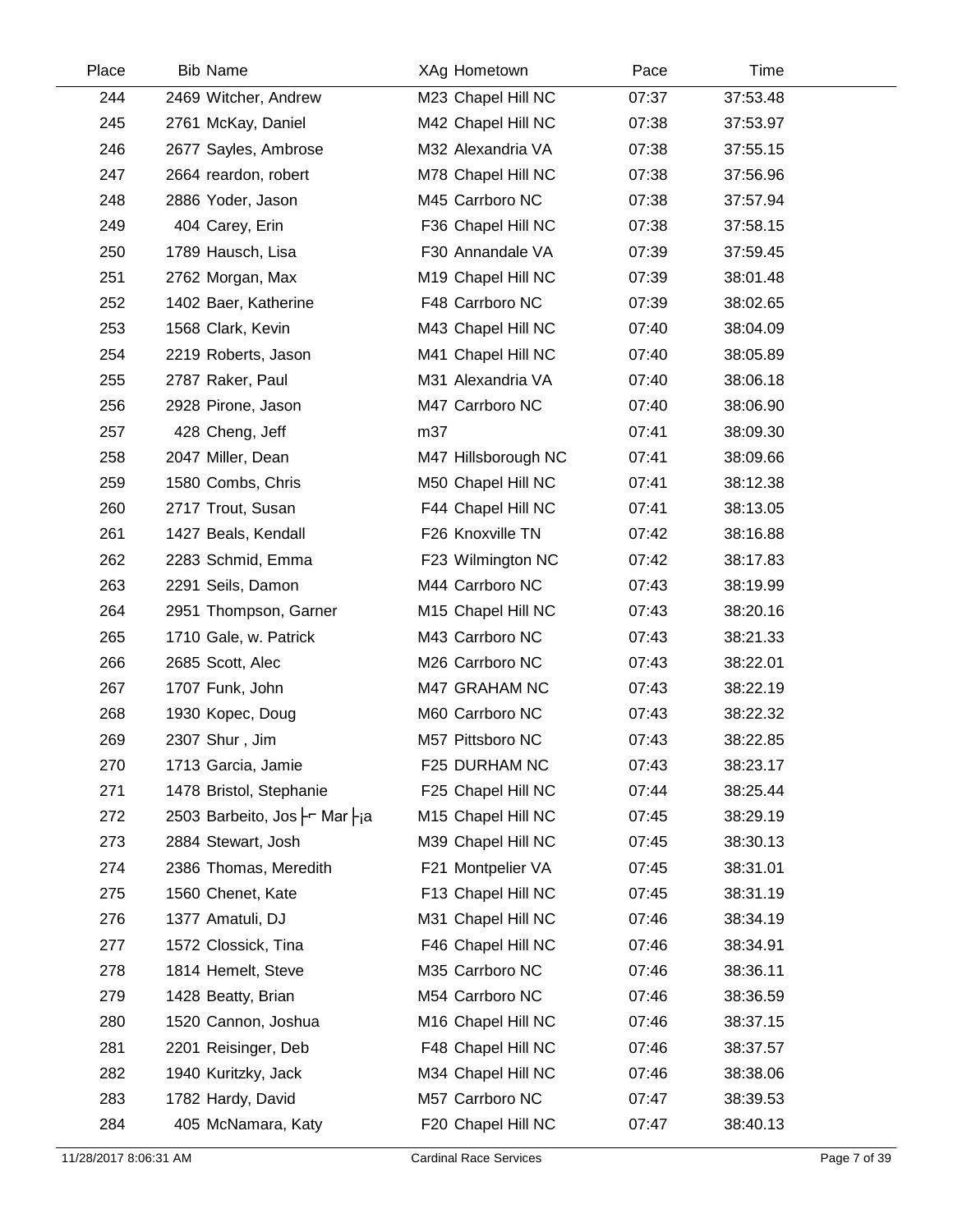| Place | Bib | Name | XAg | Hometown | Pace | Time |
|---|---|---|---|---|---|---|
| 244 | 2469 | Witcher, Andrew | M23 | Chapel Hill NC | 07:37 | 37:53.48 |
| 245 | 2761 | McKay, Daniel | M42 | Chapel Hill NC | 07:38 | 37:53.97 |
| 246 | 2677 | Sayles, Ambrose | M32 | Alexandria VA | 07:38 | 37:55.15 |
| 247 | 2664 | reardon, robert | M78 | Chapel Hill NC | 07:38 | 37:56.96 |
| 248 | 2886 | Yoder, Jason | M45 | Carrboro NC | 07:38 | 37:57.94 |
| 249 | 404 | Carey, Erin | F36 | Chapel Hill NC | 07:38 | 37:58.15 |
| 250 | 1789 | Hausch, Lisa | F30 | Annandale VA | 07:39 | 37:59.45 |
| 251 | 2762 | Morgan, Max | M19 | Chapel Hill NC | 07:39 | 38:01.48 |
| 252 | 1402 | Baer, Katherine | F48 | Carrboro NC | 07:39 | 38:02.65 |
| 253 | 1568 | Clark, Kevin | M43 | Chapel Hill NC | 07:40 | 38:04.09 |
| 254 | 2219 | Roberts, Jason | M41 | Chapel Hill NC | 07:40 | 38:05.89 |
| 255 | 2787 | Raker, Paul | M31 | Alexandria VA | 07:40 | 38:06.18 |
| 256 | 2928 | Pirone, Jason | M47 | Carrboro NC | 07:40 | 38:06.90 |
| 257 | 428 | Cheng, Jeff | m37 | | 07:41 | 38:09.30 |
| 258 | 2047 | Miller, Dean | M47 | Hillsborough NC | 07:41 | 38:09.66 |
| 259 | 1580 | Combs, Chris | M50 | Chapel Hill NC | 07:41 | 38:12.38 |
| 260 | 2717 | Trout, Susan | F44 | Chapel Hill NC | 07:41 | 38:13.05 |
| 261 | 1427 | Beals, Kendall | F26 | Knoxville TN | 07:42 | 38:16.88 |
| 262 | 2283 | Schmid, Emma | F23 | Wilmington NC | 07:42 | 38:17.83 |
| 263 | 2291 | Seils, Damon | M44 | Carrboro NC | 07:43 | 38:19.99 |
| 264 | 2951 | Thompson, Garner | M15 | Chapel Hill NC | 07:43 | 38:20.16 |
| 265 | 1710 | Gale, w. Patrick | M43 | Carrboro NC | 07:43 | 38:21.33 |
| 266 | 2685 | Scott, Alec | M26 | Carrboro NC | 07:43 | 38:22.01 |
| 267 | 1707 | Funk, John | M47 | GRAHAM NC | 07:43 | 38:22.19 |
| 268 | 1930 | Kopec, Doug | M60 | Carrboro NC | 07:43 | 38:22.32 |
| 269 | 2307 | Shur , Jim | M57 | Pittsboro NC | 07:43 | 38:22.85 |
| 270 | 1713 | Garcia, Jamie | F25 | DURHAM NC | 07:43 | 38:23.17 |
| 271 | 1478 | Bristol, Stephanie | F25 | Chapel Hill NC | 07:44 | 38:25.44 |
| 272 | 2503 | Barbeito, Jos├⌐ Mar├¡a | M15 | Chapel Hill NC | 07:45 | 38:29.19 |
| 273 | 2884 | Stewart, Josh | M39 | Chapel Hill NC | 07:45 | 38:30.13 |
| 274 | 2386 | Thomas, Meredith | F21 | Montpelier VA | 07:45 | 38:31.01 |
| 275 | 1560 | Chenet, Kate | F13 | Chapel Hill NC | 07:45 | 38:31.19 |
| 276 | 1377 | Amatuli, DJ | M31 | Chapel Hill NC | 07:46 | 38:34.19 |
| 277 | 1572 | Clossick, Tina | F46 | Chapel Hill NC | 07:46 | 38:34.91 |
| 278 | 1814 | Hemelt, Steve | M35 | Carrboro NC | 07:46 | 38:36.11 |
| 279 | 1428 | Beatty, Brian | M54 | Carrboro NC | 07:46 | 38:36.59 |
| 280 | 1520 | Cannon, Joshua | M16 | Chapel Hill NC | 07:46 | 38:37.15 |
| 281 | 2201 | Reisinger, Deb | F48 | Chapel Hill NC | 07:46 | 38:37.57 |
| 282 | 1940 | Kuritzky, Jack | M34 | Chapel Hill NC | 07:46 | 38:38.06 |
| 283 | 1782 | Hardy, David | M57 | Carrboro NC | 07:47 | 38:39.53 |
| 284 | 405 | McNamara, Katy | F20 | Chapel Hill NC | 07:47 | 38:40.13 |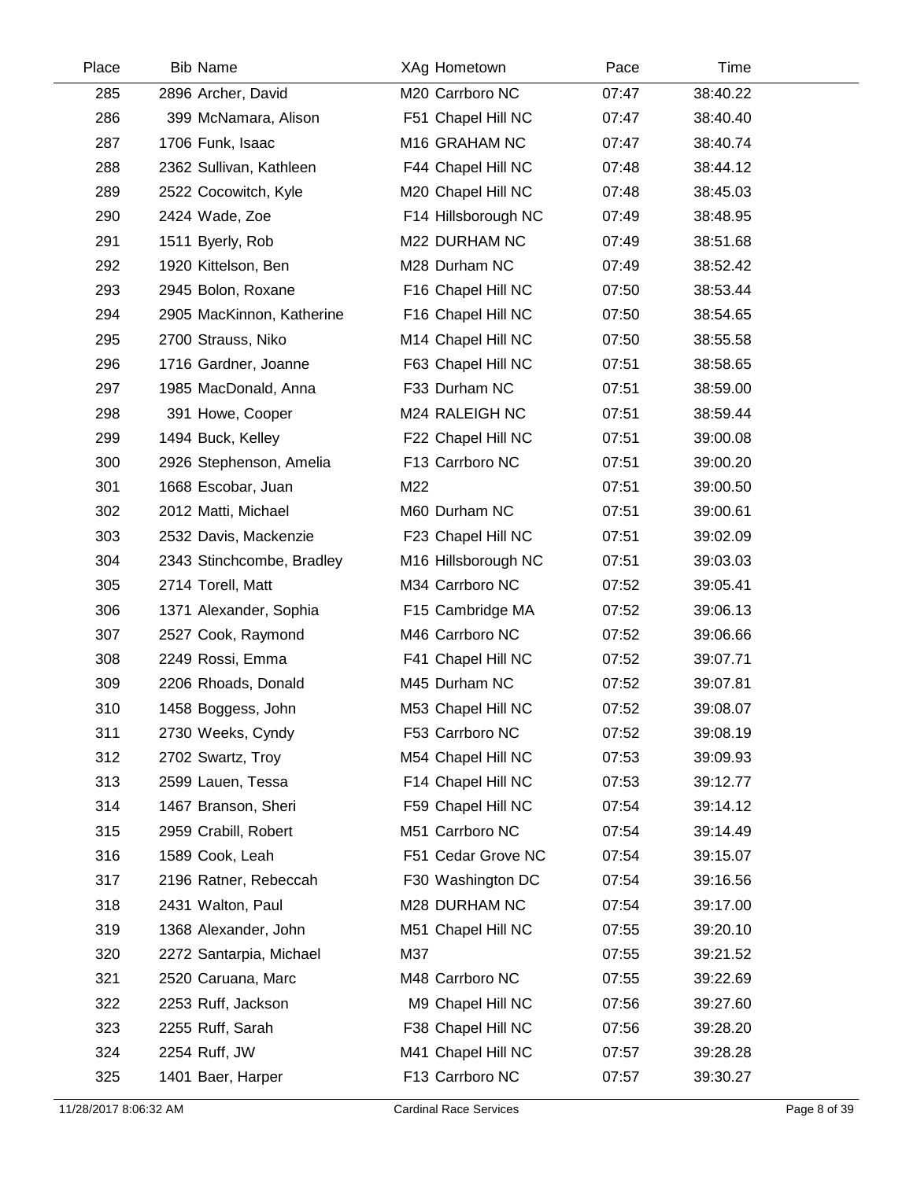| Place | Bib | Name | XAg | Hometown | Pace | Time |
|---|---|---|---|---|---|---|
| 285 | 2896 | Archer, David | M20 | Carrboro NC | 07:47 | 38:40.22 |
| 286 | 399 | McNamara, Alison | F51 | Chapel Hill NC | 07:47 | 38:40.40 |
| 287 | 1706 | Funk, Isaac | M16 | GRAHAM NC | 07:47 | 38:40.74 |
| 288 | 2362 | Sullivan, Kathleen | F44 | Chapel Hill NC | 07:48 | 38:44.12 |
| 289 | 2522 | Cocowitch, Kyle | M20 | Chapel Hill NC | 07:48 | 38:45.03 |
| 290 | 2424 | Wade, Zoe | F14 | Hillsborough NC | 07:49 | 38:48.95 |
| 291 | 1511 | Byerly, Rob | M22 | DURHAM NC | 07:49 | 38:51.68 |
| 292 | 1920 | Kittelson, Ben | M28 | Durham NC | 07:49 | 38:52.42 |
| 293 | 2945 | Bolon, Roxane | F16 | Chapel Hill NC | 07:50 | 38:53.44 |
| 294 | 2905 | MacKinnon, Katherine | F16 | Chapel Hill NC | 07:50 | 38:54.65 |
| 295 | 2700 | Strauss, Niko | M14 | Chapel Hill NC | 07:50 | 38:55.58 |
| 296 | 1716 | Gardner, Joanne | F63 | Chapel Hill NC | 07:51 | 38:58.65 |
| 297 | 1985 | MacDonald, Anna | F33 | Durham NC | 07:51 | 38:59.00 |
| 298 | 391 | Howe, Cooper | M24 | RALEIGH NC | 07:51 | 38:59.44 |
| 299 | 1494 | Buck, Kelley | F22 | Chapel Hill NC | 07:51 | 39:00.08 |
| 300 | 2926 | Stephenson, Amelia | F13 | Carrboro NC | 07:51 | 39:00.20 |
| 301 | 1668 | Escobar, Juan | M22 | | 07:51 | 39:00.50 |
| 302 | 2012 | Matti, Michael | M60 | Durham NC | 07:51 | 39:00.61 |
| 303 | 2532 | Davis, Mackenzie | F23 | Chapel Hill NC | 07:51 | 39:02.09 |
| 304 | 2343 | Stinchcombe, Bradley | M16 | Hillsborough NC | 07:51 | 39:03.03 |
| 305 | 2714 | Torell, Matt | M34 | Carrboro NC | 07:52 | 39:05.41 |
| 306 | 1371 | Alexander, Sophia | F15 | Cambridge MA | 07:52 | 39:06.13 |
| 307 | 2527 | Cook, Raymond | M46 | Carrboro NC | 07:52 | 39:06.66 |
| 308 | 2249 | Rossi, Emma | F41 | Chapel Hill NC | 07:52 | 39:07.71 |
| 309 | 2206 | Rhoads, Donald | M45 | Durham NC | 07:52 | 39:07.81 |
| 310 | 1458 | Boggess, John | M53 | Chapel Hill NC | 07:52 | 39:08.07 |
| 311 | 2730 | Weeks, Cyndy | F53 | Carrboro NC | 07:52 | 39:08.19 |
| 312 | 2702 | Swartz, Troy | M54 | Chapel Hill NC | 07:53 | 39:09.93 |
| 313 | 2599 | Lauen, Tessa | F14 | Chapel Hill NC | 07:53 | 39:12.77 |
| 314 | 1467 | Branson, Sheri | F59 | Chapel Hill NC | 07:54 | 39:14.12 |
| 315 | 2959 | Crabill, Robert | M51 | Carrboro NC | 07:54 | 39:14.49 |
| 316 | 1589 | Cook, Leah | F51 | Cedar Grove NC | 07:54 | 39:15.07 |
| 317 | 2196 | Ratner, Rebeccah | F30 | Washington DC | 07:54 | 39:16.56 |
| 318 | 2431 | Walton, Paul | M28 | DURHAM NC | 07:54 | 39:17.00 |
| 319 | 1368 | Alexander, John | M51 | Chapel Hill NC | 07:55 | 39:20.10 |
| 320 | 2272 | Santarpia, Michael | M37 | | 07:55 | 39:21.52 |
| 321 | 2520 | Caruana, Marc | M48 | Carrboro NC | 07:55 | 39:22.69 |
| 322 | 2253 | Ruff, Jackson | M9 | Chapel Hill NC | 07:56 | 39:27.60 |
| 323 | 2255 | Ruff, Sarah | F38 | Chapel Hill NC | 07:56 | 39:28.20 |
| 324 | 2254 | Ruff, JW | M41 | Chapel Hill NC | 07:57 | 39:28.28 |
| 325 | 1401 | Baer, Harper | F13 | Carrboro NC | 07:57 | 39:30.27 |

11/28/2017 8:06:32 AM — Cardinal Race Services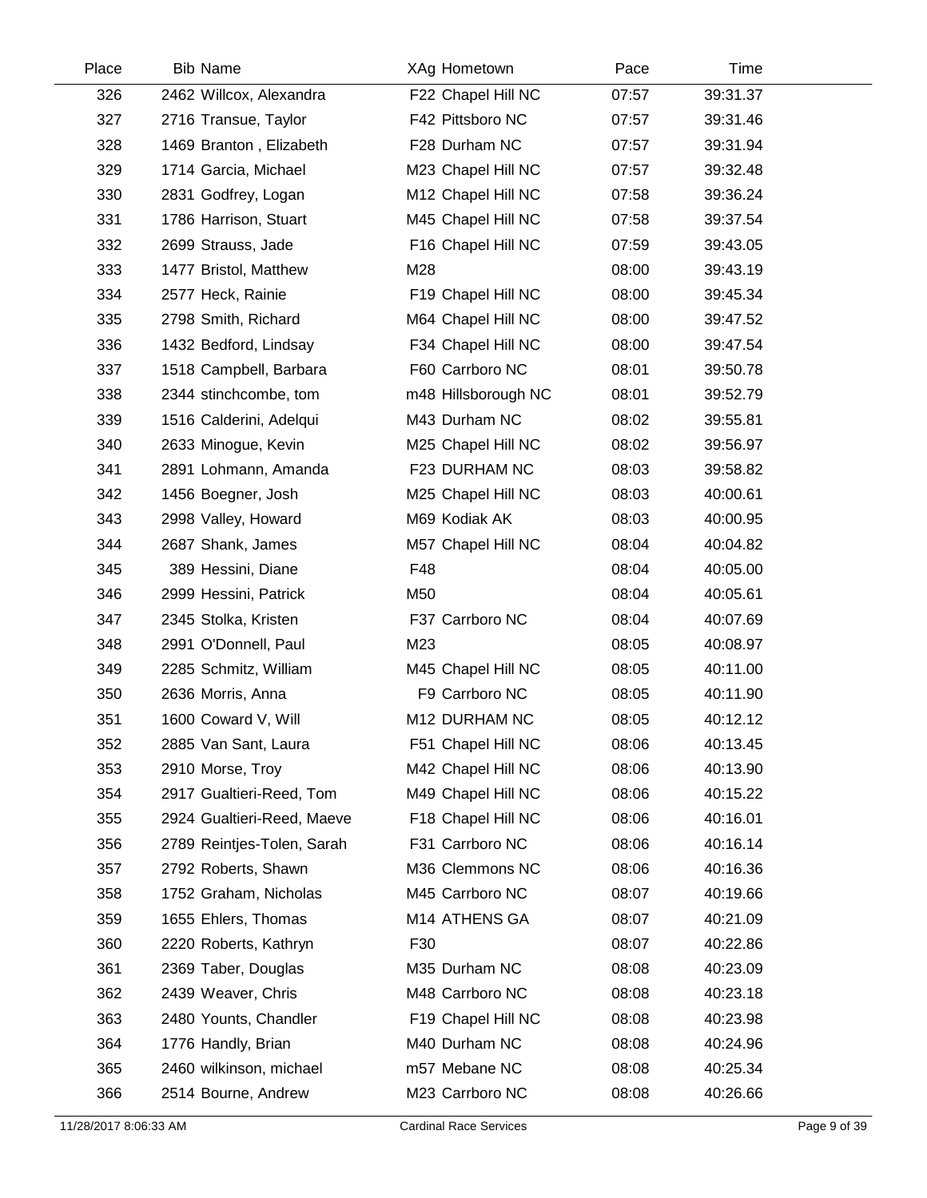| Place | Bib | Name | XAg | Hometown | Pace | Time |
|---|---|---|---|---|---|---|
| 326 | 2462 | Willcox, Alexandra | F22 | Chapel Hill NC | 07:57 | 39:31.37 |
| 327 | 2716 | Transue, Taylor | F42 | Pittsboro NC | 07:57 | 39:31.46 |
| 328 | 1469 | Branton , Elizabeth | F28 | Durham NC | 07:57 | 39:31.94 |
| 329 | 1714 | Garcia, Michael | M23 | Chapel Hill NC | 07:57 | 39:32.48 |
| 330 | 2831 | Godfrey, Logan | M12 | Chapel Hill NC | 07:58 | 39:36.24 |
| 331 | 1786 | Harrison, Stuart | M45 | Chapel Hill NC | 07:58 | 39:37.54 |
| 332 | 2699 | Strauss, Jade | F16 | Chapel Hill NC | 07:59 | 39:43.05 |
| 333 | 1477 | Bristol, Matthew | M28 | | 08:00 | 39:43.19 |
| 334 | 2577 | Heck, Rainie | F19 | Chapel Hill NC | 08:00 | 39:45.34 |
| 335 | 2798 | Smith, Richard | M64 | Chapel Hill NC | 08:00 | 39:47.52 |
| 336 | 1432 | Bedford, Lindsay | F34 | Chapel Hill NC | 08:00 | 39:47.54 |
| 337 | 1518 | Campbell, Barbara | F60 | Carrboro NC | 08:01 | 39:50.78 |
| 338 | 2344 | stinchcombe, tom | m48 | Hillsborough NC | 08:01 | 39:52.79 |
| 339 | 1516 | Calderini, Adelqui | M43 | Durham NC | 08:02 | 39:55.81 |
| 340 | 2633 | Minogue, Kevin | M25 | Chapel Hill NC | 08:02 | 39:56.97 |
| 341 | 2891 | Lohmann, Amanda | F23 | DURHAM NC | 08:03 | 39:58.82 |
| 342 | 1456 | Boegner, Josh | M25 | Chapel Hill NC | 08:03 | 40:00.61 |
| 343 | 2998 | Valley, Howard | M69 | Kodiak AK | 08:03 | 40:00.95 |
| 344 | 2687 | Shank, James | M57 | Chapel Hill NC | 08:04 | 40:04.82 |
| 345 | 389 | Hessini, Diane | F48 | | 08:04 | 40:05.00 |
| 346 | 2999 | Hessini, Patrick | M50 | | 08:04 | 40:05.61 |
| 347 | 2345 | Stolka, Kristen | F37 | Carrboro NC | 08:04 | 40:07.69 |
| 348 | 2991 | O'Donnell, Paul | M23 | | 08:05 | 40:08.97 |
| 349 | 2285 | Schmitz, William | M45 | Chapel Hill NC | 08:05 | 40:11.00 |
| 350 | 2636 | Morris, Anna | F9 | Carrboro NC | 08:05 | 40:11.90 |
| 351 | 1600 | Coward V, Will | M12 | DURHAM NC | 08:05 | 40:12.12 |
| 352 | 2885 | Van Sant, Laura | F51 | Chapel Hill NC | 08:06 | 40:13.45 |
| 353 | 2910 | Morse, Troy | M42 | Chapel Hill NC | 08:06 | 40:13.90 |
| 354 | 2917 | Gualtieri-Reed, Tom | M49 | Chapel Hill NC | 08:06 | 40:15.22 |
| 355 | 2924 | Gualtieri-Reed, Maeve | F18 | Chapel Hill NC | 08:06 | 40:16.01 |
| 356 | 2789 | Reintjes-Tolen, Sarah | F31 | Carrboro NC | 08:06 | 40:16.14 |
| 357 | 2792 | Roberts, Shawn | M36 | Clemmons NC | 08:06 | 40:16.36 |
| 358 | 1752 | Graham, Nicholas | M45 | Carrboro NC | 08:07 | 40:19.66 |
| 359 | 1655 | Ehlers, Thomas | M14 | ATHENS GA | 08:07 | 40:21.09 |
| 360 | 2220 | Roberts, Kathryn | F30 | | 08:07 | 40:22.86 |
| 361 | 2369 | Taber, Douglas | M35 | Durham NC | 08:08 | 40:23.09 |
| 362 | 2439 | Weaver, Chris | M48 | Carrboro NC | 08:08 | 40:23.18 |
| 363 | 2480 | Younts, Chandler | F19 | Chapel Hill NC | 08:08 | 40:23.98 |
| 364 | 1776 | Handly, Brian | M40 | Durham NC | 08:08 | 40:24.96 |
| 365 | 2460 | wilkinson, michael | m57 | Mebane NC | 08:08 | 40:25.34 |
| 366 | 2514 | Bourne, Andrew | M23 | Carrboro NC | 08:08 | 40:26.66 |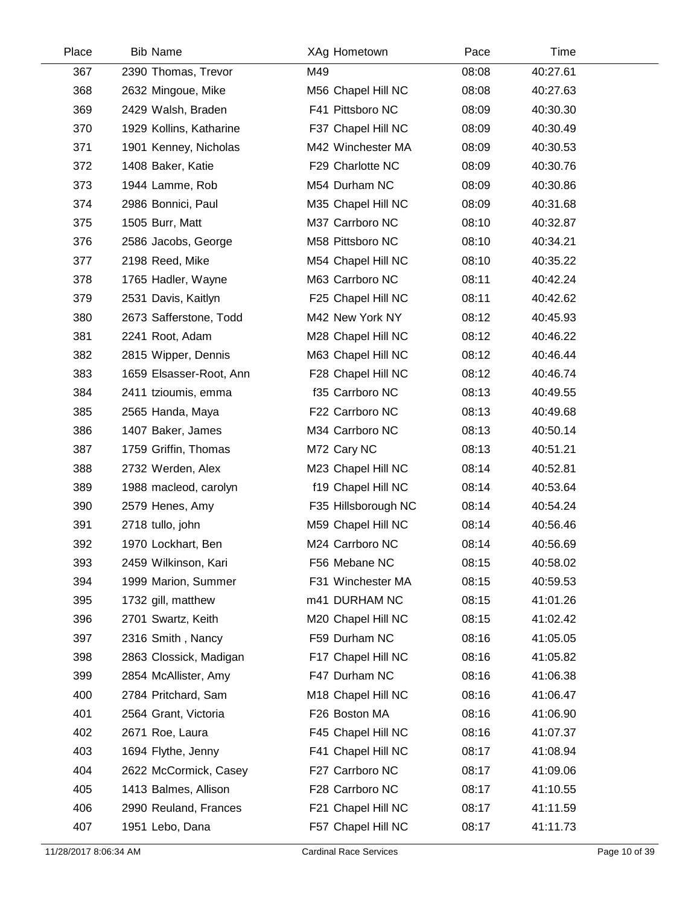| Place | Bib | Name | XAg | Hometown | Pace | Time |
|---|---|---|---|---|---|---|
| 367 | 2390 | Thomas, Trevor | M49 | | 08:08 | 40:27.61 |
| 368 | 2632 | Mingoue, Mike | M56 | Chapel Hill NC | 08:08 | 40:27.63 |
| 369 | 2429 | Walsh, Braden | F41 | Pittsboro NC | 08:09 | 40:30.30 |
| 370 | 1929 | Kollins, Katharine | F37 | Chapel Hill NC | 08:09 | 40:30.49 |
| 371 | 1901 | Kenney, Nicholas | M42 | Winchester MA | 08:09 | 40:30.53 |
| 372 | 1408 | Baker, Katie | F29 | Charlotte NC | 08:09 | 40:30.76 |
| 373 | 1944 | Lamme, Rob | M54 | Durham NC | 08:09 | 40:30.86 |
| 374 | 2986 | Bonnici, Paul | M35 | Chapel Hill NC | 08:09 | 40:31.68 |
| 375 | 1505 | Burr, Matt | M37 | Carrboro NC | 08:10 | 40:32.87 |
| 376 | 2586 | Jacobs, George | M58 | Pittsboro NC | 08:10 | 40:34.21 |
| 377 | 2198 | Reed, Mike | M54 | Chapel Hill NC | 08:10 | 40:35.22 |
| 378 | 1765 | Hadler, Wayne | M63 | Carrboro NC | 08:11 | 40:42.24 |
| 379 | 2531 | Davis, Kaitlyn | F25 | Chapel Hill NC | 08:11 | 40:42.62 |
| 380 | 2673 | Safferstone, Todd | M42 | New York NY | 08:12 | 40:45.93 |
| 381 | 2241 | Root, Adam | M28 | Chapel Hill NC | 08:12 | 40:46.22 |
| 382 | 2815 | Wipper, Dennis | M63 | Chapel Hill NC | 08:12 | 40:46.44 |
| 383 | 1659 | Elsasser-Root, Ann | F28 | Chapel Hill NC | 08:12 | 40:46.74 |
| 384 | 2411 | tzioumis, emma | f35 | Carrboro NC | 08:13 | 40:49.55 |
| 385 | 2565 | Handa, Maya | F22 | Carrboro NC | 08:13 | 40:49.68 |
| 386 | 1407 | Baker, James | M34 | Carrboro NC | 08:13 | 40:50.14 |
| 387 | 1759 | Griffin, Thomas | M72 | Cary NC | 08:13 | 40:51.21 |
| 388 | 2732 | Werden, Alex | M23 | Chapel Hill NC | 08:14 | 40:52.81 |
| 389 | 1988 | macleod, carolyn | f19 | Chapel Hill NC | 08:14 | 40:53.64 |
| 390 | 2579 | Henes, Amy | F35 | Hillsborough NC | 08:14 | 40:54.24 |
| 391 | 2718 | tullo, john | M59 | Chapel Hill NC | 08:14 | 40:56.46 |
| 392 | 1970 | Lockhart, Ben | M24 | Carrboro NC | 08:14 | 40:56.69 |
| 393 | 2459 | Wilkinson, Kari | F56 | Mebane NC | 08:15 | 40:58.02 |
| 394 | 1999 | Marion, Summer | F31 | Winchester MA | 08:15 | 40:59.53 |
| 395 | 1732 | gill, matthew | m41 | DURHAM NC | 08:15 | 41:01.26 |
| 396 | 2701 | Swartz, Keith | M20 | Chapel Hill NC | 08:15 | 41:02.42 |
| 397 | 2316 | Smith , Nancy | F59 | Durham NC | 08:16 | 41:05.05 |
| 398 | 2863 | Clossick, Madigan | F17 | Chapel Hill NC | 08:16 | 41:05.82 |
| 399 | 2854 | McAllister, Amy | F47 | Durham NC | 08:16 | 41:06.38 |
| 400 | 2784 | Pritchard, Sam | M18 | Chapel Hill NC | 08:16 | 41:06.47 |
| 401 | 2564 | Grant, Victoria | F26 | Boston MA | 08:16 | 41:06.90 |
| 402 | 2671 | Roe, Laura | F45 | Chapel Hill NC | 08:16 | 41:07.37 |
| 403 | 1694 | Flythe, Jenny | F41 | Chapel Hill NC | 08:17 | 41:08.94 |
| 404 | 2622 | McCormick, Casey | F27 | Carrboro NC | 08:17 | 41:09.06 |
| 405 | 1413 | Balmes, Allison | F28 | Carrboro NC | 08:17 | 41:10.55 |
| 406 | 2990 | Reuland, Frances | F21 | Chapel Hill NC | 08:17 | 41:11.59 |
| 407 | 1951 | Lebo, Dana | F57 | Chapel Hill NC | 08:17 | 41:11.73 |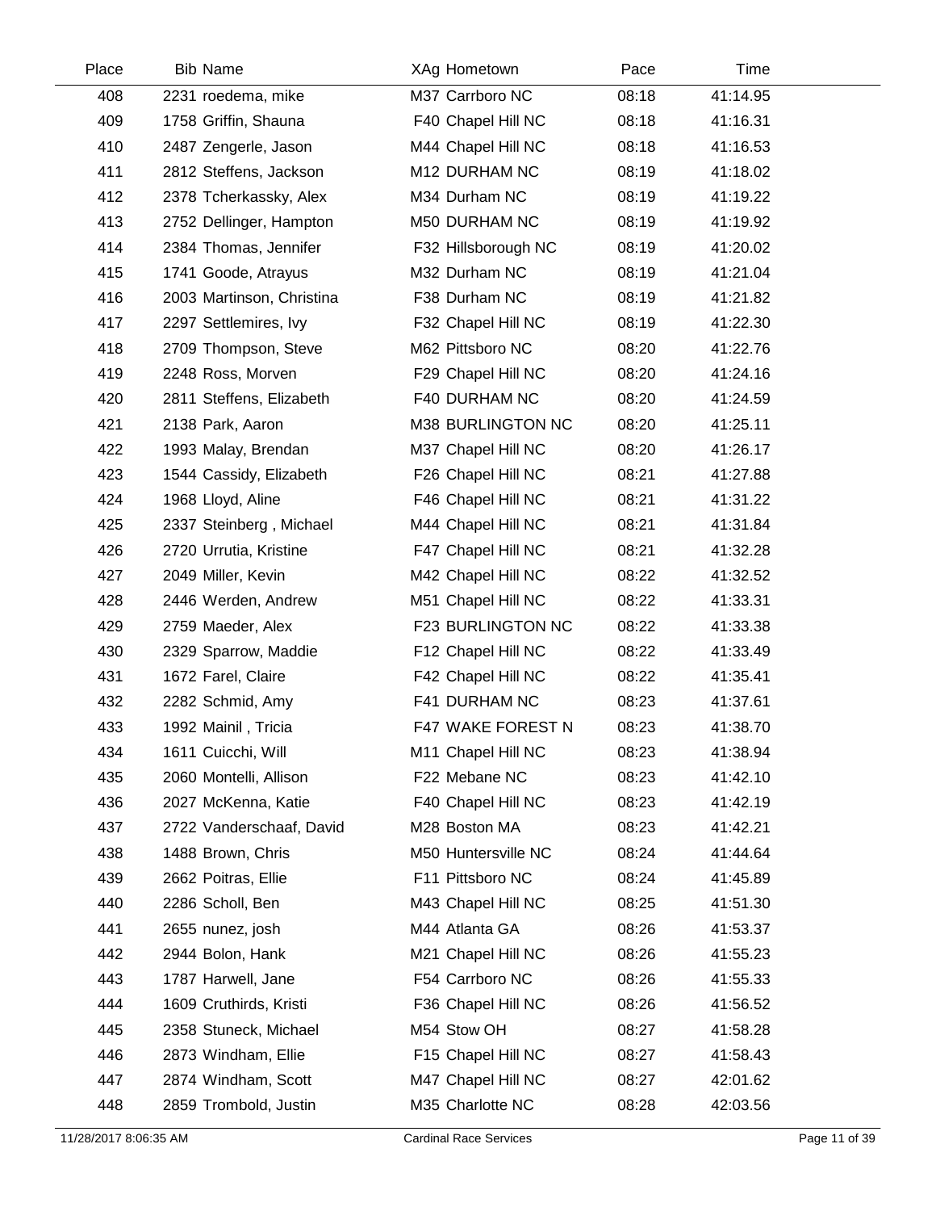| Place | Bib | Name | XAg | Hometown | Pace | Time |
|---|---|---|---|---|---|---|
| 408 | 2231 | roedema, mike | M37 | Carrboro NC | 08:18 | 41:14.95 |
| 409 | 1758 | Griffin, Shauna | F40 | Chapel Hill NC | 08:18 | 41:16.31 |
| 410 | 2487 | Zengerle, Jason | M44 | Chapel Hill NC | 08:18 | 41:16.53 |
| 411 | 2812 | Steffens, Jackson | M12 | DURHAM NC | 08:19 | 41:18.02 |
| 412 | 2378 | Tcherkassky, Alex | M34 | Durham NC | 08:19 | 41:19.22 |
| 413 | 2752 | Dellinger, Hampton | M50 | DURHAM NC | 08:19 | 41:19.92 |
| 414 | 2384 | Thomas, Jennifer | F32 | Hillsborough NC | 08:19 | 41:20.02 |
| 415 | 1741 | Goode, Atrayus | M32 | Durham NC | 08:19 | 41:21.04 |
| 416 | 2003 | Martinson, Christina | F38 | Durham NC | 08:19 | 41:21.82 |
| 417 | 2297 | Settlemires, Ivy | F32 | Chapel Hill NC | 08:19 | 41:22.30 |
| 418 | 2709 | Thompson, Steve | M62 | Pittsboro NC | 08:20 | 41:22.76 |
| 419 | 2248 | Ross, Morven | F29 | Chapel Hill NC | 08:20 | 41:24.16 |
| 420 | 2811 | Steffens, Elizabeth | F40 | DURHAM NC | 08:20 | 41:24.59 |
| 421 | 2138 | Park, Aaron | M38 | BURLINGTON NC | 08:20 | 41:25.11 |
| 422 | 1993 | Malay, Brendan | M37 | Chapel Hill NC | 08:20 | 41:26.17 |
| 423 | 1544 | Cassidy, Elizabeth | F26 | Chapel Hill NC | 08:21 | 41:27.88 |
| 424 | 1968 | Lloyd, Aline | F46 | Chapel Hill NC | 08:21 | 41:31.22 |
| 425 | 2337 | Steinberg , Michael | M44 | Chapel Hill NC | 08:21 | 41:31.84 |
| 426 | 2720 | Urrutia, Kristine | F47 | Chapel Hill NC | 08:21 | 41:32.28 |
| 427 | 2049 | Miller, Kevin | M42 | Chapel Hill NC | 08:22 | 41:32.52 |
| 428 | 2446 | Werden, Andrew | M51 | Chapel Hill NC | 08:22 | 41:33.31 |
| 429 | 2759 | Maeder, Alex | F23 | BURLINGTON NC | 08:22 | 41:33.38 |
| 430 | 2329 | Sparrow, Maddie | F12 | Chapel Hill NC | 08:22 | 41:33.49 |
| 431 | 1672 | Farel, Claire | F42 | Chapel Hill NC | 08:22 | 41:35.41 |
| 432 | 2282 | Schmid, Amy | F41 | DURHAM NC | 08:23 | 41:37.61 |
| 433 | 1992 | Mainil , Tricia | F47 | WAKE FOREST N | 08:23 | 41:38.70 |
| 434 | 1611 | Cuicchi, Will | M11 | Chapel Hill NC | 08:23 | 41:38.94 |
| 435 | 2060 | Montelli, Allison | F22 | Mebane NC | 08:23 | 41:42.10 |
| 436 | 2027 | McKenna, Katie | F40 | Chapel Hill NC | 08:23 | 41:42.19 |
| 437 | 2722 | Vanderschaaf, David | M28 | Boston MA | 08:23 | 41:42.21 |
| 438 | 1488 | Brown, Chris | M50 | Huntersville NC | 08:24 | 41:44.64 |
| 439 | 2662 | Poitras, Ellie | F11 | Pittsboro NC | 08:24 | 41:45.89 |
| 440 | 2286 | Scholl, Ben | M43 | Chapel Hill NC | 08:25 | 41:51.30 |
| 441 | 2655 | nunez, josh | M44 | Atlanta GA | 08:26 | 41:53.37 |
| 442 | 2944 | Bolon, Hank | M21 | Chapel Hill NC | 08:26 | 41:55.23 |
| 443 | 1787 | Harwell, Jane | F54 | Carrboro NC | 08:26 | 41:55.33 |
| 444 | 1609 | Cruthirds, Kristi | F36 | Chapel Hill NC | 08:26 | 41:56.52 |
| 445 | 2358 | Stuneck, Michael | M54 | Stow OH | 08:27 | 41:58.28 |
| 446 | 2873 | Windham, Ellie | F15 | Chapel Hill NC | 08:27 | 41:58.43 |
| 447 | 2874 | Windham, Scott | M47 | Chapel Hill NC | 08:27 | 42:01.62 |
| 448 | 2859 | Trombold, Justin | M35 | Charlotte NC | 08:28 | 42:03.56 |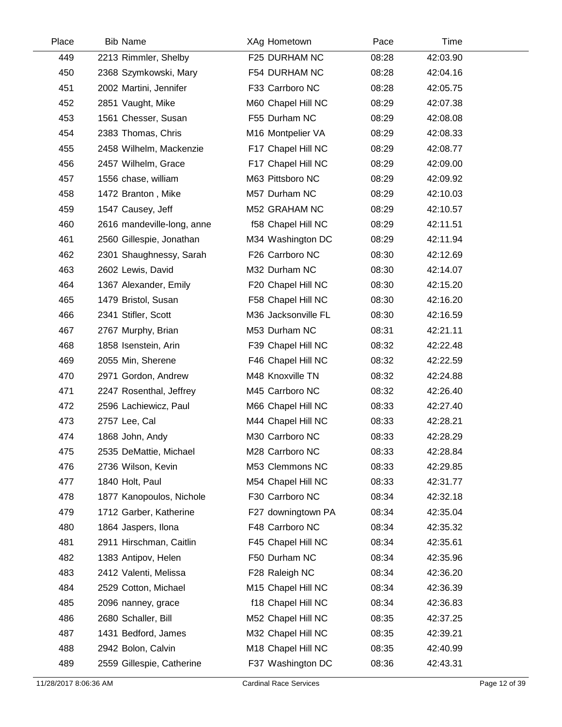| Place | Bib | Name | XAg | Hometown | Pace | Time |
|---|---|---|---|---|---|---|
| 449 | 2213 | Rimmler, Shelby | F25 | DURHAM NC | 08:28 | 42:03.90 |
| 450 | 2368 | Szymkowski, Mary | F54 | DURHAM NC | 08:28 | 42:04.16 |
| 451 | 2002 | Martini, Jennifer | F33 | Carrboro NC | 08:28 | 42:05.75 |
| 452 | 2851 | Vaught, Mike | M60 | Chapel Hill NC | 08:29 | 42:07.38 |
| 453 | 1561 | Chesser, Susan | F55 | Durham NC | 08:29 | 42:08.08 |
| 454 | 2383 | Thomas, Chris | M16 | Montpelier VA | 08:29 | 42:08.33 |
| 455 | 2458 | Wilhelm, Mackenzie | F17 | Chapel Hill NC | 08:29 | 42:08.77 |
| 456 | 2457 | Wilhelm, Grace | F17 | Chapel Hill NC | 08:29 | 42:09.00 |
| 457 | 1556 | chase, william | M63 | Pittsboro NC | 08:29 | 42:09.92 |
| 458 | 1472 | Branton , Mike | M57 | Durham NC | 08:29 | 42:10.03 |
| 459 | 1547 | Causey, Jeff | M52 | GRAHAM NC | 08:29 | 42:10.57 |
| 460 | 2616 | mandeville-long, anne | f58 | Chapel Hill NC | 08:29 | 42:11.51 |
| 461 | 2560 | Gillespie, Jonathan | M34 | Washington DC | 08:29 | 42:11.94 |
| 462 | 2301 | Shaughnessy, Sarah | F26 | Carrboro NC | 08:30 | 42:12.69 |
| 463 | 2602 | Lewis, David | M32 | Durham NC | 08:30 | 42:14.07 |
| 464 | 1367 | Alexander, Emily | F20 | Chapel Hill NC | 08:30 | 42:15.20 |
| 465 | 1479 | Bristol, Susan | F58 | Chapel Hill NC | 08:30 | 42:16.20 |
| 466 | 2341 | Stifler, Scott | M36 | Jacksonville FL | 08:30 | 42:16.59 |
| 467 | 2767 | Murphy, Brian | M53 | Durham NC | 08:31 | 42:21.11 |
| 468 | 1858 | Isenstein, Arin | F39 | Chapel Hill NC | 08:32 | 42:22.48 |
| 469 | 2055 | Min, Sherene | F46 | Chapel Hill NC | 08:32 | 42:22.59 |
| 470 | 2971 | Gordon, Andrew | M48 | Knoxville TN | 08:32 | 42:24.88 |
| 471 | 2247 | Rosenthal, Jeffrey | M45 | Carrboro NC | 08:32 | 42:26.40 |
| 472 | 2596 | Lachiewicz, Paul | M66 | Chapel Hill NC | 08:33 | 42:27.40 |
| 473 | 2757 | Lee, Cal | M44 | Chapel Hill NC | 08:33 | 42:28.21 |
| 474 | 1868 | John, Andy | M30 | Carrboro NC | 08:33 | 42:28.29 |
| 475 | 2535 | DeMattie, Michael | M28 | Carrboro NC | 08:33 | 42:28.84 |
| 476 | 2736 | Wilson, Kevin | M53 | Clemmons NC | 08:33 | 42:29.85 |
| 477 | 1840 | Holt, Paul | M54 | Chapel Hill NC | 08:33 | 42:31.77 |
| 478 | 1877 | Kanopoulos, Nichole | F30 | Carrboro NC | 08:34 | 42:32.18 |
| 479 | 1712 | Garber, Katherine | F27 | downingtown PA | 08:34 | 42:35.04 |
| 480 | 1864 | Jaspers, Ilona | F48 | Carrboro NC | 08:34 | 42:35.32 |
| 481 | 2911 | Hirschman, Caitlin | F45 | Chapel Hill NC | 08:34 | 42:35.61 |
| 482 | 1383 | Antipov, Helen | F50 | Durham NC | 08:34 | 42:35.96 |
| 483 | 2412 | Valenti, Melissa | F28 | Raleigh NC | 08:34 | 42:36.20 |
| 484 | 2529 | Cotton, Michael | M15 | Chapel Hill NC | 08:34 | 42:36.39 |
| 485 | 2096 | nanney, grace | f18 | Chapel Hill NC | 08:34 | 42:36.83 |
| 486 | 2680 | Schaller, Bill | M52 | Chapel Hill NC | 08:35 | 42:37.25 |
| 487 | 1431 | Bedford, James | M32 | Chapel Hill NC | 08:35 | 42:39.21 |
| 488 | 2942 | Bolon, Calvin | M18 | Chapel Hill NC | 08:35 | 42:40.99 |
| 489 | 2559 | Gillespie, Catherine | F37 | Washington DC | 08:36 | 42:43.31 |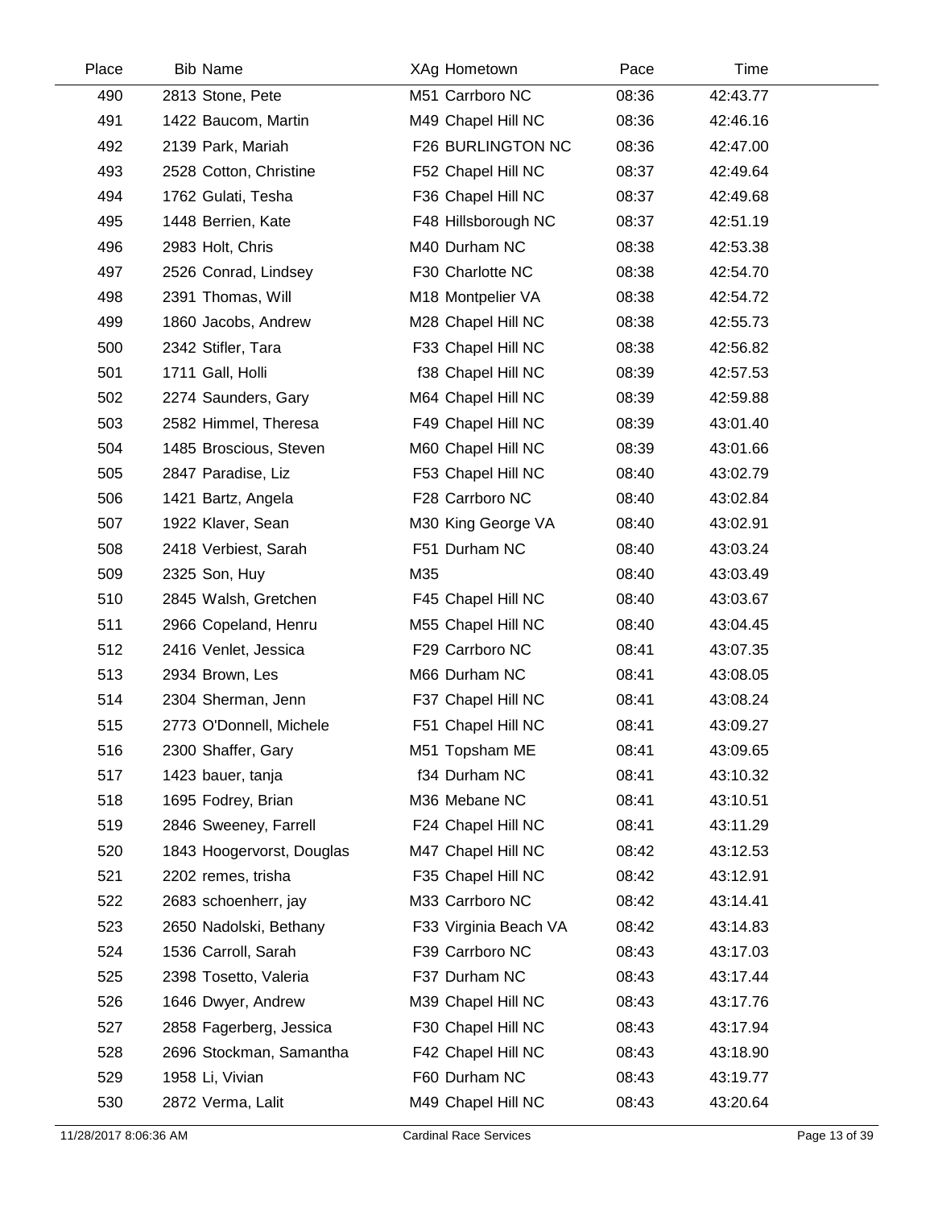| Place | Bib | Name | XAg | Hometown | Pace | Time |
|---|---|---|---|---|---|---|
| 490 | 2813 | Stone, Pete | M51 | Carrboro NC | 08:36 | 42:43.77 |
| 491 | 1422 | Baucom, Martin | M49 | Chapel Hill NC | 08:36 | 42:46.16 |
| 492 | 2139 | Park, Mariah | F26 | BURLINGTON NC | 08:36 | 42:47.00 |
| 493 | 2528 | Cotton, Christine | F52 | Chapel Hill NC | 08:37 | 42:49.64 |
| 494 | 1762 | Gulati, Tesha | F36 | Chapel Hill NC | 08:37 | 42:49.68 |
| 495 | 1448 | Berrien, Kate | F48 | Hillsborough NC | 08:37 | 42:51.19 |
| 496 | 2983 | Holt, Chris | M40 | Durham NC | 08:38 | 42:53.38 |
| 497 | 2526 | Conrad, Lindsey | F30 | Charlotte NC | 08:38 | 42:54.70 |
| 498 | 2391 | Thomas, Will | M18 | Montpelier VA | 08:38 | 42:54.72 |
| 499 | 1860 | Jacobs, Andrew | M28 | Chapel Hill NC | 08:38 | 42:55.73 |
| 500 | 2342 | Stifler, Tara | F33 | Chapel Hill NC | 08:38 | 42:56.82 |
| 501 | 1711 | Gall, Holli | f38 | Chapel Hill NC | 08:39 | 42:57.53 |
| 502 | 2274 | Saunders, Gary | M64 | Chapel Hill NC | 08:39 | 42:59.88 |
| 503 | 2582 | Himmel, Theresa | F49 | Chapel Hill NC | 08:39 | 43:01.40 |
| 504 | 1485 | Broscious, Steven | M60 | Chapel Hill NC | 08:39 | 43:01.66 |
| 505 | 2847 | Paradise, Liz | F53 | Chapel Hill NC | 08:40 | 43:02.79 |
| 506 | 1421 | Bartz, Angela | F28 | Carrboro NC | 08:40 | 43:02.84 |
| 507 | 1922 | Klaver, Sean | M30 | King George VA | 08:40 | 43:02.91 |
| 508 | 2418 | Verbiest, Sarah | F51 | Durham NC | 08:40 | 43:03.24 |
| 509 | 2325 | Son, Huy | M35 | | 08:40 | 43:03.49 |
| 510 | 2845 | Walsh, Gretchen | F45 | Chapel Hill NC | 08:40 | 43:03.67 |
| 511 | 2966 | Copeland, Henru | M55 | Chapel Hill NC | 08:40 | 43:04.45 |
| 512 | 2416 | Venlet, Jessica | F29 | Carrboro NC | 08:41 | 43:07.35 |
| 513 | 2934 | Brown, Les | M66 | Durham NC | 08:41 | 43:08.05 |
| 514 | 2304 | Sherman, Jenn | F37 | Chapel Hill NC | 08:41 | 43:08.24 |
| 515 | 2773 | O'Donnell, Michele | F51 | Chapel Hill NC | 08:41 | 43:09.27 |
| 516 | 2300 | Shaffer, Gary | M51 | Topsham ME | 08:41 | 43:09.65 |
| 517 | 1423 | bauer, tanja | f34 | Durham NC | 08:41 | 43:10.32 |
| 518 | 1695 | Fodrey, Brian | M36 | Mebane NC | 08:41 | 43:10.51 |
| 519 | 2846 | Sweeney, Farrell | F24 | Chapel Hill NC | 08:41 | 43:11.29 |
| 520 | 1843 | Hoogervorst, Douglas | M47 | Chapel Hill NC | 08:42 | 43:12.53 |
| 521 | 2202 | remes, trisha | F35 | Chapel Hill NC | 08:42 | 43:12.91 |
| 522 | 2683 | schoenherr, jay | M33 | Carrboro NC | 08:42 | 43:14.41 |
| 523 | 2650 | Nadolski, Bethany | F33 | Virginia Beach VA | 08:42 | 43:14.83 |
| 524 | 1536 | Carroll, Sarah | F39 | Carrboro NC | 08:43 | 43:17.03 |
| 525 | 2398 | Tosetto, Valeria | F37 | Durham NC | 08:43 | 43:17.44 |
| 526 | 1646 | Dwyer, Andrew | M39 | Chapel Hill NC | 08:43 | 43:17.76 |
| 527 | 2858 | Fagerberg, Jessica | F30 | Chapel Hill NC | 08:43 | 43:17.94 |
| 528 | 2696 | Stockman, Samantha | F42 | Chapel Hill NC | 08:43 | 43:18.90 |
| 529 | 1958 | Li, Vivian | F60 | Durham NC | 08:43 | 43:19.77 |
| 530 | 2872 | Verma, Lalit | M49 | Chapel Hill NC | 08:43 | 43:20.64 |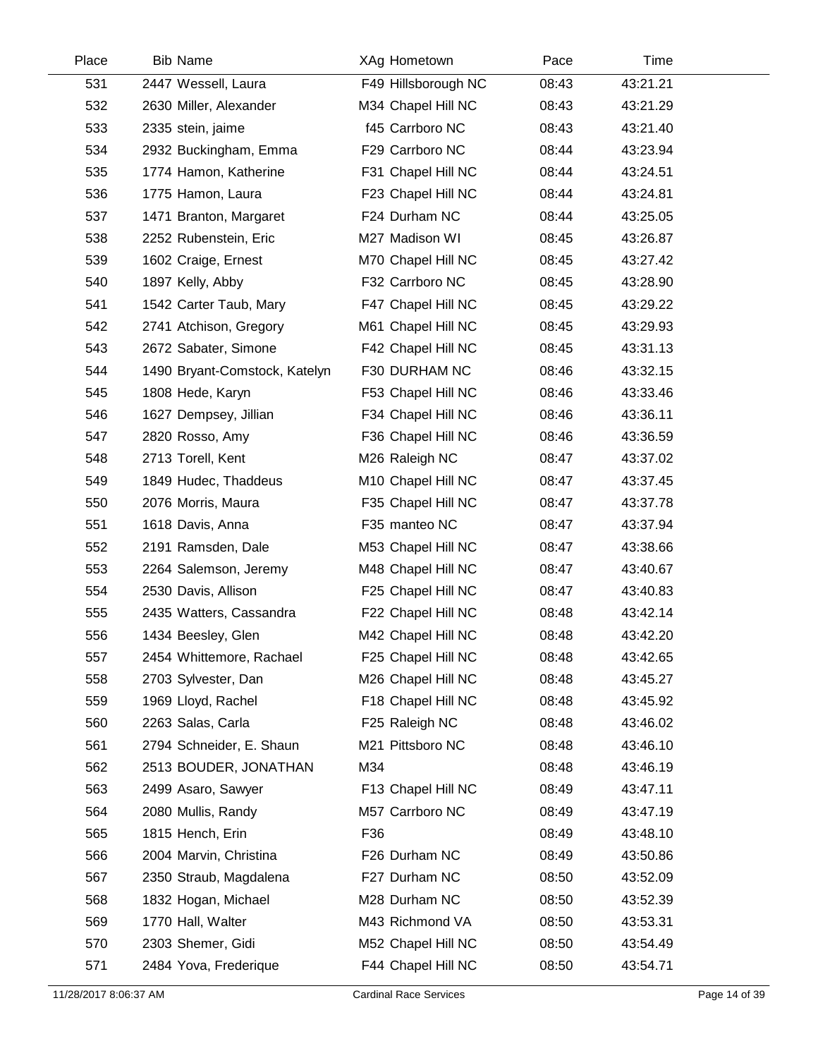| Place | Bib | Name | XAg | Hometown | Pace | Time |
|---|---|---|---|---|---|---|
| 531 | 2447 | Wessell, Laura | F49 | Hillsborough NC | 08:43 | 43:21.21 |
| 532 | 2630 | Miller, Alexander | M34 | Chapel Hill NC | 08:43 | 43:21.29 |
| 533 | 2335 | stein, jaime | f45 | Carrboro NC | 08:43 | 43:21.40 |
| 534 | 2932 | Buckingham, Emma | F29 | Carrboro NC | 08:44 | 43:23.94 |
| 535 | 1774 | Hamon, Katherine | F31 | Chapel Hill NC | 08:44 | 43:24.51 |
| 536 | 1775 | Hamon, Laura | F23 | Chapel Hill NC | 08:44 | 43:24.81 |
| 537 | 1471 | Branton, Margaret | F24 | Durham NC | 08:44 | 43:25.05 |
| 538 | 2252 | Rubenstein, Eric | M27 | Madison WI | 08:45 | 43:26.87 |
| 539 | 1602 | Craige, Ernest | M70 | Chapel Hill NC | 08:45 | 43:27.42 |
| 540 | 1897 | Kelly, Abby | F32 | Carrboro NC | 08:45 | 43:28.90 |
| 541 | 1542 | Carter Taub, Mary | F47 | Chapel Hill NC | 08:45 | 43:29.22 |
| 542 | 2741 | Atchison, Gregory | M61 | Chapel Hill NC | 08:45 | 43:29.93 |
| 543 | 2672 | Sabater, Simone | F42 | Chapel Hill NC | 08:45 | 43:31.13 |
| 544 | 1490 | Bryant-Comstock, Katelyn | F30 | DURHAM NC | 08:46 | 43:32.15 |
| 545 | 1808 | Hede, Karyn | F53 | Chapel Hill NC | 08:46 | 43:33.46 |
| 546 | 1627 | Dempsey, Jillian | F34 | Chapel Hill NC | 08:46 | 43:36.11 |
| 547 | 2820 | Rosso, Amy | F36 | Chapel Hill NC | 08:46 | 43:36.59 |
| 548 | 2713 | Torell, Kent | M26 | Raleigh NC | 08:47 | 43:37.02 |
| 549 | 1849 | Hudec, Thaddeus | M10 | Chapel Hill NC | 08:47 | 43:37.45 |
| 550 | 2076 | Morris, Maura | F35 | Chapel Hill NC | 08:47 | 43:37.78 |
| 551 | 1618 | Davis, Anna | F35 | manteo NC | 08:47 | 43:37.94 |
| 552 | 2191 | Ramsden, Dale | M53 | Chapel Hill NC | 08:47 | 43:38.66 |
| 553 | 2264 | Salemson, Jeremy | M48 | Chapel Hill NC | 08:47 | 43:40.67 |
| 554 | 2530 | Davis, Allison | F25 | Chapel Hill NC | 08:47 | 43:40.83 |
| 555 | 2435 | Watters, Cassandra | F22 | Chapel Hill NC | 08:48 | 43:42.14 |
| 556 | 1434 | Beesley, Glen | M42 | Chapel Hill NC | 08:48 | 43:42.20 |
| 557 | 2454 | Whittemore, Rachael | F25 | Chapel Hill NC | 08:48 | 43:42.65 |
| 558 | 2703 | Sylvester, Dan | M26 | Chapel Hill NC | 08:48 | 43:45.27 |
| 559 | 1969 | Lloyd, Rachel | F18 | Chapel Hill NC | 08:48 | 43:45.92 |
| 560 | 2263 | Salas, Carla | F25 | Raleigh NC | 08:48 | 43:46.02 |
| 561 | 2794 | Schneider, E. Shaun | M21 | Pittsboro NC | 08:48 | 43:46.10 |
| 562 | 2513 | BOUDER, JONATHAN | M34 | | 08:48 | 43:46.19 |
| 563 | 2499 | Asaro, Sawyer | F13 | Chapel Hill NC | 08:49 | 43:47.11 |
| 564 | 2080 | Mullis, Randy | M57 | Carrboro NC | 08:49 | 43:47.19 |
| 565 | 1815 | Hench, Erin | F36 | | 08:49 | 43:48.10 |
| 566 | 2004 | Marvin, Christina | F26 | Durham NC | 08:49 | 43:50.86 |
| 567 | 2350 | Straub, Magdalena | F27 | Durham NC | 08:50 | 43:52.09 |
| 568 | 1832 | Hogan, Michael | M28 | Durham NC | 08:50 | 43:52.39 |
| 569 | 1770 | Hall, Walter | M43 | Richmond VA | 08:50 | 43:53.31 |
| 570 | 2303 | Shemer, Gidi | M52 | Chapel Hill NC | 08:50 | 43:54.49 |
| 571 | 2484 | Yova, Frederique | F44 | Chapel Hill NC | 08:50 | 43:54.71 |

11/28/2017 8:06:37 AM Cardinal Race Services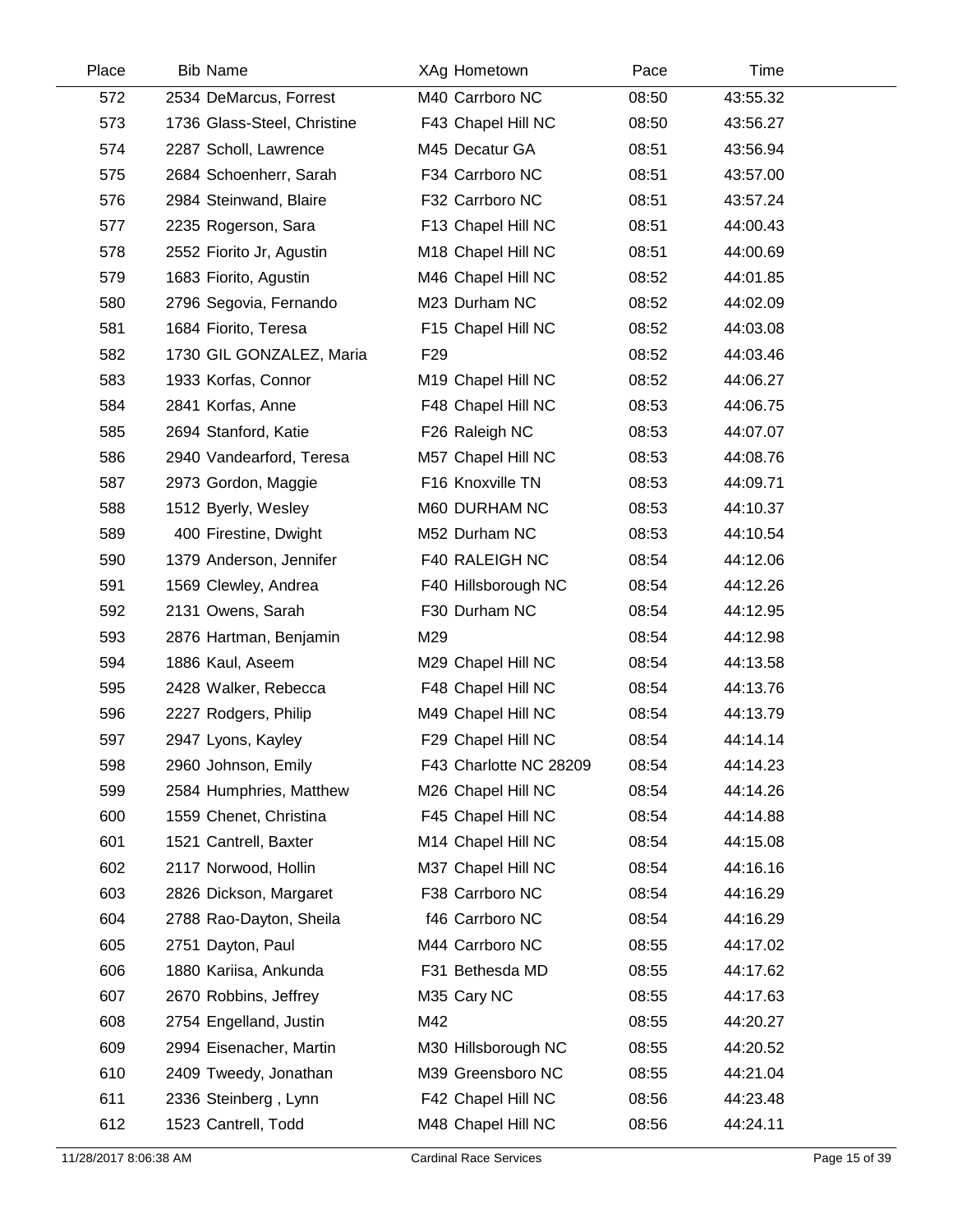| Place | Bib | Name | XAg | Hometown | Pace | Time |
| --- | --- | --- | --- | --- | --- | --- |
| 572 | 2534 | DeMarcus, Forrest | M40 | Carrboro NC | 08:50 | 43:55.32 |
| 573 | 1736 | Glass-Steel, Christine | F43 | Chapel Hill NC | 08:50 | 43:56.27 |
| 574 | 2287 | Scholl, Lawrence | M45 | Decatur GA | 08:51 | 43:56.94 |
| 575 | 2684 | Schoenherr, Sarah | F34 | Carrboro NC | 08:51 | 43:57.00 |
| 576 | 2984 | Steinwand, Blaire | F32 | Carrboro NC | 08:51 | 43:57.24 |
| 577 | 2235 | Rogerson, Sara | F13 | Chapel Hill NC | 08:51 | 44:00.43 |
| 578 | 2552 | Fiorito Jr, Agustin | M18 | Chapel Hill NC | 08:51 | 44:00.69 |
| 579 | 1683 | Fiorito, Agustin | M46 | Chapel Hill NC | 08:52 | 44:01.85 |
| 580 | 2796 | Segovia, Fernando | M23 | Durham NC | 08:52 | 44:02.09 |
| 581 | 1684 | Fiorito, Teresa | F15 | Chapel Hill NC | 08:52 | 44:03.08 |
| 582 | 1730 | GIL GONZALEZ, Maria | F29 | | 08:52 | 44:03.46 |
| 583 | 1933 | Korfas, Connor | M19 | Chapel Hill NC | 08:52 | 44:06.27 |
| 584 | 2841 | Korfas, Anne | F48 | Chapel Hill NC | 08:53 | 44:06.75 |
| 585 | 2694 | Stanford, Katie | F26 | Raleigh NC | 08:53 | 44:07.07 |
| 586 | 2940 | Vandearford, Teresa | M57 | Chapel Hill NC | 08:53 | 44:08.76 |
| 587 | 2973 | Gordon, Maggie | F16 | Knoxville TN | 08:53 | 44:09.71 |
| 588 | 1512 | Byerly, Wesley | M60 | DURHAM NC | 08:53 | 44:10.37 |
| 589 | 400 | Firestine, Dwight | M52 | Durham NC | 08:53 | 44:10.54 |
| 590 | 1379 | Anderson, Jennifer | F40 | RALEIGH NC | 08:54 | 44:12.06 |
| 591 | 1569 | Clewley, Andrea | F40 | Hillsborough NC | 08:54 | 44:12.26 |
| 592 | 2131 | Owens, Sarah | F30 | Durham NC | 08:54 | 44:12.95 |
| 593 | 2876 | Hartman, Benjamin | M29 | | 08:54 | 44:12.98 |
| 594 | 1886 | Kaul, Aseem | M29 | Chapel Hill NC | 08:54 | 44:13.58 |
| 595 | 2428 | Walker, Rebecca | F48 | Chapel Hill NC | 08:54 | 44:13.76 |
| 596 | 2227 | Rodgers, Philip | M49 | Chapel Hill NC | 08:54 | 44:13.79 |
| 597 | 2947 | Lyons, Kayley | F29 | Chapel Hill NC | 08:54 | 44:14.14 |
| 598 | 2960 | Johnson, Emily | F43 | Charlotte NC 28209 | 08:54 | 44:14.23 |
| 599 | 2584 | Humphries, Matthew | M26 | Chapel Hill NC | 08:54 | 44:14.26 |
| 600 | 1559 | Chenet, Christina | F45 | Chapel Hill NC | 08:54 | 44:14.88 |
| 601 | 1521 | Cantrell, Baxter | M14 | Chapel Hill NC | 08:54 | 44:15.08 |
| 602 | 2117 | Norwood, Hollin | M37 | Chapel Hill NC | 08:54 | 44:16.16 |
| 603 | 2826 | Dickson, Margaret | F38 | Carrboro NC | 08:54 | 44:16.29 |
| 604 | 2788 | Rao-Dayton, Sheila | f46 | Carrboro NC | 08:54 | 44:16.29 |
| 605 | 2751 | Dayton, Paul | M44 | Carrboro NC | 08:55 | 44:17.02 |
| 606 | 1880 | Kariisa, Ankunda | F31 | Bethesda MD | 08:55 | 44:17.62 |
| 607 | 2670 | Robbins, Jeffrey | M35 | Cary NC | 08:55 | 44:17.63 |
| 608 | 2754 | Engelland, Justin | M42 | | 08:55 | 44:20.27 |
| 609 | 2994 | Eisenacher, Martin | M30 | Hillsborough NC | 08:55 | 44:20.52 |
| 610 | 2409 | Tweedy, Jonathan | M39 | Greensboro NC | 08:55 | 44:21.04 |
| 611 | 2336 | Steinberg , Lynn | F42 | Chapel Hill NC | 08:56 | 44:23.48 |
| 612 | 1523 | Cantrell, Todd | M48 | Chapel Hill NC | 08:56 | 44:24.11 |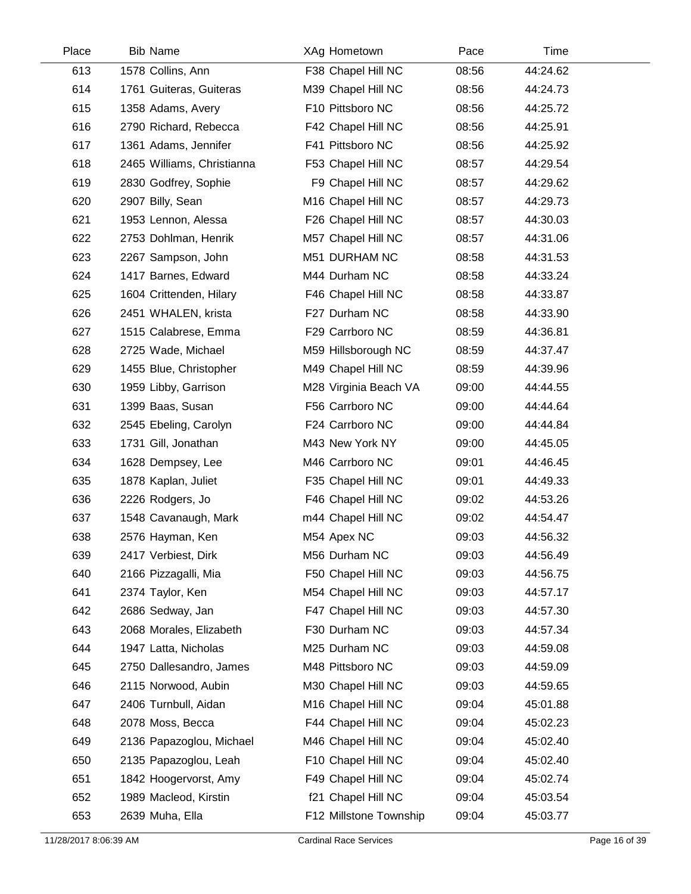| Place | Bib | Name | XAg | Hometown | Pace | Time |
|---|---|---|---|---|---|---|
| 613 | 1578 | Collins, Ann | F38 | Chapel Hill NC | 08:56 | 44:24.62 |
| 614 | 1761 | Guiteras, Guiteras | M39 | Chapel Hill NC | 08:56 | 44:24.73 |
| 615 | 1358 | Adams, Avery | F10 | Pittsboro NC | 08:56 | 44:25.72 |
| 616 | 2790 | Richard, Rebecca | F42 | Chapel Hill NC | 08:56 | 44:25.91 |
| 617 | 1361 | Adams, Jennifer | F41 | Pittsboro NC | 08:56 | 44:25.92 |
| 618 | 2465 | Williams, Christianna | F53 | Chapel Hill NC | 08:57 | 44:29.54 |
| 619 | 2830 | Godfrey, Sophie | F9 | Chapel Hill NC | 08:57 | 44:29.62 |
| 620 | 2907 | Billy, Sean | M16 | Chapel Hill NC | 08:57 | 44:29.73 |
| 621 | 1953 | Lennon, Alessa | F26 | Chapel Hill NC | 08:57 | 44:30.03 |
| 622 | 2753 | Dohlman, Henrik | M57 | Chapel Hill NC | 08:57 | 44:31.06 |
| 623 | 2267 | Sampson, John | M51 | DURHAM NC | 08:58 | 44:31.53 |
| 624 | 1417 | Barnes, Edward | M44 | Durham NC | 08:58 | 44:33.24 |
| 625 | 1604 | Crittenden, Hilary | F46 | Chapel Hill NC | 08:58 | 44:33.87 |
| 626 | 2451 | WHALEN, krista | F27 | Durham NC | 08:58 | 44:33.90 |
| 627 | 1515 | Calabrese, Emma | F29 | Carrboro NC | 08:59 | 44:36.81 |
| 628 | 2725 | Wade, Michael | M59 | Hillsborough NC | 08:59 | 44:37.47 |
| 629 | 1455 | Blue, Christopher | M49 | Chapel Hill NC | 08:59 | 44:39.96 |
| 630 | 1959 | Libby, Garrison | M28 | Virginia Beach VA | 09:00 | 44:44.55 |
| 631 | 1399 | Baas, Susan | F56 | Carrboro NC | 09:00 | 44:44.64 |
| 632 | 2545 | Ebeling, Carolyn | F24 | Carrboro NC | 09:00 | 44:44.84 |
| 633 | 1731 | Gill, Jonathan | M43 | New York NY | 09:00 | 44:45.05 |
| 634 | 1628 | Dempsey, Lee | M46 | Carrboro NC | 09:01 | 44:46.45 |
| 635 | 1878 | Kaplan, Juliet | F35 | Chapel Hill NC | 09:01 | 44:49.33 |
| 636 | 2226 | Rodgers, Jo | F46 | Chapel Hill NC | 09:02 | 44:53.26 |
| 637 | 1548 | Cavanaugh, Mark | m44 | Chapel Hill NC | 09:02 | 44:54.47 |
| 638 | 2576 | Hayman, Ken | M54 | Apex NC | 09:03 | 44:56.32 |
| 639 | 2417 | Verbiest, Dirk | M56 | Durham NC | 09:03 | 44:56.49 |
| 640 | 2166 | Pizzagalli, Mia | F50 | Chapel Hill NC | 09:03 | 44:56.75 |
| 641 | 2374 | Taylor, Ken | M54 | Chapel Hill NC | 09:03 | 44:57.17 |
| 642 | 2686 | Sedway, Jan | F47 | Chapel Hill NC | 09:03 | 44:57.30 |
| 643 | 2068 | Morales, Elizabeth | F30 | Durham NC | 09:03 | 44:57.34 |
| 644 | 1947 | Latta, Nicholas | M25 | Durham NC | 09:03 | 44:59.08 |
| 645 | 2750 | Dallesandro, James | M48 | Pittsboro NC | 09:03 | 44:59.09 |
| 646 | 2115 | Norwood, Aubin | M30 | Chapel Hill NC | 09:03 | 44:59.65 |
| 647 | 2406 | Turnbull, Aidan | M16 | Chapel Hill NC | 09:04 | 45:01.88 |
| 648 | 2078 | Moss, Becca | F44 | Chapel Hill NC | 09:04 | 45:02.23 |
| 649 | 2136 | Papazoglou, Michael | M46 | Chapel Hill NC | 09:04 | 45:02.40 |
| 650 | 2135 | Papazoglou, Leah | F10 | Chapel Hill NC | 09:04 | 45:02.40 |
| 651 | 1842 | Hoogervorst, Amy | F49 | Chapel Hill NC | 09:04 | 45:02.74 |
| 652 | 1989 | Macleod, Kirstin | f21 | Chapel Hill NC | 09:04 | 45:03.54 |
| 653 | 2639 | Muha, Ella | F12 | Millstone Township | 09:04 | 45:03.77 |

11/28/2017 8:06:39 AM Cardinal Race Services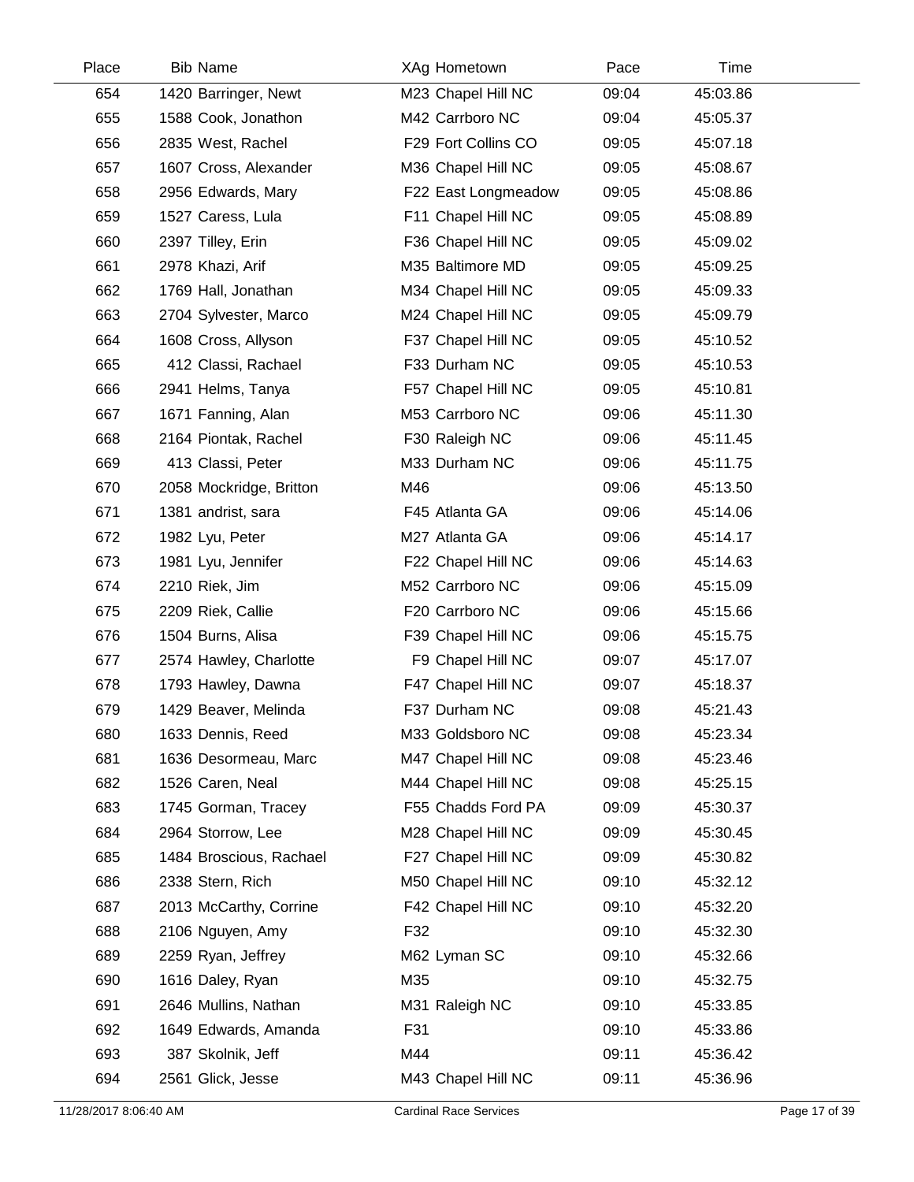| Place | Bib | Name | XAg | Hometown | Pace | Time |
|---|---|---|---|---|---|---|
| 654 | 1420 | Barringer, Newt | M23 | Chapel Hill NC | 09:04 | 45:03.86 |
| 655 | 1588 | Cook, Jonathon | M42 | Carrboro NC | 09:04 | 45:05.37 |
| 656 | 2835 | West, Rachel | F29 | Fort Collins CO | 09:05 | 45:07.18 |
| 657 | 1607 | Cross, Alexander | M36 | Chapel Hill NC | 09:05 | 45:08.67 |
| 658 | 2956 | Edwards, Mary | F22 | East Longmeadow | 09:05 | 45:08.86 |
| 659 | 1527 | Caress, Lula | F11 | Chapel Hill NC | 09:05 | 45:08.89 |
| 660 | 2397 | Tilley, Erin | F36 | Chapel Hill NC | 09:05 | 45:09.02 |
| 661 | 2978 | Khazi, Arif | M35 | Baltimore MD | 09:05 | 45:09.25 |
| 662 | 1769 | Hall, Jonathan | M34 | Chapel Hill NC | 09:05 | 45:09.33 |
| 663 | 2704 | Sylvester, Marco | M24 | Chapel Hill NC | 09:05 | 45:09.79 |
| 664 | 1608 | Cross, Allyson | F37 | Chapel Hill NC | 09:05 | 45:10.52 |
| 665 | 412 | Classi, Rachael | F33 | Durham NC | 09:05 | 45:10.53 |
| 666 | 2941 | Helms, Tanya | F57 | Chapel Hill NC | 09:05 | 45:10.81 |
| 667 | 1671 | Fanning, Alan | M53 | Carrboro NC | 09:06 | 45:11.30 |
| 668 | 2164 | Piontak, Rachel | F30 | Raleigh NC | 09:06 | 45:11.45 |
| 669 | 413 | Classi, Peter | M33 | Durham NC | 09:06 | 45:11.75 |
| 670 | 2058 | Mockridge, Britton | M46 | | 09:06 | 45:13.50 |
| 671 | 1381 | andrist, sara | F45 | Atlanta GA | 09:06 | 45:14.06 |
| 672 | 1982 | Lyu, Peter | M27 | Atlanta GA | 09:06 | 45:14.17 |
| 673 | 1981 | Lyu, Jennifer | F22 | Chapel Hill NC | 09:06 | 45:14.63 |
| 674 | 2210 | Riek, Jim | M52 | Carrboro NC | 09:06 | 45:15.09 |
| 675 | 2209 | Riek, Callie | F20 | Carrboro NC | 09:06 | 45:15.66 |
| 676 | 1504 | Burns, Alisa | F39 | Chapel Hill NC | 09:06 | 45:15.75 |
| 677 | 2574 | Hawley, Charlotte | F9 | Chapel Hill NC | 09:07 | 45:17.07 |
| 678 | 1793 | Hawley, Dawna | F47 | Chapel Hill NC | 09:07 | 45:18.37 |
| 679 | 1429 | Beaver, Melinda | F37 | Durham NC | 09:08 | 45:21.43 |
| 680 | 1633 | Dennis, Reed | M33 | Goldsboro NC | 09:08 | 45:23.34 |
| 681 | 1636 | Desormeau, Marc | M47 | Chapel Hill NC | 09:08 | 45:23.46 |
| 682 | 1526 | Caren, Neal | M44 | Chapel Hill NC | 09:08 | 45:25.15 |
| 683 | 1745 | Gorman, Tracey | F55 | Chadds Ford PA | 09:09 | 45:30.37 |
| 684 | 2964 | Storrow, Lee | M28 | Chapel Hill NC | 09:09 | 45:30.45 |
| 685 | 1484 | Broscious, Rachael | F27 | Chapel Hill NC | 09:09 | 45:30.82 |
| 686 | 2338 | Stern, Rich | M50 | Chapel Hill NC | 09:10 | 45:32.12 |
| 687 | 2013 | McCarthy, Corrine | F42 | Chapel Hill NC | 09:10 | 45:32.20 |
| 688 | 2106 | Nguyen, Amy | F32 | | 09:10 | 45:32.30 |
| 689 | 2259 | Ryan, Jeffrey | M62 | Lyman SC | 09:10 | 45:32.66 |
| 690 | 1616 | Daley, Ryan | M35 | | 09:10 | 45:32.75 |
| 691 | 2646 | Mullins, Nathan | M31 | Raleigh NC | 09:10 | 45:33.85 |
| 692 | 1649 | Edwards, Amanda | F31 | | 09:10 | 45:33.86 |
| 693 | 387 | Skolnik, Jeff | M44 | | 09:11 | 45:36.42 |
| 694 | 2561 | Glick, Jesse | M43 | Chapel Hill NC | 09:11 | 45:36.96 |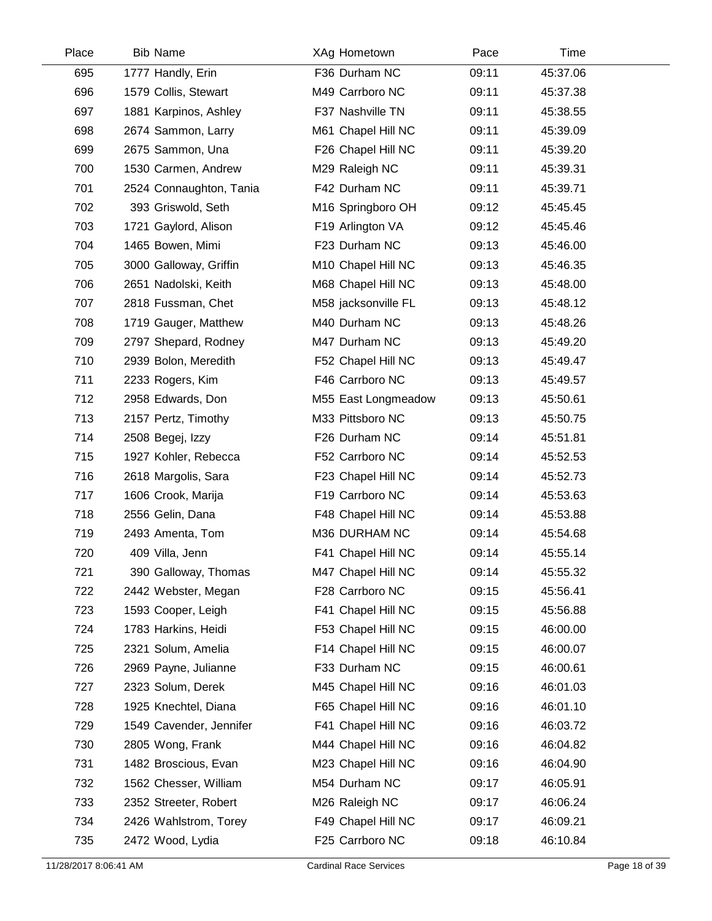| Place | Bib | Name | XAg | Hometown | Pace | Time |
|---|---|---|---|---|---|---|
| 695 | 1777 | Handly, Erin | F36 | Durham NC | 09:11 | 45:37.06 |
| 696 | 1579 | Collis, Stewart | M49 | Carrboro NC | 09:11 | 45:37.38 |
| 697 | 1881 | Karpinos, Ashley | F37 | Nashville TN | 09:11 | 45:38.55 |
| 698 | 2674 | Sammon, Larry | M61 | Chapel Hill NC | 09:11 | 45:39.09 |
| 699 | 2675 | Sammon, Una | F26 | Chapel Hill NC | 09:11 | 45:39.20 |
| 700 | 1530 | Carmen, Andrew | M29 | Raleigh NC | 09:11 | 45:39.31 |
| 701 | 2524 | Connaughton, Tania | F42 | Durham NC | 09:11 | 45:39.71 |
| 702 | 393 | Griswold, Seth | M16 | Springboro OH | 09:12 | 45:45.45 |
| 703 | 1721 | Gaylord, Alison | F19 | Arlington VA | 09:12 | 45:45.46 |
| 704 | 1465 | Bowen, Mimi | F23 | Durham NC | 09:13 | 45:46.00 |
| 705 | 3000 | Galloway, Griffin | M10 | Chapel Hill NC | 09:13 | 45:46.35 |
| 706 | 2651 | Nadolski, Keith | M68 | Chapel Hill NC | 09:13 | 45:48.00 |
| 707 | 2818 | Fussman, Chet | M58 | jacksonville FL | 09:13 | 45:48.12 |
| 708 | 1719 | Gauger, Matthew | M40 | Durham NC | 09:13 | 45:48.26 |
| 709 | 2797 | Shepard, Rodney | M47 | Durham NC | 09:13 | 45:49.20 |
| 710 | 2939 | Bolon, Meredith | F52 | Chapel Hill NC | 09:13 | 45:49.47 |
| 711 | 2233 | Rogers, Kim | F46 | Carrboro NC | 09:13 | 45:49.57 |
| 712 | 2958 | Edwards, Don | M55 | East Longmeadow | 09:13 | 45:50.61 |
| 713 | 2157 | Pertz, Timothy | M33 | Pittsboro NC | 09:13 | 45:50.75 |
| 714 | 2508 | Begej, Izzy | F26 | Durham NC | 09:14 | 45:51.81 |
| 715 | 1927 | Kohler, Rebecca | F52 | Carrboro NC | 09:14 | 45:52.53 |
| 716 | 2618 | Margolis, Sara | F23 | Chapel Hill NC | 09:14 | 45:52.73 |
| 717 | 1606 | Crook, Marija | F19 | Carrboro NC | 09:14 | 45:53.63 |
| 718 | 2556 | Gelin, Dana | F48 | Chapel Hill NC | 09:14 | 45:53.88 |
| 719 | 2493 | Amenta, Tom | M36 | DURHAM NC | 09:14 | 45:54.68 |
| 720 | 409 | Villa, Jenn | F41 | Chapel Hill NC | 09:14 | 45:55.14 |
| 721 | 390 | Galloway, Thomas | M47 | Chapel Hill NC | 09:14 | 45:55.32 |
| 722 | 2442 | Webster, Megan | F28 | Carrboro NC | 09:15 | 45:56.41 |
| 723 | 1593 | Cooper, Leigh | F41 | Chapel Hill NC | 09:15 | 45:56.88 |
| 724 | 1783 | Harkins, Heidi | F53 | Chapel Hill NC | 09:15 | 46:00.00 |
| 725 | 2321 | Solum, Amelia | F14 | Chapel Hill NC | 09:15 | 46:00.07 |
| 726 | 2969 | Payne, Julianne | F33 | Durham NC | 09:15 | 46:00.61 |
| 727 | 2323 | Solum, Derek | M45 | Chapel Hill NC | 09:16 | 46:01.03 |
| 728 | 1925 | Knechtel, Diana | F65 | Chapel Hill NC | 09:16 | 46:01.10 |
| 729 | 1549 | Cavender, Jennifer | F41 | Chapel Hill NC | 09:16 | 46:03.72 |
| 730 | 2805 | Wong, Frank | M44 | Chapel Hill NC | 09:16 | 46:04.82 |
| 731 | 1482 | Broscious, Evan | M23 | Chapel Hill NC | 09:16 | 46:04.90 |
| 732 | 1562 | Chesser, William | M54 | Durham NC | 09:17 | 46:05.91 |
| 733 | 2352 | Streeter, Robert | M26 | Raleigh NC | 09:17 | 46:06.24 |
| 734 | 2426 | Wahlstrom, Torey | F49 | Chapel Hill NC | 09:17 | 46:09.21 |
| 735 | 2472 | Wood, Lydia | F25 | Carrboro NC | 09:18 | 46:10.84 |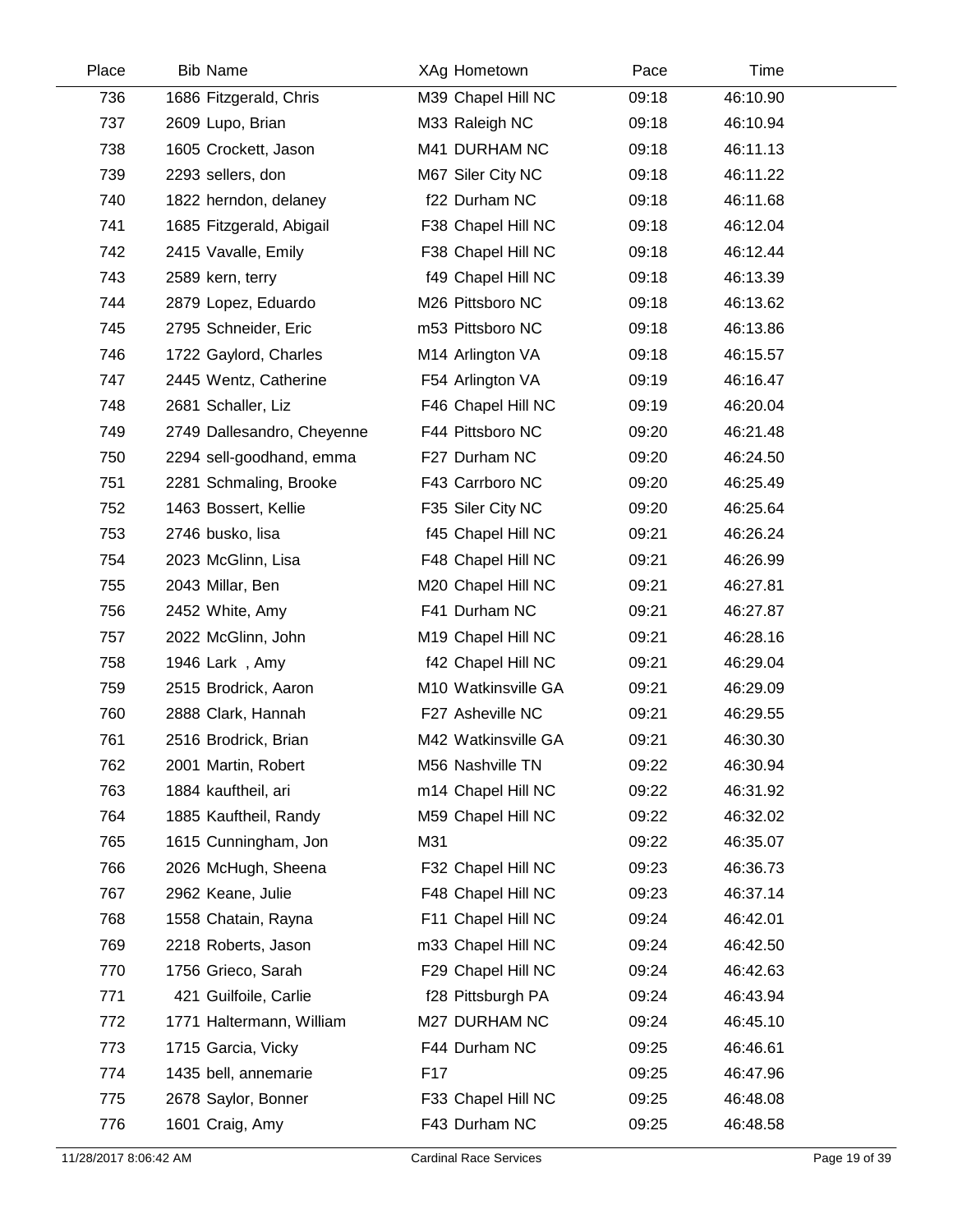| Place | Bib | Name | XAg | Hometown | Pace | Time |
|---|---|---|---|---|---|---|
| 736 | 1686 | Fitzgerald, Chris | M39 | Chapel Hill NC | 09:18 | 46:10.90 |
| 737 | 2609 | Lupo, Brian | M33 | Raleigh NC | 09:18 | 46:10.94 |
| 738 | 1605 | Crockett, Jason | M41 | DURHAM NC | 09:18 | 46:11.13 |
| 739 | 2293 | sellers, don | M67 | Siler City NC | 09:18 | 46:11.22 |
| 740 | 1822 | herndon, delaney | f22 | Durham NC | 09:18 | 46:11.68 |
| 741 | 1685 | Fitzgerald, Abigail | F38 | Chapel Hill NC | 09:18 | 46:12.04 |
| 742 | 2415 | Vavalle, Emily | F38 | Chapel Hill NC | 09:18 | 46:12.44 |
| 743 | 2589 | kern, terry | f49 | Chapel Hill NC | 09:18 | 46:13.39 |
| 744 | 2879 | Lopez, Eduardo | M26 | Pittsboro NC | 09:18 | 46:13.62 |
| 745 | 2795 | Schneider, Eric | m53 | Pittsboro NC | 09:18 | 46:13.86 |
| 746 | 1722 | Gaylord, Charles | M14 | Arlington VA | 09:18 | 46:15.57 |
| 747 | 2445 | Wentz, Catherine | F54 | Arlington VA | 09:19 | 46:16.47 |
| 748 | 2681 | Schaller, Liz | F46 | Chapel Hill NC | 09:19 | 46:20.04 |
| 749 | 2749 | Dallesandro, Cheyenne | F44 | Pittsboro NC | 09:20 | 46:21.48 |
| 750 | 2294 | sell-goodhand, emma | F27 | Durham NC | 09:20 | 46:24.50 |
| 751 | 2281 | Schmaling, Brooke | F43 | Carrboro NC | 09:20 | 46:25.49 |
| 752 | 1463 | Bossert, Kellie | F35 | Siler City NC | 09:20 | 46:25.64 |
| 753 | 2746 | busko, lisa | f45 | Chapel Hill NC | 09:21 | 46:26.24 |
| 754 | 2023 | McGlinn, Lisa | F48 | Chapel Hill NC | 09:21 | 46:26.99 |
| 755 | 2043 | Millar, Ben | M20 | Chapel Hill NC | 09:21 | 46:27.81 |
| 756 | 2452 | White, Amy | F41 | Durham NC | 09:21 | 46:27.87 |
| 757 | 2022 | McGlinn, John | M19 | Chapel Hill NC | 09:21 | 46:28.16 |
| 758 | 1946 | Lark , Amy | f42 | Chapel Hill NC | 09:21 | 46:29.04 |
| 759 | 2515 | Brodrick, Aaron | M10 | Watkinsville GA | 09:21 | 46:29.09 |
| 760 | 2888 | Clark, Hannah | F27 | Asheville NC | 09:21 | 46:29.55 |
| 761 | 2516 | Brodrick, Brian | M42 | Watkinsville GA | 09:21 | 46:30.30 |
| 762 | 2001 | Martin, Robert | M56 | Nashville TN | 09:22 | 46:30.94 |
| 763 | 1884 | kauftheil, ari | m14 | Chapel Hill NC | 09:22 | 46:31.92 |
| 764 | 1885 | Kauftheil, Randy | M59 | Chapel Hill NC | 09:22 | 46:32.02 |
| 765 | 1615 | Cunningham, Jon | M31 | | 09:22 | 46:35.07 |
| 766 | 2026 | McHugh, Sheena | F32 | Chapel Hill NC | 09:23 | 46:36.73 |
| 767 | 2962 | Keane, Julie | F48 | Chapel Hill NC | 09:23 | 46:37.14 |
| 768 | 1558 | Chatain, Rayna | F11 | Chapel Hill NC | 09:24 | 46:42.01 |
| 769 | 2218 | Roberts, Jason | m33 | Chapel Hill NC | 09:24 | 46:42.50 |
| 770 | 1756 | Grieco, Sarah | F29 | Chapel Hill NC | 09:24 | 46:42.63 |
| 771 | 421 | Guilfoile, Carlie | f28 | Pittsburgh PA | 09:24 | 46:43.94 |
| 772 | 1771 | Haltermann, William | M27 | DURHAM NC | 09:24 | 46:45.10 |
| 773 | 1715 | Garcia, Vicky | F44 | Durham NC | 09:25 | 46:46.61 |
| 774 | 1435 | bell, annemarie | F17 | | 09:25 | 46:47.96 |
| 775 | 2678 | Saylor, Bonner | F33 | Chapel Hill NC | 09:25 | 46:48.08 |
| 776 | 1601 | Craig, Amy | F43 | Durham NC | 09:25 | 46:48.58 |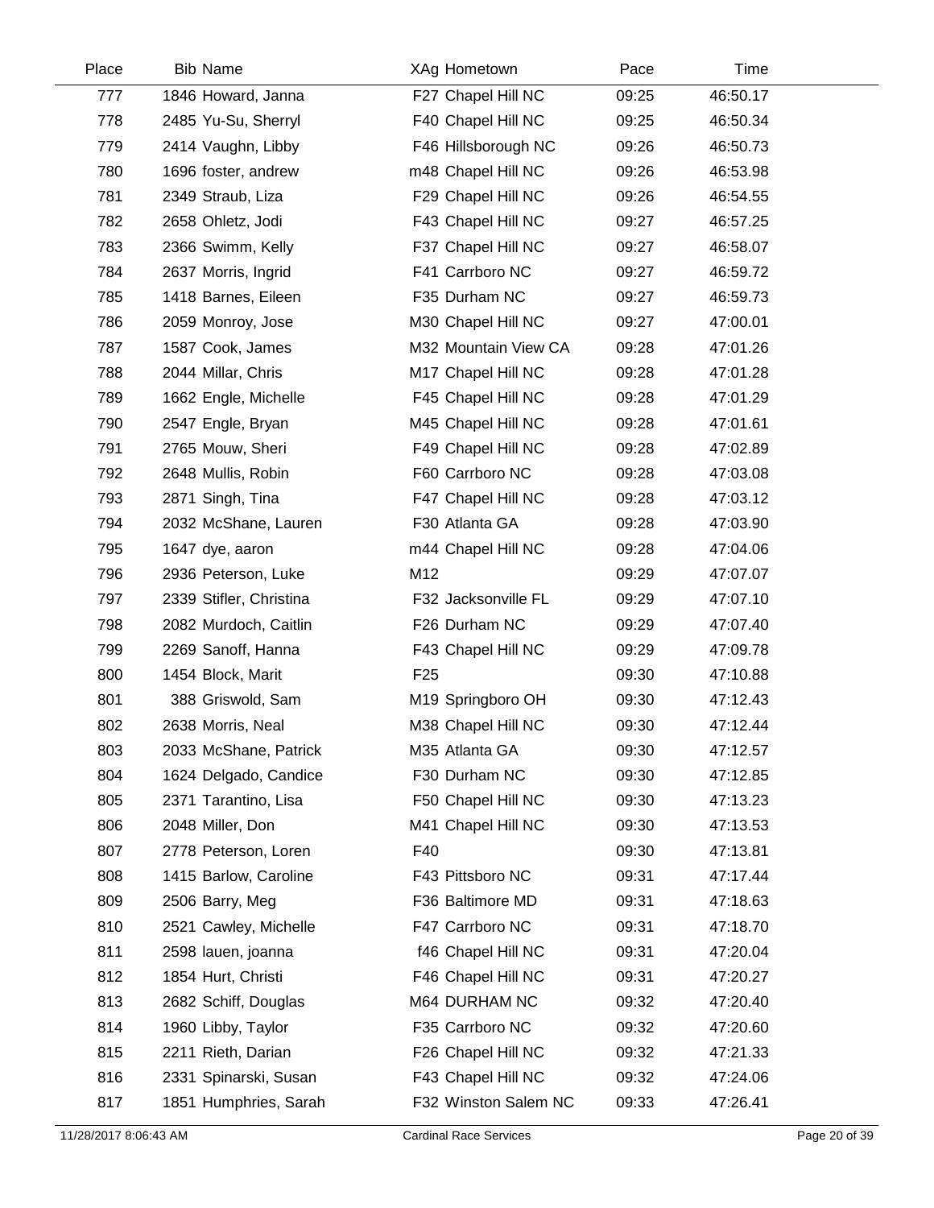| Place | Bib | Name | XAg | Hometown | Pace | Time |
|---|---|---|---|---|---|---|
| 777 | 1846 | Howard, Janna | F27 | Chapel Hill NC | 09:25 | 46:50.17 |
| 778 | 2485 | Yu-Su, Sherryl | F40 | Chapel Hill NC | 09:25 | 46:50.34 |
| 779 | 2414 | Vaughn, Libby | F46 | Hillsborough NC | 09:26 | 46:50.73 |
| 780 | 1696 | foster, andrew | m48 | Chapel Hill NC | 09:26 | 46:53.98 |
| 781 | 2349 | Straub, Liza | F29 | Chapel Hill NC | 09:26 | 46:54.55 |
| 782 | 2658 | Ohletz, Jodi | F43 | Chapel Hill NC | 09:27 | 46:57.25 |
| 783 | 2366 | Swimm, Kelly | F37 | Chapel Hill NC | 09:27 | 46:58.07 |
| 784 | 2637 | Morris, Ingrid | F41 | Carrboro NC | 09:27 | 46:59.72 |
| 785 | 1418 | Barnes, Eileen | F35 | Durham NC | 09:27 | 46:59.73 |
| 786 | 2059 | Monroy, Jose | M30 | Chapel Hill NC | 09:27 | 47:00.01 |
| 787 | 1587 | Cook, James | M32 | Mountain View CA | 09:28 | 47:01.26 |
| 788 | 2044 | Millar, Chris | M17 | Chapel Hill NC | 09:28 | 47:01.28 |
| 789 | 1662 | Engle, Michelle | F45 | Chapel Hill NC | 09:28 | 47:01.29 |
| 790 | 2547 | Engle, Bryan | M45 | Chapel Hill NC | 09:28 | 47:01.61 |
| 791 | 2765 | Mouw, Sheri | F49 | Chapel Hill NC | 09:28 | 47:02.89 |
| 792 | 2648 | Mullis, Robin | F60 | Carrboro NC | 09:28 | 47:03.08 |
| 793 | 2871 | Singh, Tina | F47 | Chapel Hill NC | 09:28 | 47:03.12 |
| 794 | 2032 | McShane, Lauren | F30 | Atlanta GA | 09:28 | 47:03.90 |
| 795 | 1647 | dye, aaron | m44 | Chapel Hill NC | 09:28 | 47:04.06 |
| 796 | 2936 | Peterson, Luke | M12 | | 09:29 | 47:07.07 |
| 797 | 2339 | Stifler, Christina | F32 | Jacksonville FL | 09:29 | 47:07.10 |
| 798 | 2082 | Murdoch, Caitlin | F26 | Durham NC | 09:29 | 47:07.40 |
| 799 | 2269 | Sanoff, Hanna | F43 | Chapel Hill NC | 09:29 | 47:09.78 |
| 800 | 1454 | Block, Marit | F25 | | 09:30 | 47:10.88 |
| 801 | 388 | Griswold, Sam | M19 | Springboro OH | 09:30 | 47:12.43 |
| 802 | 2638 | Morris, Neal | M38 | Chapel Hill NC | 09:30 | 47:12.44 |
| 803 | 2033 | McShane, Patrick | M35 | Atlanta GA | 09:30 | 47:12.57 |
| 804 | 1624 | Delgado, Candice | F30 | Durham NC | 09:30 | 47:12.85 |
| 805 | 2371 | Tarantino, Lisa | F50 | Chapel Hill NC | 09:30 | 47:13.23 |
| 806 | 2048 | Miller, Don | M41 | Chapel Hill NC | 09:30 | 47:13.53 |
| 807 | 2778 | Peterson, Loren | F40 | | 09:30 | 47:13.81 |
| 808 | 1415 | Barlow, Caroline | F43 | Pittsboro NC | 09:31 | 47:17.44 |
| 809 | 2506 | Barry, Meg | F36 | Baltimore MD | 09:31 | 47:18.63 |
| 810 | 2521 | Cawley, Michelle | F47 | Carrboro NC | 09:31 | 47:18.70 |
| 811 | 2598 | lauen, joanna | f46 | Chapel Hill NC | 09:31 | 47:20.04 |
| 812 | 1854 | Hurt, Christi | F46 | Chapel Hill NC | 09:31 | 47:20.27 |
| 813 | 2682 | Schiff, Douglas | M64 | DURHAM NC | 09:32 | 47:20.40 |
| 814 | 1960 | Libby, Taylor | F35 | Carrboro NC | 09:32 | 47:20.60 |
| 815 | 2211 | Rieth, Darian | F26 | Chapel Hill NC | 09:32 | 47:21.33 |
| 816 | 2331 | Spinarski, Susan | F43 | Chapel Hill NC | 09:32 | 47:24.06 |
| 817 | 1851 | Humphries, Sarah | F32 | Winston Salem NC | 09:33 | 47:26.41 |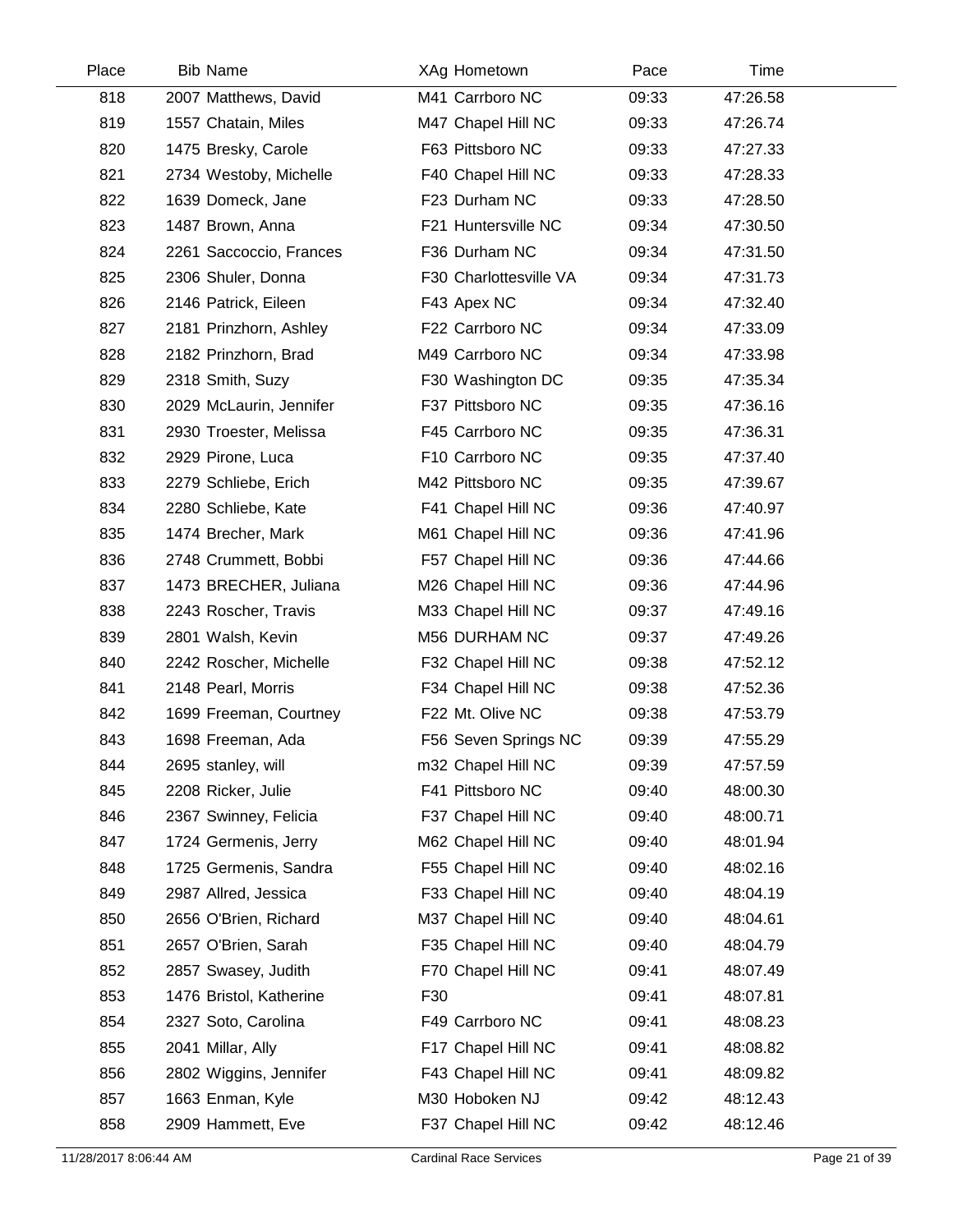| Place | Bib | Name | XAg | Hometown | Pace | Time |
|---|---|---|---|---|---|---|
| 818 | 2007 | Matthews, David | M41 | Carrboro NC | 09:33 | 47:26.58 |
| 819 | 1557 | Chatain, Miles | M47 | Chapel Hill NC | 09:33 | 47:26.74 |
| 820 | 1475 | Bresky, Carole | F63 | Pittsboro NC | 09:33 | 47:27.33 |
| 821 | 2734 | Westoby, Michelle | F40 | Chapel Hill NC | 09:33 | 47:28.33 |
| 822 | 1639 | Domeck, Jane | F23 | Durham NC | 09:33 | 47:28.50 |
| 823 | 1487 | Brown, Anna | F21 | Huntersville NC | 09:34 | 47:30.50 |
| 824 | 2261 | Saccoccio, Frances | F36 | Durham NC | 09:34 | 47:31.50 |
| 825 | 2306 | Shuler, Donna | F30 | Charlottesville VA | 09:34 | 47:31.73 |
| 826 | 2146 | Patrick, Eileen | F43 | Apex NC | 09:34 | 47:32.40 |
| 827 | 2181 | Prinzhorn, Ashley | F22 | Carrboro NC | 09:34 | 47:33.09 |
| 828 | 2182 | Prinzhorn, Brad | M49 | Carrboro NC | 09:34 | 47:33.98 |
| 829 | 2318 | Smith, Suzy | F30 | Washington DC | 09:35 | 47:35.34 |
| 830 | 2029 | McLaurin, Jennifer | F37 | Pittsboro NC | 09:35 | 47:36.16 |
| 831 | 2930 | Troester, Melissa | F45 | Carrboro NC | 09:35 | 47:36.31 |
| 832 | 2929 | Pirone, Luca | F10 | Carrboro NC | 09:35 | 47:37.40 |
| 833 | 2279 | Schliebe, Erich | M42 | Pittsboro NC | 09:35 | 47:39.67 |
| 834 | 2280 | Schliebe, Kate | F41 | Chapel Hill NC | 09:36 | 47:40.97 |
| 835 | 1474 | Brecher, Mark | M61 | Chapel Hill NC | 09:36 | 47:41.96 |
| 836 | 2748 | Crummett, Bobbi | F57 | Chapel Hill NC | 09:36 | 47:44.66 |
| 837 | 1473 | BRECHER, Juliana | M26 | Chapel Hill NC | 09:36 | 47:44.96 |
| 838 | 2243 | Roscher, Travis | M33 | Chapel Hill NC | 09:37 | 47:49.16 |
| 839 | 2801 | Walsh, Kevin | M56 | DURHAM NC | 09:37 | 47:49.26 |
| 840 | 2242 | Roscher, Michelle | F32 | Chapel Hill NC | 09:38 | 47:52.12 |
| 841 | 2148 | Pearl, Morris | F34 | Chapel Hill NC | 09:38 | 47:52.36 |
| 842 | 1699 | Freeman, Courtney | F22 | Mt. Olive NC | 09:38 | 47:53.79 |
| 843 | 1698 | Freeman, Ada | F56 | Seven Springs NC | 09:39 | 47:55.29 |
| 844 | 2695 | stanley, will | m32 | Chapel Hill NC | 09:39 | 47:57.59 |
| 845 | 2208 | Ricker, Julie | F41 | Pittsboro NC | 09:40 | 48:00.30 |
| 846 | 2367 | Swinney, Felicia | F37 | Chapel Hill NC | 09:40 | 48:00.71 |
| 847 | 1724 | Germenis, Jerry | M62 | Chapel Hill NC | 09:40 | 48:01.94 |
| 848 | 1725 | Germenis, Sandra | F55 | Chapel Hill NC | 09:40 | 48:02.16 |
| 849 | 2987 | Allred, Jessica | F33 | Chapel Hill NC | 09:40 | 48:04.19 |
| 850 | 2656 | O'Brien, Richard | M37 | Chapel Hill NC | 09:40 | 48:04.61 |
| 851 | 2657 | O'Brien, Sarah | F35 | Chapel Hill NC | 09:40 | 48:04.79 |
| 852 | 2857 | Swasey, Judith | F70 | Chapel Hill NC | 09:41 | 48:07.49 |
| 853 | 1476 | Bristol, Katherine | F30 | | 09:41 | 48:07.81 |
| 854 | 2327 | Soto, Carolina | F49 | Carrboro NC | 09:41 | 48:08.23 |
| 855 | 2041 | Millar, Ally | F17 | Chapel Hill NC | 09:41 | 48:08.82 |
| 856 | 2802 | Wiggins, Jennifer | F43 | Chapel Hill NC | 09:41 | 48:09.82 |
| 857 | 1663 | Enman, Kyle | M30 | Hoboken NJ | 09:42 | 48:12.43 |
| 858 | 2909 | Hammett, Eve | F37 | Chapel Hill NC | 09:42 | 48:12.46 |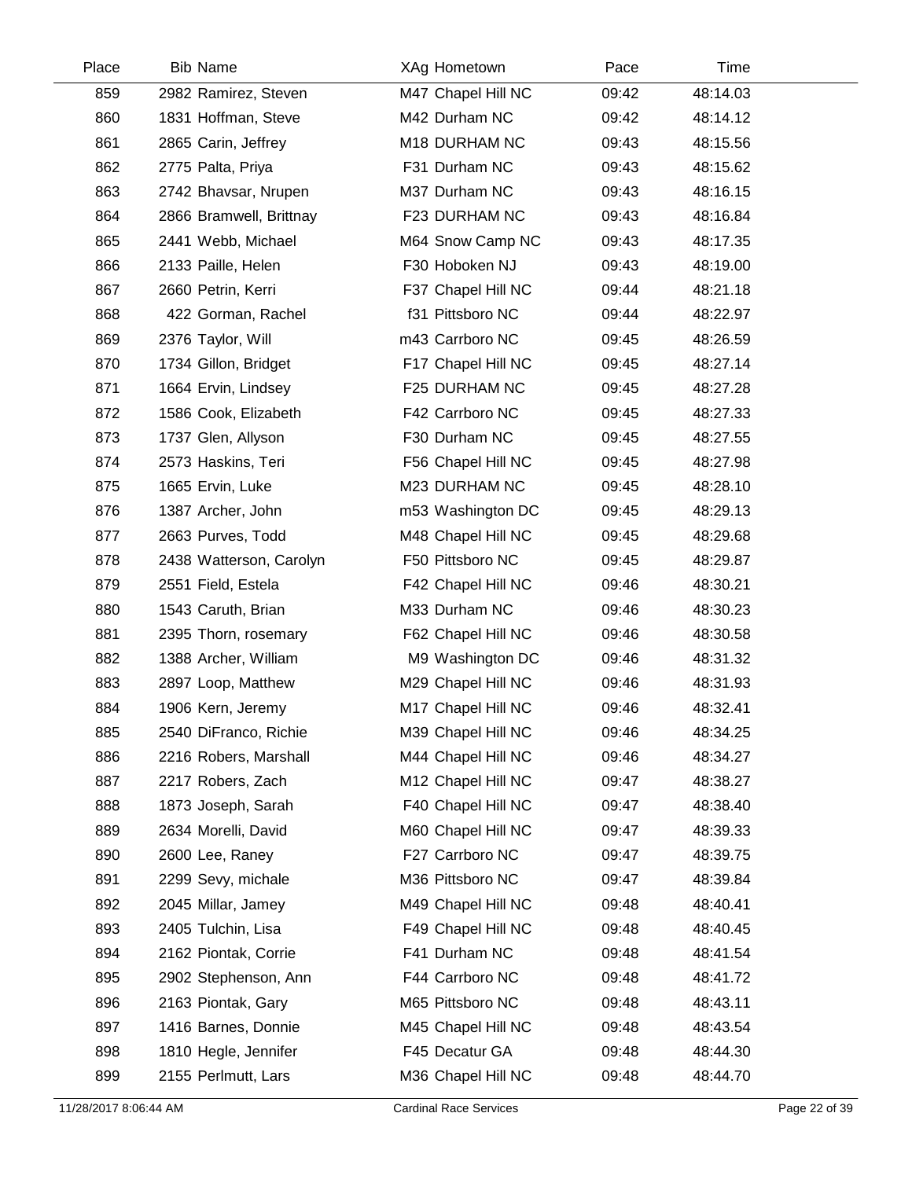| Place | Bib | Name | XAg | Hometown | Pace | Time |
|---|---|---|---|---|---|---|
| 859 | 2982 | Ramirez, Steven | M47 | Chapel Hill NC | 09:42 | 48:14.03 |
| 860 | 1831 | Hoffman, Steve | M42 | Durham NC | 09:42 | 48:14.12 |
| 861 | 2865 | Carin, Jeffrey | M18 | DURHAM NC | 09:43 | 48:15.56 |
| 862 | 2775 | Palta, Priya | F31 | Durham NC | 09:43 | 48:15.62 |
| 863 | 2742 | Bhavsar, Nrupen | M37 | Durham NC | 09:43 | 48:16.15 |
| 864 | 2866 | Bramwell, Brittnay | F23 | DURHAM NC | 09:43 | 48:16.84 |
| 865 | 2441 | Webb, Michael | M64 | Snow Camp NC | 09:43 | 48:17.35 |
| 866 | 2133 | Paille, Helen | F30 | Hoboken NJ | 09:43 | 48:19.00 |
| 867 | 2660 | Petrin, Kerri | F37 | Chapel Hill NC | 09:44 | 48:21.18 |
| 868 | 422 | Gorman, Rachel | f31 | Pittsboro NC | 09:44 | 48:22.97 |
| 869 | 2376 | Taylor, Will | m43 | Carrboro NC | 09:45 | 48:26.59 |
| 870 | 1734 | Gillon, Bridget | F17 | Chapel Hill NC | 09:45 | 48:27.14 |
| 871 | 1664 | Ervin, Lindsey | F25 | DURHAM NC | 09:45 | 48:27.28 |
| 872 | 1586 | Cook, Elizabeth | F42 | Carrboro NC | 09:45 | 48:27.33 |
| 873 | 1737 | Glen, Allyson | F30 | Durham NC | 09:45 | 48:27.55 |
| 874 | 2573 | Haskins, Teri | F56 | Chapel Hill NC | 09:45 | 48:27.98 |
| 875 | 1665 | Ervin, Luke | M23 | DURHAM NC | 09:45 | 48:28.10 |
| 876 | 1387 | Archer, John | m53 | Washington DC | 09:45 | 48:29.13 |
| 877 | 2663 | Purves, Todd | M48 | Chapel Hill NC | 09:45 | 48:29.68 |
| 878 | 2438 | Watterson, Carolyn | F50 | Pittsboro NC | 09:45 | 48:29.87 |
| 879 | 2551 | Field, Estela | F42 | Chapel Hill NC | 09:46 | 48:30.21 |
| 880 | 1543 | Caruth, Brian | M33 | Durham NC | 09:46 | 48:30.23 |
| 881 | 2395 | Thorn, rosemary | F62 | Chapel Hill NC | 09:46 | 48:30.58 |
| 882 | 1388 | Archer, William | M9 | Washington DC | 09:46 | 48:31.32 |
| 883 | 2897 | Loop, Matthew | M29 | Chapel Hill NC | 09:46 | 48:31.93 |
| 884 | 1906 | Kern, Jeremy | M17 | Chapel Hill NC | 09:46 | 48:32.41 |
| 885 | 2540 | DiFranco, Richie | M39 | Chapel Hill NC | 09:46 | 48:34.25 |
| 886 | 2216 | Robers, Marshall | M44 | Chapel Hill NC | 09:46 | 48:34.27 |
| 887 | 2217 | Robers, Zach | M12 | Chapel Hill NC | 09:47 | 48:38.27 |
| 888 | 1873 | Joseph, Sarah | F40 | Chapel Hill NC | 09:47 | 48:38.40 |
| 889 | 2634 | Morelli, David | M60 | Chapel Hill NC | 09:47 | 48:39.33 |
| 890 | 2600 | Lee, Raney | F27 | Carrboro NC | 09:47 | 48:39.75 |
| 891 | 2299 | Sevy, michale | M36 | Pittsboro NC | 09:47 | 48:39.84 |
| 892 | 2045 | Millar, Jamey | M49 | Chapel Hill NC | 09:48 | 48:40.41 |
| 893 | 2405 | Tulchin, Lisa | F49 | Chapel Hill NC | 09:48 | 48:40.45 |
| 894 | 2162 | Piontak, Corrie | F41 | Durham NC | 09:48 | 48:41.54 |
| 895 | 2902 | Stephenson, Ann | F44 | Carrboro NC | 09:48 | 48:41.72 |
| 896 | 2163 | Piontak, Gary | M65 | Pittsboro NC | 09:48 | 48:43.11 |
| 897 | 1416 | Barnes, Donnie | M45 | Chapel Hill NC | 09:48 | 48:43.54 |
| 898 | 1810 | Hegle, Jennifer | F45 | Decatur GA | 09:48 | 48:44.30 |
| 899 | 2155 | Perlmutt, Lars | M36 | Chapel Hill NC | 09:48 | 48:44.70 |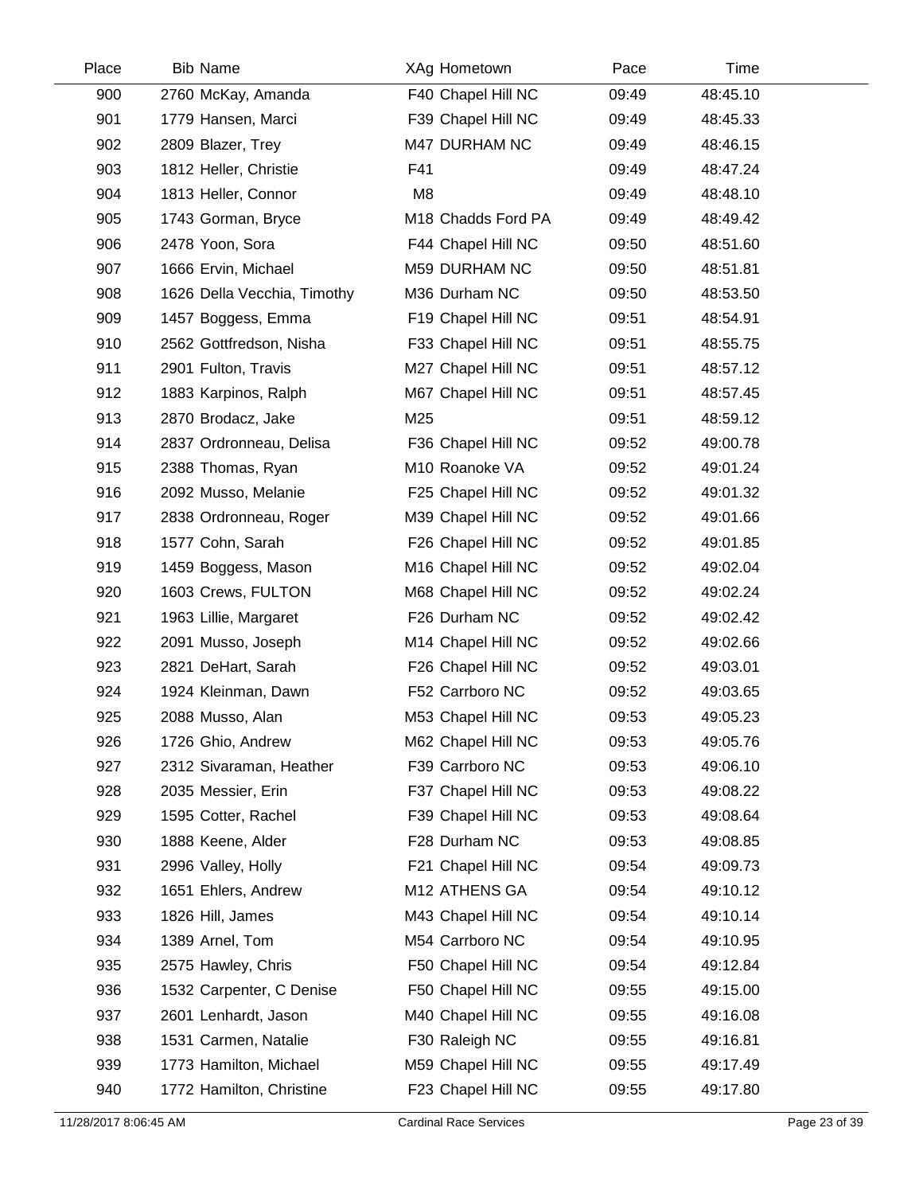| Place | Bib | Name | XAg | Hometown | Pace | Time |
|---|---|---|---|---|---|---|
| 900 | 2760 | McKay, Amanda | F40 | Chapel Hill NC | 09:49 | 48:45.10 |
| 901 | 1779 | Hansen, Marci | F39 | Chapel Hill NC | 09:49 | 48:45.33 |
| 902 | 2809 | Blazer, Trey | M47 | DURHAM NC | 09:49 | 48:46.15 |
| 903 | 1812 | Heller, Christie | F41 | | 09:49 | 48:47.24 |
| 904 | 1813 | Heller, Connor | M8 | | 09:49 | 48:48.10 |
| 905 | 1743 | Gorman, Bryce | M18 | Chadds Ford PA | 09:49 | 48:49.42 |
| 906 | 2478 | Yoon, Sora | F44 | Chapel Hill NC | 09:50 | 48:51.60 |
| 907 | 1666 | Ervin, Michael | M59 | DURHAM NC | 09:50 | 48:51.81 |
| 908 | 1626 | Della Vecchia, Timothy | M36 | Durham NC | 09:50 | 48:53.50 |
| 909 | 1457 | Boggess, Emma | F19 | Chapel Hill NC | 09:51 | 48:54.91 |
| 910 | 2562 | Gottfredson, Nisha | F33 | Chapel Hill NC | 09:51 | 48:55.75 |
| 911 | 2901 | Fulton, Travis | M27 | Chapel Hill NC | 09:51 | 48:57.12 |
| 912 | 1883 | Karpinos, Ralph | M67 | Chapel Hill NC | 09:51 | 48:57.45 |
| 913 | 2870 | Brodacz, Jake | M25 | | 09:51 | 48:59.12 |
| 914 | 2837 | Ordronneau, Delisa | F36 | Chapel Hill NC | 09:52 | 49:00.78 |
| 915 | 2388 | Thomas, Ryan | M10 | Roanoke VA | 09:52 | 49:01.24 |
| 916 | 2092 | Musso, Melanie | F25 | Chapel Hill NC | 09:52 | 49:01.32 |
| 917 | 2838 | Ordronneau, Roger | M39 | Chapel Hill NC | 09:52 | 49:01.66 |
| 918 | 1577 | Cohn, Sarah | F26 | Chapel Hill NC | 09:52 | 49:01.85 |
| 919 | 1459 | Boggess, Mason | M16 | Chapel Hill NC | 09:52 | 49:02.04 |
| 920 | 1603 | Crews, FULTON | M68 | Chapel Hill NC | 09:52 | 49:02.24 |
| 921 | 1963 | Lillie, Margaret | F26 | Durham NC | 09:52 | 49:02.42 |
| 922 | 2091 | Musso, Joseph | M14 | Chapel Hill NC | 09:52 | 49:02.66 |
| 923 | 2821 | DeHart, Sarah | F26 | Chapel Hill NC | 09:52 | 49:03.01 |
| 924 | 1924 | Kleinman, Dawn | F52 | Carrboro NC | 09:52 | 49:03.65 |
| 925 | 2088 | Musso, Alan | M53 | Chapel Hill NC | 09:53 | 49:05.23 |
| 926 | 1726 | Ghio, Andrew | M62 | Chapel Hill NC | 09:53 | 49:05.76 |
| 927 | 2312 | Sivaraman, Heather | F39 | Carrboro NC | 09:53 | 49:06.10 |
| 928 | 2035 | Messier, Erin | F37 | Chapel Hill NC | 09:53 | 49:08.22 |
| 929 | 1595 | Cotter, Rachel | F39 | Chapel Hill NC | 09:53 | 49:08.64 |
| 930 | 1888 | Keene, Alder | F28 | Durham NC | 09:53 | 49:08.85 |
| 931 | 2996 | Valley, Holly | F21 | Chapel Hill NC | 09:54 | 49:09.73 |
| 932 | 1651 | Ehlers, Andrew | M12 | ATHENS GA | 09:54 | 49:10.12 |
| 933 | 1826 | Hill, James | M43 | Chapel Hill NC | 09:54 | 49:10.14 |
| 934 | 1389 | Arnel, Tom | M54 | Carrboro NC | 09:54 | 49:10.95 |
| 935 | 2575 | Hawley, Chris | F50 | Chapel Hill NC | 09:54 | 49:12.84 |
| 936 | 1532 | Carpenter, C Denise | F50 | Chapel Hill NC | 09:55 | 49:15.00 |
| 937 | 2601 | Lenhardt, Jason | M40 | Chapel Hill NC | 09:55 | 49:16.08 |
| 938 | 1531 | Carmen, Natalie | F30 | Raleigh NC | 09:55 | 49:16.81 |
| 939 | 1773 | Hamilton, Michael | M59 | Chapel Hill NC | 09:55 | 49:17.49 |
| 940 | 1772 | Hamilton, Christine | F23 | Chapel Hill NC | 09:55 | 49:17.80 |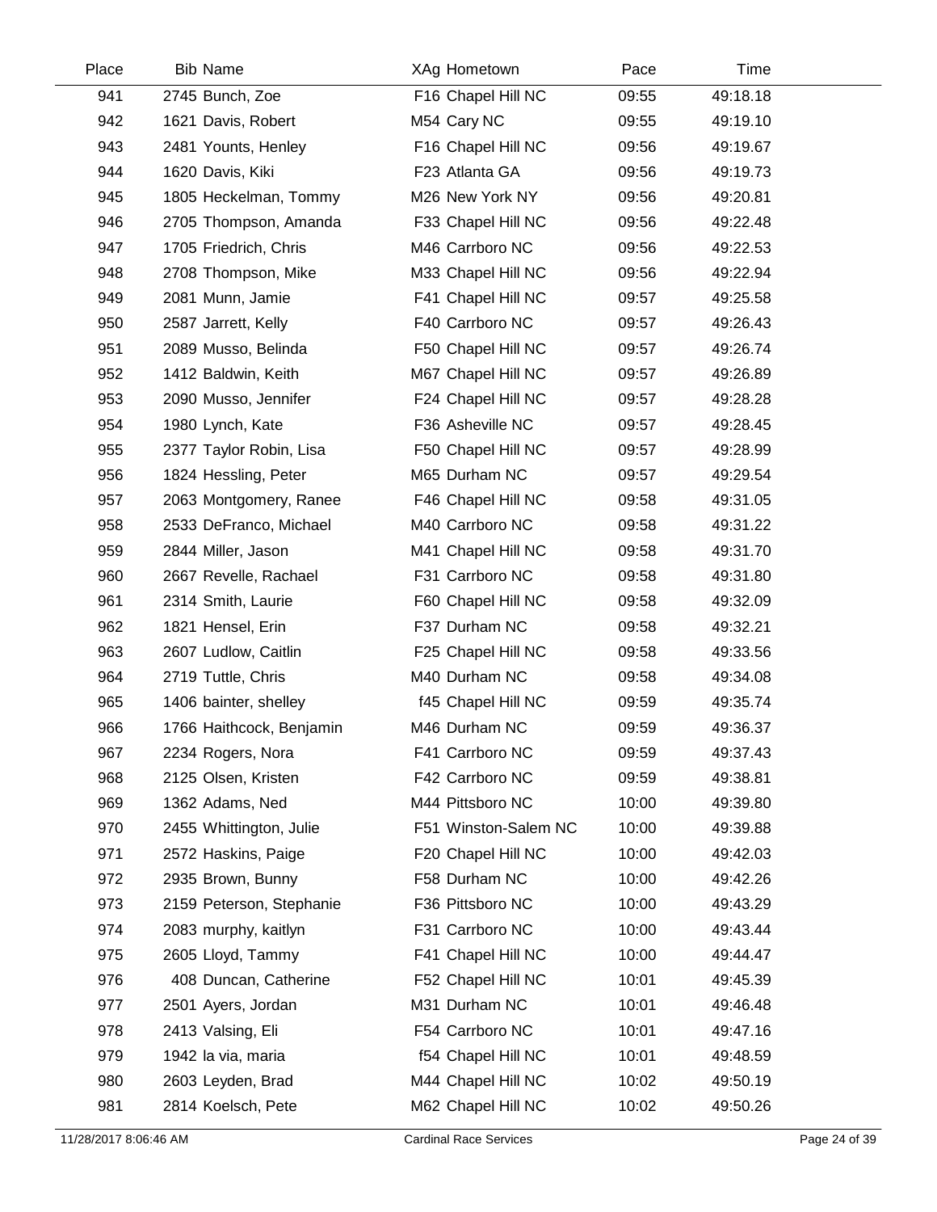| Place | Bib | Name | XAg | Hometown | Pace | Time |
|---|---|---|---|---|---|---|
| 941 | 2745 | Bunch, Zoe | F16 | Chapel Hill NC | 09:55 | 49:18.18 |
| 942 | 1621 | Davis, Robert | M54 | Cary NC | 09:55 | 49:19.10 |
| 943 | 2481 | Younts, Henley | F16 | Chapel Hill NC | 09:56 | 49:19.67 |
| 944 | 1620 | Davis, Kiki | F23 | Atlanta GA | 09:56 | 49:19.73 |
| 945 | 1805 | Heckelman, Tommy | M26 | New York NY | 09:56 | 49:20.81 |
| 946 | 2705 | Thompson, Amanda | F33 | Chapel Hill NC | 09:56 | 49:22.48 |
| 947 | 1705 | Friedrich, Chris | M46 | Carrboro NC | 09:56 | 49:22.53 |
| 948 | 2708 | Thompson, Mike | M33 | Chapel Hill NC | 09:56 | 49:22.94 |
| 949 | 2081 | Munn, Jamie | F41 | Chapel Hill NC | 09:57 | 49:25.58 |
| 950 | 2587 | Jarrett, Kelly | F40 | Carrboro NC | 09:57 | 49:26.43 |
| 951 | 2089 | Musso, Belinda | F50 | Chapel Hill NC | 09:57 | 49:26.74 |
| 952 | 1412 | Baldwin, Keith | M67 | Chapel Hill NC | 09:57 | 49:26.89 |
| 953 | 2090 | Musso, Jennifer | F24 | Chapel Hill NC | 09:57 | 49:28.28 |
| 954 | 1980 | Lynch, Kate | F36 | Asheville NC | 09:57 | 49:28.45 |
| 955 | 2377 | Taylor Robin, Lisa | F50 | Chapel Hill NC | 09:57 | 49:28.99 |
| 956 | 1824 | Hessling, Peter | M65 | Durham NC | 09:57 | 49:29.54 |
| 957 | 2063 | Montgomery, Ranee | F46 | Chapel Hill NC | 09:58 | 49:31.05 |
| 958 | 2533 | DeFranco, Michael | M40 | Carrboro NC | 09:58 | 49:31.22 |
| 959 | 2844 | Miller, Jason | M41 | Chapel Hill NC | 09:58 | 49:31.70 |
| 960 | 2667 | Revelle, Rachael | F31 | Carrboro NC | 09:58 | 49:31.80 |
| 961 | 2314 | Smith, Laurie | F60 | Chapel Hill NC | 09:58 | 49:32.09 |
| 962 | 1821 | Hensel, Erin | F37 | Durham NC | 09:58 | 49:32.21 |
| 963 | 2607 | Ludlow, Caitlin | F25 | Chapel Hill NC | 09:58 | 49:33.56 |
| 964 | 2719 | Tuttle, Chris | M40 | Durham NC | 09:58 | 49:34.08 |
| 965 | 1406 | bainter, shelley | f45 | Chapel Hill NC | 09:59 | 49:35.74 |
| 966 | 1766 | Haithcock, Benjamin | M46 | Durham NC | 09:59 | 49:36.37 |
| 967 | 2234 | Rogers, Nora | F41 | Carrboro NC | 09:59 | 49:37.43 |
| 968 | 2125 | Olsen, Kristen | F42 | Carrboro NC | 09:59 | 49:38.81 |
| 969 | 1362 | Adams, Ned | M44 | Pittsboro NC | 10:00 | 49:39.80 |
| 970 | 2455 | Whittington, Julie | F51 | Winston-Salem NC | 10:00 | 49:39.88 |
| 971 | 2572 | Haskins, Paige | F20 | Chapel Hill NC | 10:00 | 49:42.03 |
| 972 | 2935 | Brown, Bunny | F58 | Durham NC | 10:00 | 49:42.26 |
| 973 | 2159 | Peterson, Stephanie | F36 | Pittsboro NC | 10:00 | 49:43.29 |
| 974 | 2083 | murphy, kaitlyn | F31 | Carrboro NC | 10:00 | 49:43.44 |
| 975 | 2605 | Lloyd, Tammy | F41 | Chapel Hill NC | 10:00 | 49:44.47 |
| 976 | 408 | Duncan, Catherine | F52 | Chapel Hill NC | 10:01 | 49:45.39 |
| 977 | 2501 | Ayers, Jordan | M31 | Durham NC | 10:01 | 49:46.48 |
| 978 | 2413 | Valsing, Eli | F54 | Carrboro NC | 10:01 | 49:47.16 |
| 979 | 1942 | la via, maria | f54 | Chapel Hill NC | 10:01 | 49:48.59 |
| 980 | 2603 | Leyden, Brad | M44 | Chapel Hill NC | 10:02 | 49:50.19 |
| 981 | 2814 | Koelsch, Pete | M62 | Chapel Hill NC | 10:02 | 49:50.26 |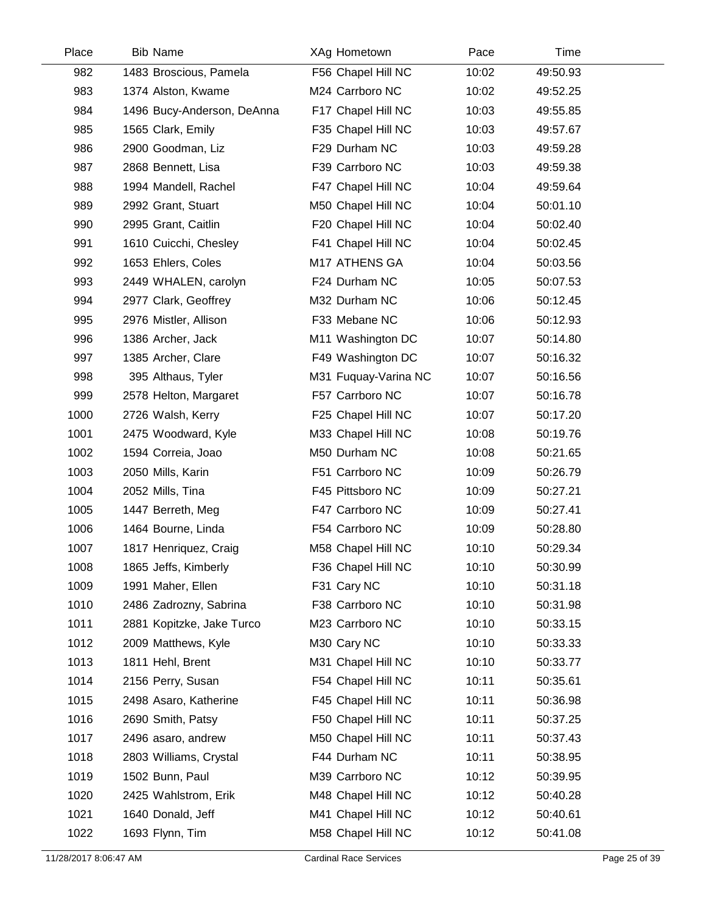| Place | Bib | Name | XAg | Hometown | Pace | Time |
|---|---|---|---|---|---|---|
| 982 | 1483 | Broscious, Pamela | F56 | Chapel Hill NC | 10:02 | 49:50.93 |
| 983 | 1374 | Alston, Kwame | M24 | Carrboro NC | 10:02 | 49:52.25 |
| 984 | 1496 | Bucy-Anderson, DeAnna | F17 | Chapel Hill NC | 10:03 | 49:55.85 |
| 985 | 1565 | Clark, Emily | F35 | Chapel Hill NC | 10:03 | 49:57.67 |
| 986 | 2900 | Goodman, Liz | F29 | Durham NC | 10:03 | 49:59.28 |
| 987 | 2868 | Bennett, Lisa | F39 | Carrboro NC | 10:03 | 49:59.38 |
| 988 | 1994 | Mandell, Rachel | F47 | Chapel Hill NC | 10:04 | 49:59.64 |
| 989 | 2992 | Grant, Stuart | M50 | Chapel Hill NC | 10:04 | 50:01.10 |
| 990 | 2995 | Grant, Caitlin | F20 | Chapel Hill NC | 10:04 | 50:02.40 |
| 991 | 1610 | Cuicchi, Chesley | F41 | Chapel Hill NC | 10:04 | 50:02.45 |
| 992 | 1653 | Ehlers, Coles | M17 | ATHENS GA | 10:04 | 50:03.56 |
| 993 | 2449 | WHALEN, carolyn | F24 | Durham NC | 10:05 | 50:07.53 |
| 994 | 2977 | Clark, Geoffrey | M32 | Durham NC | 10:06 | 50:12.45 |
| 995 | 2976 | Mistler, Allison | F33 | Mebane NC | 10:06 | 50:12.93 |
| 996 | 1386 | Archer, Jack | M11 | Washington DC | 10:07 | 50:14.80 |
| 997 | 1385 | Archer, Clare | F49 | Washington DC | 10:07 | 50:16.32 |
| 998 | 395 | Althaus, Tyler | M31 | Fuquay-Varina NC | 10:07 | 50:16.56 |
| 999 | 2578 | Helton, Margaret | F57 | Carrboro NC | 10:07 | 50:16.78 |
| 1000 | 2726 | Walsh, Kerry | F25 | Chapel Hill NC | 10:07 | 50:17.20 |
| 1001 | 2475 | Woodward, Kyle | M33 | Chapel Hill NC | 10:08 | 50:19.76 |
| 1002 | 1594 | Correia, Joao | M50 | Durham NC | 10:08 | 50:21.65 |
| 1003 | 2050 | Mills, Karin | F51 | Carrboro NC | 10:09 | 50:26.79 |
| 1004 | 2052 | Mills, Tina | F45 | Pittsboro NC | 10:09 | 50:27.21 |
| 1005 | 1447 | Berreth, Meg | F47 | Carrboro NC | 10:09 | 50:27.41 |
| 1006 | 1464 | Bourne, Linda | F54 | Carrboro NC | 10:09 | 50:28.80 |
| 1007 | 1817 | Henriquez, Craig | M58 | Chapel Hill NC | 10:10 | 50:29.34 |
| 1008 | 1865 | Jeffs, Kimberly | F36 | Chapel Hill NC | 10:10 | 50:30.99 |
| 1009 | 1991 | Maher, Ellen | F31 | Cary NC | 10:10 | 50:31.18 |
| 1010 | 2486 | Zadrozny, Sabrina | F38 | Carrboro NC | 10:10 | 50:31.98 |
| 1011 | 2881 | Kopitzke, Jake Turco | M23 | Carrboro NC | 10:10 | 50:33.15 |
| 1012 | 2009 | Matthews, Kyle | M30 | Cary NC | 10:10 | 50:33.33 |
| 1013 | 1811 | Hehl, Brent | M31 | Chapel Hill NC | 10:10 | 50:33.77 |
| 1014 | 2156 | Perry, Susan | F54 | Chapel Hill NC | 10:11 | 50:35.61 |
| 1015 | 2498 | Asaro, Katherine | F45 | Chapel Hill NC | 10:11 | 50:36.98 |
| 1016 | 2690 | Smith, Patsy | F50 | Chapel Hill NC | 10:11 | 50:37.25 |
| 1017 | 2496 | asaro, andrew | M50 | Chapel Hill NC | 10:11 | 50:37.43 |
| 1018 | 2803 | Williams, Crystal | F44 | Durham NC | 10:11 | 50:38.95 |
| 1019 | 1502 | Bunn, Paul | M39 | Carrboro NC | 10:12 | 50:39.95 |
| 1020 | 2425 | Wahlstrom, Erik | M48 | Chapel Hill NC | 10:12 | 50:40.28 |
| 1021 | 1640 | Donald, Jeff | M41 | Chapel Hill NC | 10:12 | 50:40.61 |
| 1022 | 1693 | Flynn, Tim | M58 | Chapel Hill NC | 10:12 | 50:41.08 |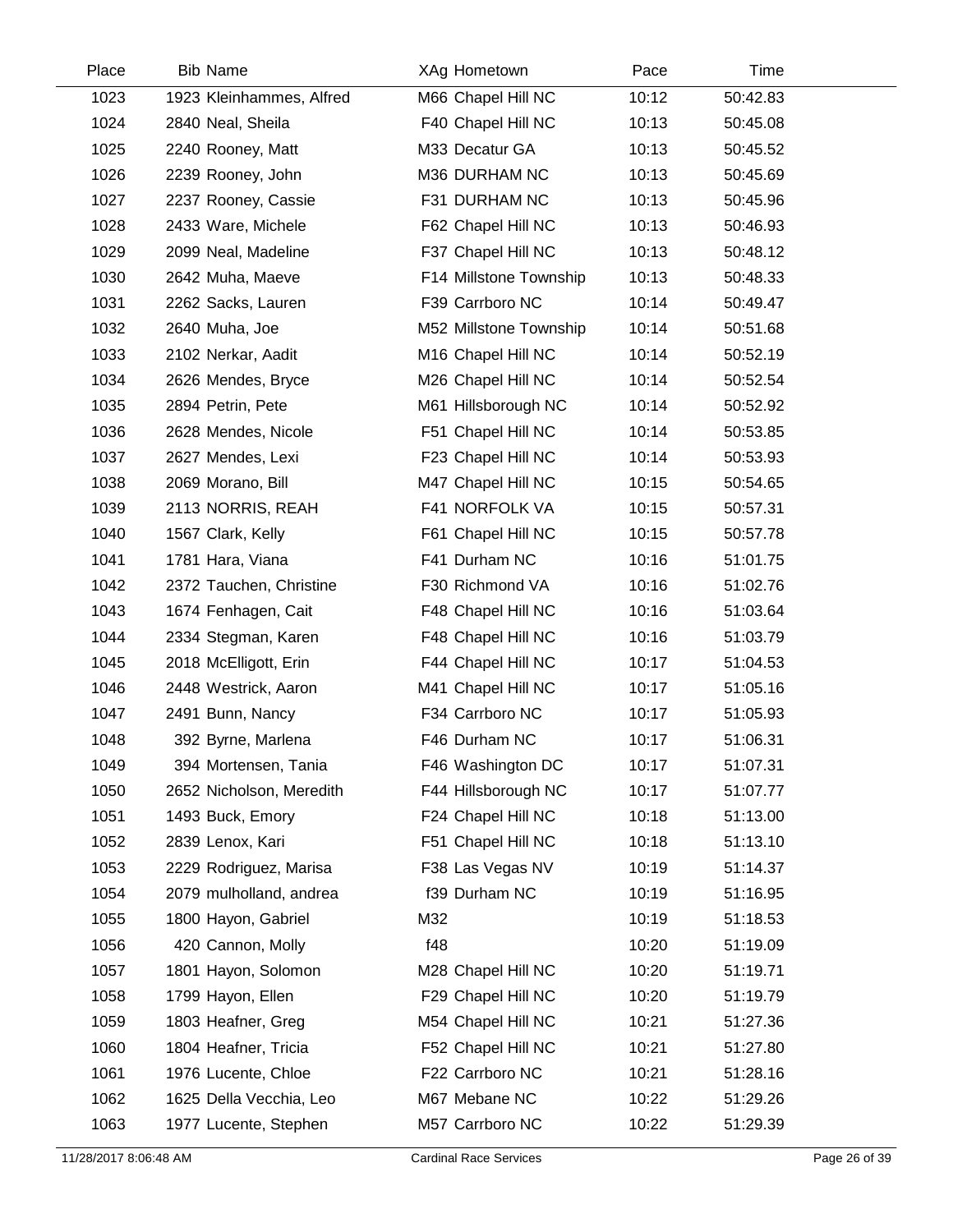| Place | Bib | Name | XAg | Hometown | Pace | Time |
|---|---|---|---|---|---|---|
| 1023 | 1923 | Kleinhammes, Alfred | M66 | Chapel Hill NC | 10:12 | 50:42.83 |
| 1024 | 2840 | Neal, Sheila | F40 | Chapel Hill NC | 10:13 | 50:45.08 |
| 1025 | 2240 | Rooney, Matt | M33 | Decatur GA | 10:13 | 50:45.52 |
| 1026 | 2239 | Rooney, John | M36 | DURHAM NC | 10:13 | 50:45.69 |
| 1027 | 2237 | Rooney, Cassie | F31 | DURHAM NC | 10:13 | 50:45.96 |
| 1028 | 2433 | Ware, Michele | F62 | Chapel Hill NC | 10:13 | 50:46.93 |
| 1029 | 2099 | Neal, Madeline | F37 | Chapel Hill NC | 10:13 | 50:48.12 |
| 1030 | 2642 | Muha, Maeve | F14 | Millstone Township | 10:13 | 50:48.33 |
| 1031 | 2262 | Sacks, Lauren | F39 | Carrboro NC | 10:14 | 50:49.47 |
| 1032 | 2640 | Muha, Joe | M52 | Millstone Township | 10:14 | 50:51.68 |
| 1033 | 2102 | Nerkar, Aadit | M16 | Chapel Hill NC | 10:14 | 50:52.19 |
| 1034 | 2626 | Mendes, Bryce | M26 | Chapel Hill NC | 10:14 | 50:52.54 |
| 1035 | 2894 | Petrin, Pete | M61 | Hillsborough NC | 10:14 | 50:52.92 |
| 1036 | 2628 | Mendes, Nicole | F51 | Chapel Hill NC | 10:14 | 50:53.85 |
| 1037 | 2627 | Mendes, Lexi | F23 | Chapel Hill NC | 10:14 | 50:53.93 |
| 1038 | 2069 | Morano, Bill | M47 | Chapel Hill NC | 10:15 | 50:54.65 |
| 1039 | 2113 | NORRIS, REAH | F41 | NORFOLK VA | 10:15 | 50:57.31 |
| 1040 | 1567 | Clark, Kelly | F61 | Chapel Hill NC | 10:15 | 50:57.78 |
| 1041 | 1781 | Hara, Viana | F41 | Durham NC | 10:16 | 51:01.75 |
| 1042 | 2372 | Tauchen, Christine | F30 | Richmond VA | 10:16 | 51:02.76 |
| 1043 | 1674 | Fenhagen, Cait | F48 | Chapel Hill NC | 10:16 | 51:03.64 |
| 1044 | 2334 | Stegman, Karen | F48 | Chapel Hill NC | 10:16 | 51:03.79 |
| 1045 | 2018 | McElligott, Erin | F44 | Chapel Hill NC | 10:17 | 51:04.53 |
| 1046 | 2448 | Westrick, Aaron | M41 | Chapel Hill NC | 10:17 | 51:05.16 |
| 1047 | 2491 | Bunn, Nancy | F34 | Carrboro NC | 10:17 | 51:05.93 |
| 1048 | 392 | Byrne, Marlena | F46 | Durham NC | 10:17 | 51:06.31 |
| 1049 | 394 | Mortensen, Tania | F46 | Washington DC | 10:17 | 51:07.31 |
| 1050 | 2652 | Nicholson, Meredith | F44 | Hillsborough NC | 10:17 | 51:07.77 |
| 1051 | 1493 | Buck, Emory | F24 | Chapel Hill NC | 10:18 | 51:13.00 |
| 1052 | 2839 | Lenox, Kari | F51 | Chapel Hill NC | 10:18 | 51:13.10 |
| 1053 | 2229 | Rodriguez, Marisa | F38 | Las Vegas NV | 10:19 | 51:14.37 |
| 1054 | 2079 | mulholland, andrea | f39 | Durham NC | 10:19 | 51:16.95 |
| 1055 | 1800 | Hayon, Gabriel | M32 | | 10:19 | 51:18.53 |
| 1056 | 420 | Cannon, Molly | f48 | | 10:20 | 51:19.09 |
| 1057 | 1801 | Hayon, Solomon | M28 | Chapel Hill NC | 10:20 | 51:19.71 |
| 1058 | 1799 | Hayon, Ellen | F29 | Chapel Hill NC | 10:20 | 51:19.79 |
| 1059 | 1803 | Heafner, Greg | M54 | Chapel Hill NC | 10:21 | 51:27.36 |
| 1060 | 1804 | Heafner, Tricia | F52 | Chapel Hill NC | 10:21 | 51:27.80 |
| 1061 | 1976 | Lucente, Chloe | F22 | Carrboro NC | 10:21 | 51:28.16 |
| 1062 | 1625 | Della Vecchia, Leo | M67 | Mebane NC | 10:22 | 51:29.26 |
| 1063 | 1977 | Lucente, Stephen | M57 | Carrboro NC | 10:22 | 51:29.39 |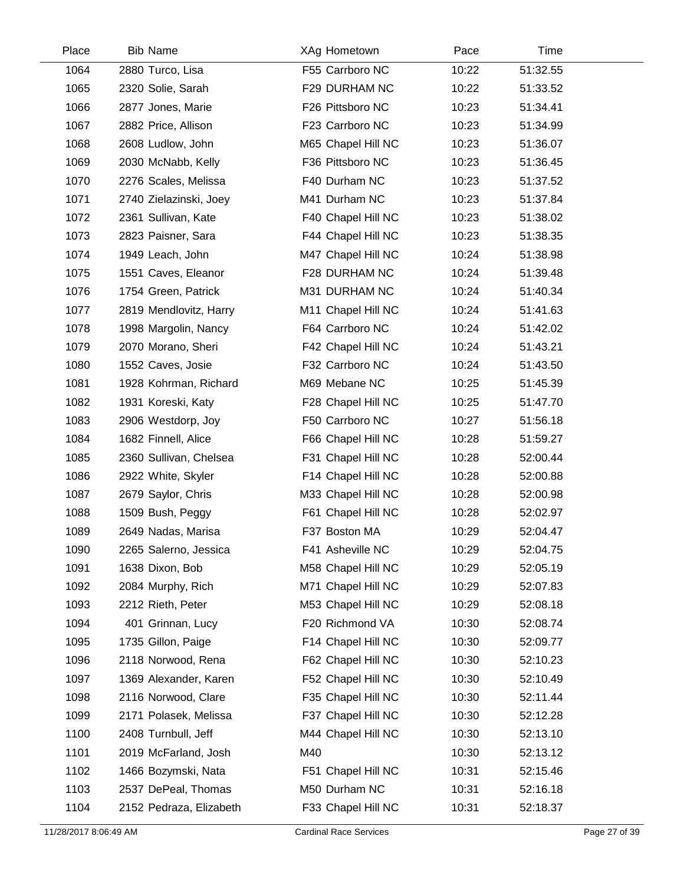| Place | Bib | Name | XAg | Hometown | Pace | Time |
|---|---|---|---|---|---|---|
| 1064 | 2880 | Turco, Lisa | F55 | Carrboro NC | 10:22 | 51:32.55 |
| 1065 | 2320 | Solie, Sarah | F29 | DURHAM NC | 10:22 | 51:33.52 |
| 1066 | 2877 | Jones, Marie | F26 | Pittsboro NC | 10:23 | 51:34.41 |
| 1067 | 2882 | Price, Allison | F23 | Carrboro NC | 10:23 | 51:34.99 |
| 1068 | 2608 | Ludlow, John | M65 | Chapel Hill NC | 10:23 | 51:36.07 |
| 1069 | 2030 | McNabb, Kelly | F36 | Pittsboro NC | 10:23 | 51:36.45 |
| 1070 | 2276 | Scales, Melissa | F40 | Durham NC | 10:23 | 51:37.52 |
| 1071 | 2740 | Zielazinski, Joey | M41 | Durham NC | 10:23 | 51:37.84 |
| 1072 | 2361 | Sullivan, Kate | F40 | Chapel Hill NC | 10:23 | 51:38.02 |
| 1073 | 2823 | Paisner, Sara | F44 | Chapel Hill NC | 10:23 | 51:38.35 |
| 1074 | 1949 | Leach, John | M47 | Chapel Hill NC | 10:24 | 51:38.98 |
| 1075 | 1551 | Caves, Eleanor | F28 | DURHAM NC | 10:24 | 51:39.48 |
| 1076 | 1754 | Green, Patrick | M31 | DURHAM NC | 10:24 | 51:40.34 |
| 1077 | 2819 | Mendlovitz, Harry | M11 | Chapel Hill NC | 10:24 | 51:41.63 |
| 1078 | 1998 | Margolin, Nancy | F64 | Carrboro NC | 10:24 | 51:42.02 |
| 1079 | 2070 | Morano, Sheri | F42 | Chapel Hill NC | 10:24 | 51:43.21 |
| 1080 | 1552 | Caves, Josie | F32 | Carrboro NC | 10:24 | 51:43.50 |
| 1081 | 1928 | Kohrman, Richard | M69 | Mebane NC | 10:25 | 51:45.39 |
| 1082 | 1931 | Koreski, Katy | F28 | Chapel Hill NC | 10:25 | 51:47.70 |
| 1083 | 2906 | Westdorp, Joy | F50 | Carrboro NC | 10:27 | 51:56.18 |
| 1084 | 1682 | Finnell, Alice | F66 | Chapel Hill NC | 10:28 | 51:59.27 |
| 1085 | 2360 | Sullivan, Chelsea | F31 | Chapel Hill NC | 10:28 | 52:00.44 |
| 1086 | 2922 | White, Skyler | F14 | Chapel Hill NC | 10:28 | 52:00.88 |
| 1087 | 2679 | Saylor, Chris | M33 | Chapel Hill NC | 10:28 | 52:00.98 |
| 1088 | 1509 | Bush, Peggy | F61 | Chapel Hill NC | 10:28 | 52:02.97 |
| 1089 | 2649 | Nadas, Marisa | F37 | Boston MA | 10:29 | 52:04.47 |
| 1090 | 2265 | Salerno, Jessica | F41 | Asheville NC | 10:29 | 52:04.75 |
| 1091 | 1638 | Dixon, Bob | M58 | Chapel Hill NC | 10:29 | 52:05.19 |
| 1092 | 2084 | Murphy, Rich | M71 | Chapel Hill NC | 10:29 | 52:07.83 |
| 1093 | 2212 | Rieth, Peter | M53 | Chapel Hill NC | 10:29 | 52:08.18 |
| 1094 | 401 | Grinnan, Lucy | F20 | Richmond VA | 10:30 | 52:08.74 |
| 1095 | 1735 | Gillon, Paige | F14 | Chapel Hill NC | 10:30 | 52:09.77 |
| 1096 | 2118 | Norwood, Rena | F62 | Chapel Hill NC | 10:30 | 52:10.23 |
| 1097 | 1369 | Alexander, Karen | F52 | Chapel Hill NC | 10:30 | 52:10.49 |
| 1098 | 2116 | Norwood, Clare | F35 | Chapel Hill NC | 10:30 | 52:11.44 |
| 1099 | 2171 | Polasek, Melissa | F37 | Chapel Hill NC | 10:30 | 52:12.28 |
| 1100 | 2408 | Turnbull, Jeff | M44 | Chapel Hill NC | 10:30 | 52:13.10 |
| 1101 | 2019 | McFarland, Josh | M40 | | 10:30 | 52:13.12 |
| 1102 | 1466 | Bozymski, Nata | F51 | Chapel Hill NC | 10:31 | 52:15.46 |
| 1103 | 2537 | DePeal, Thomas | M50 | Durham NC | 10:31 | 52:16.18 |
| 1104 | 2152 | Pedraza, Elizabeth | F33 | Chapel Hill NC | 10:31 | 52:18.37 |

11/28/2017 8:06:49 AM Cardinal Race Services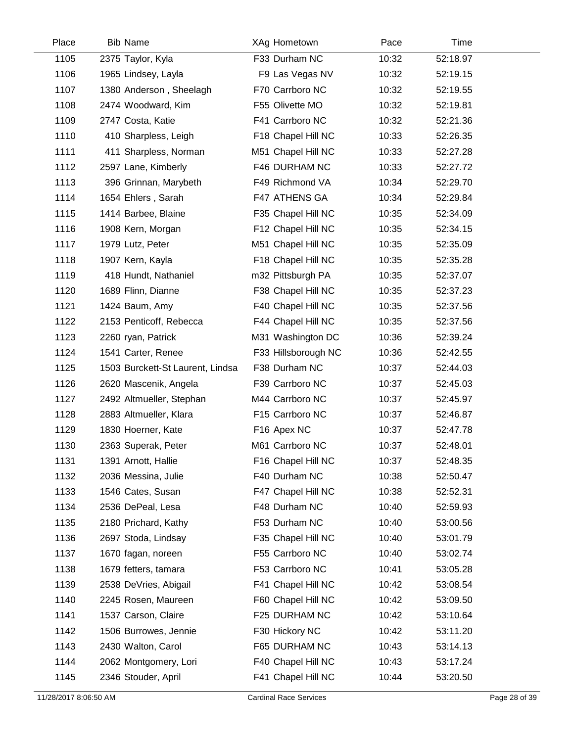| Place | Bib | Name | XAg | Hometown | Pace | Time |
|---|---|---|---|---|---|---|
| 1105 | 2375 | Taylor, Kyla | F33 | Durham NC | 10:32 | 52:18.97 |
| 1106 | 1965 | Lindsey, Layla | F9 | Las Vegas NV | 10:32 | 52:19.15 |
| 1107 | 1380 | Anderson , Sheelagh | F70 | Carrboro NC | 10:32 | 52:19.55 |
| 1108 | 2474 | Woodward, Kim | F55 | Olivette MO | 10:32 | 52:19.81 |
| 1109 | 2747 | Costa, Katie | F41 | Carrboro NC | 10:32 | 52:21.36 |
| 1110 | 410 | Sharpless, Leigh | F18 | Chapel Hill NC | 10:33 | 52:26.35 |
| 1111 | 411 | Sharpless, Norman | M51 | Chapel Hill NC | 10:33 | 52:27.28 |
| 1112 | 2597 | Lane, Kimberly | F46 | DURHAM NC | 10:33 | 52:27.72 |
| 1113 | 396 | Grinnan, Marybeth | F49 | Richmond VA | 10:34 | 52:29.70 |
| 1114 | 1654 | Ehlers , Sarah | F47 | ATHENS GA | 10:34 | 52:29.84 |
| 1115 | 1414 | Barbee, Blaine | F35 | Chapel Hill NC | 10:35 | 52:34.09 |
| 1116 | 1908 | Kern, Morgan | F12 | Chapel Hill NC | 10:35 | 52:34.15 |
| 1117 | 1979 | Lutz, Peter | M51 | Chapel Hill NC | 10:35 | 52:35.09 |
| 1118 | 1907 | Kern, Kayla | F18 | Chapel Hill NC | 10:35 | 52:35.28 |
| 1119 | 418 | Hundt, Nathaniel | m32 | Pittsburgh PA | 10:35 | 52:37.07 |
| 1120 | 1689 | Flinn, Dianne | F38 | Chapel Hill NC | 10:35 | 52:37.23 |
| 1121 | 1424 | Baum, Amy | F40 | Chapel Hill NC | 10:35 | 52:37.56 |
| 1122 | 2153 | Penticoff, Rebecca | F44 | Chapel Hill NC | 10:35 | 52:37.56 |
| 1123 | 2260 | ryan, Patrick | M31 | Washington DC | 10:36 | 52:39.24 |
| 1124 | 1541 | Carter, Renee | F33 | Hillsborough NC | 10:36 | 52:42.55 |
| 1125 | 1503 | Burckett-St Laurent, Lindsa | F38 | Durham NC | 10:37 | 52:44.03 |
| 1126 | 2620 | Mascenik, Angela | F39 | Carrboro NC | 10:37 | 52:45.03 |
| 1127 | 2492 | Altmueller, Stephan | M44 | Carrboro NC | 10:37 | 52:45.97 |
| 1128 | 2883 | Altmueller, Klara | F15 | Carrboro NC | 10:37 | 52:46.87 |
| 1129 | 1830 | Hoerner, Kate | F16 | Apex NC | 10:37 | 52:47.78 |
| 1130 | 2363 | Superak, Peter | M61 | Carrboro NC | 10:37 | 52:48.01 |
| 1131 | 1391 | Arnott, Hallie | F16 | Chapel Hill NC | 10:37 | 52:48.35 |
| 1132 | 2036 | Messina, Julie | F40 | Durham NC | 10:38 | 52:50.47 |
| 1133 | 1546 | Cates, Susan | F47 | Chapel Hill NC | 10:38 | 52:52.31 |
| 1134 | 2536 | DePeal, Lesa | F48 | Durham NC | 10:40 | 52:59.93 |
| 1135 | 2180 | Prichard, Kathy | F53 | Durham NC | 10:40 | 53:00.56 |
| 1136 | 2697 | Stoda, Lindsay | F35 | Chapel Hill NC | 10:40 | 53:01.79 |
| 1137 | 1670 | fagan, noreen | F55 | Carrboro NC | 10:40 | 53:02.74 |
| 1138 | 1679 | fetters, tamara | F53 | Carrboro NC | 10:41 | 53:05.28 |
| 1139 | 2538 | DeVries, Abigail | F41 | Chapel Hill NC | 10:42 | 53:08.54 |
| 1140 | 2245 | Rosen, Maureen | F60 | Chapel Hill NC | 10:42 | 53:09.50 |
| 1141 | 1537 | Carson, Claire | F25 | DURHAM NC | 10:42 | 53:10.64 |
| 1142 | 1506 | Burrowes, Jennie | F30 | Hickory NC | 10:42 | 53:11.20 |
| 1143 | 2430 | Walton, Carol | F65 | DURHAM NC | 10:43 | 53:14.13 |
| 1144 | 2062 | Montgomery, Lori | F40 | Chapel Hill NC | 10:43 | 53:17.24 |
| 1145 | 2346 | Stouder, April | F41 | Chapel Hill NC | 10:44 | 53:20.50 |

11/28/2017 8:06:50 AM Cardinal Race Services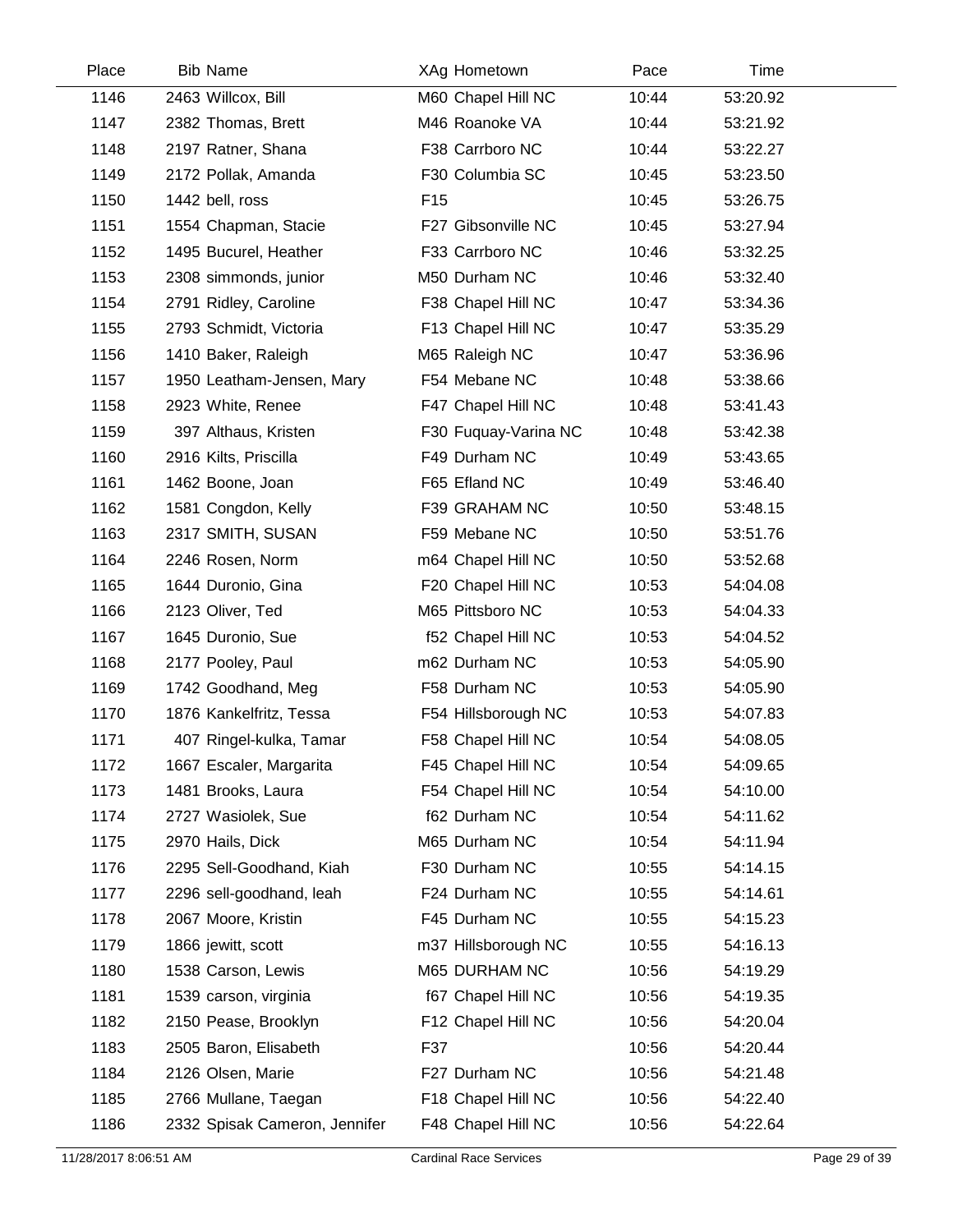| Place | Bib | Name | XAg | Hometown | Pace | Time |
|---|---|---|---|---|---|---|
| 1146 | 2463 | Willcox, Bill | M60 | Chapel Hill NC | 10:44 | 53:20.92 |
| 1147 | 2382 | Thomas, Brett | M46 | Roanoke VA | 10:44 | 53:21.92 |
| 1148 | 2197 | Ratner, Shana | F38 | Carrboro NC | 10:44 | 53:22.27 |
| 1149 | 2172 | Pollak, Amanda | F30 | Columbia SC | 10:45 | 53:23.50 |
| 1150 | 1442 | bell, ross | F15 | | 10:45 | 53:26.75 |
| 1151 | 1554 | Chapman, Stacie | F27 | Gibsonville NC | 10:45 | 53:27.94 |
| 1152 | 1495 | Bucurel, Heather | F33 | Carrboro NC | 10:46 | 53:32.25 |
| 1153 | 2308 | simmonds, junior | M50 | Durham NC | 10:46 | 53:32.40 |
| 1154 | 2791 | Ridley, Caroline | F38 | Chapel Hill NC | 10:47 | 53:34.36 |
| 1155 | 2793 | Schmidt, Victoria | F13 | Chapel Hill NC | 10:47 | 53:35.29 |
| 1156 | 1410 | Baker, Raleigh | M65 | Raleigh NC | 10:47 | 53:36.96 |
| 1157 | 1950 | Leatham-Jensen, Mary | F54 | Mebane NC | 10:48 | 53:38.66 |
| 1158 | 2923 | White, Renee | F47 | Chapel Hill NC | 10:48 | 53:41.43 |
| 1159 | 397 | Althaus, Kristen | F30 | Fuquay-Varina NC | 10:48 | 53:42.38 |
| 1160 | 2916 | Kilts, Priscilla | F49 | Durham NC | 10:49 | 53:43.65 |
| 1161 | 1462 | Boone, Joan | F65 | Efland NC | 10:49 | 53:46.40 |
| 1162 | 1581 | Congdon, Kelly | F39 | GRAHAM NC | 10:50 | 53:48.15 |
| 1163 | 2317 | SMITH, SUSAN | F59 | Mebane NC | 10:50 | 53:51.76 |
| 1164 | 2246 | Rosen, Norm | m64 | Chapel Hill NC | 10:50 | 53:52.68 |
| 1165 | 1644 | Duronio, Gina | F20 | Chapel Hill NC | 10:53 | 54:04.08 |
| 1166 | 2123 | Oliver, Ted | M65 | Pittsboro NC | 10:53 | 54:04.33 |
| 1167 | 1645 | Duronio, Sue | f52 | Chapel Hill NC | 10:53 | 54:04.52 |
| 1168 | 2177 | Pooley, Paul | m62 | Durham NC | 10:53 | 54:05.90 |
| 1169 | 1742 | Goodhand, Meg | F58 | Durham NC | 10:53 | 54:05.90 |
| 1170 | 1876 | Kankelfritz, Tessa | F54 | Hillsborough NC | 10:53 | 54:07.83 |
| 1171 | 407 | Ringel-kulka, Tamar | F58 | Chapel Hill NC | 10:54 | 54:08.05 |
| 1172 | 1667 | Escaler, Margarita | F45 | Chapel Hill NC | 10:54 | 54:09.65 |
| 1173 | 1481 | Brooks, Laura | F54 | Chapel Hill NC | 10:54 | 54:10.00 |
| 1174 | 2727 | Wasiolek, Sue | f62 | Durham NC | 10:54 | 54:11.62 |
| 1175 | 2970 | Hails, Dick | M65 | Durham NC | 10:54 | 54:11.94 |
| 1176 | 2295 | Sell-Goodhand, Kiah | F30 | Durham NC | 10:55 | 54:14.15 |
| 1177 | 2296 | sell-goodhand, leah | F24 | Durham NC | 10:55 | 54:14.61 |
| 1178 | 2067 | Moore, Kristin | F45 | Durham NC | 10:55 | 54:15.23 |
| 1179 | 1866 | jewitt, scott | m37 | Hillsborough NC | 10:55 | 54:16.13 |
| 1180 | 1538 | Carson, Lewis | M65 | DURHAM NC | 10:56 | 54:19.29 |
| 1181 | 1539 | carson, virginia | f67 | Chapel Hill NC | 10:56 | 54:19.35 |
| 1182 | 2150 | Pease, Brooklyn | F12 | Chapel Hill NC | 10:56 | 54:20.04 |
| 1183 | 2505 | Baron, Elisabeth | F37 | | 10:56 | 54:20.44 |
| 1184 | 2126 | Olsen, Marie | F27 | Durham NC | 10:56 | 54:21.48 |
| 1185 | 2766 | Mullane, Taegan | F18 | Chapel Hill NC | 10:56 | 54:22.40 |
| 1186 | 2332 | Spisak Cameron, Jennifer | F48 | Chapel Hill NC | 10:56 | 54:22.64 |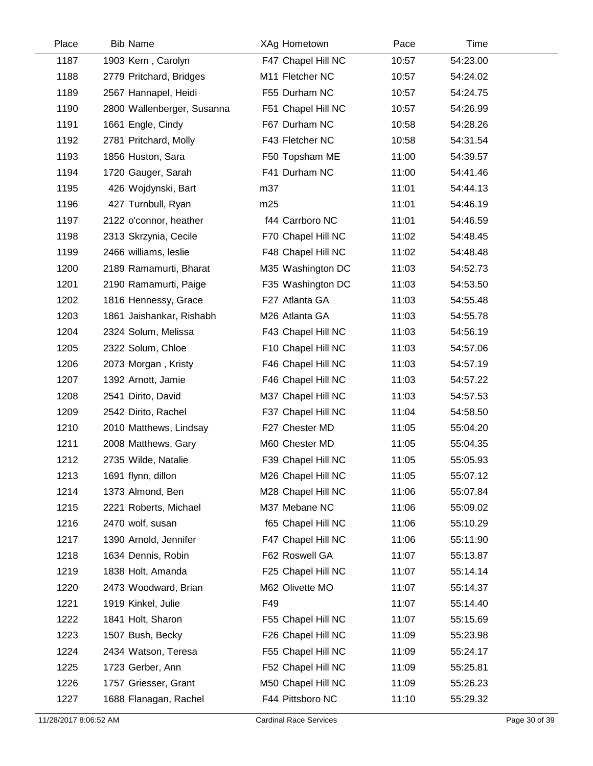| Place | Bib | Name | XAg | Hometown | Pace | Time |
|---|---|---|---|---|---|---|
| 1187 | 1903 | Kern , Carolyn | F47 | Chapel Hill NC | 10:57 | 54:23.00 |
| 1188 | 2779 | Pritchard, Bridges | M11 | Fletcher NC | 10:57 | 54:24.02 |
| 1189 | 2567 | Hannapel, Heidi | F55 | Durham NC | 10:57 | 54:24.75 |
| 1190 | 2800 | Wallenberger, Susanna | F51 | Chapel Hill NC | 10:57 | 54:26.99 |
| 1191 | 1661 | Engle, Cindy | F67 | Durham NC | 10:58 | 54:28.26 |
| 1192 | 2781 | Pritchard, Molly | F43 | Fletcher NC | 10:58 | 54:31.54 |
| 1193 | 1856 | Huston, Sara | F50 | Topsham ME | 11:00 | 54:39.57 |
| 1194 | 1720 | Gauger, Sarah | F41 | Durham NC | 11:00 | 54:41.46 |
| 1195 | 426 | Wojdynski, Bart | m37 | | 11:01 | 54:44.13 |
| 1196 | 427 | Turnbull, Ryan | m25 | | 11:01 | 54:46.19 |
| 1197 | 2122 | o'connor, heather | f44 | Carrboro NC | 11:01 | 54:46.59 |
| 1198 | 2313 | Skrzynia, Cecile | F70 | Chapel Hill NC | 11:02 | 54:48.45 |
| 1199 | 2466 | williams, leslie | F48 | Chapel Hill NC | 11:02 | 54:48.48 |
| 1200 | 2189 | Ramamurti, Bharat | M35 | Washington DC | 11:03 | 54:52.73 |
| 1201 | 2190 | Ramamurti, Paige | F35 | Washington DC | 11:03 | 54:53.50 |
| 1202 | 1816 | Hennessy, Grace | F27 | Atlanta GA | 11:03 | 54:55.48 |
| 1203 | 1861 | Jaishankar, Rishabh | M26 | Atlanta GA | 11:03 | 54:55.78 |
| 1204 | 2324 | Solum, Melissa | F43 | Chapel Hill NC | 11:03 | 54:56.19 |
| 1205 | 2322 | Solum, Chloe | F10 | Chapel Hill NC | 11:03 | 54:57.06 |
| 1206 | 2073 | Morgan , Kristy | F46 | Chapel Hill NC | 11:03 | 54:57.19 |
| 1207 | 1392 | Arnott, Jamie | F46 | Chapel Hill NC | 11:03 | 54:57.22 |
| 1208 | 2541 | Dirito, David | M37 | Chapel Hill NC | 11:03 | 54:57.53 |
| 1209 | 2542 | Dirito, Rachel | F37 | Chapel Hill NC | 11:04 | 54:58.50 |
| 1210 | 2010 | Matthews, Lindsay | F27 | Chester MD | 11:05 | 55:04.20 |
| 1211 | 2008 | Matthews, Gary | M60 | Chester MD | 11:05 | 55:04.35 |
| 1212 | 2735 | Wilde, Natalie | F39 | Chapel Hill NC | 11:05 | 55:05.93 |
| 1213 | 1691 | flynn, dillon | M26 | Chapel Hill NC | 11:05 | 55:07.12 |
| 1214 | 1373 | Almond, Ben | M28 | Chapel Hill NC | 11:06 | 55:07.84 |
| 1215 | 2221 | Roberts, Michael | M37 | Mebane NC | 11:06 | 55:09.02 |
| 1216 | 2470 | wolf, susan | f65 | Chapel Hill NC | 11:06 | 55:10.29 |
| 1217 | 1390 | Arnold, Jennifer | F47 | Chapel Hill NC | 11:06 | 55:11.90 |
| 1218 | 1634 | Dennis, Robin | F62 | Roswell GA | 11:07 | 55:13.87 |
| 1219 | 1838 | Holt, Amanda | F25 | Chapel Hill NC | 11:07 | 55:14.14 |
| 1220 | 2473 | Woodward, Brian | M62 | Olivette MO | 11:07 | 55:14.37 |
| 1221 | 1919 | Kinkel, Julie | F49 | | 11:07 | 55:14.40 |
| 1222 | 1841 | Holt, Sharon | F55 | Chapel Hill NC | 11:07 | 55:15.69 |
| 1223 | 1507 | Bush, Becky | F26 | Chapel Hill NC | 11:09 | 55:23.98 |
| 1224 | 2434 | Watson, Teresa | F55 | Chapel Hill NC | 11:09 | 55:24.17 |
| 1225 | 1723 | Gerber, Ann | F52 | Chapel Hill NC | 11:09 | 55:25.81 |
| 1226 | 1757 | Griesser, Grant | M50 | Chapel Hill NC | 11:09 | 55:26.23 |
| 1227 | 1688 | Flanagan, Rachel | F44 | Pittsboro NC | 11:10 | 55:29.32 |

11/28/2017 8:06:52 AM — Cardinal Race Services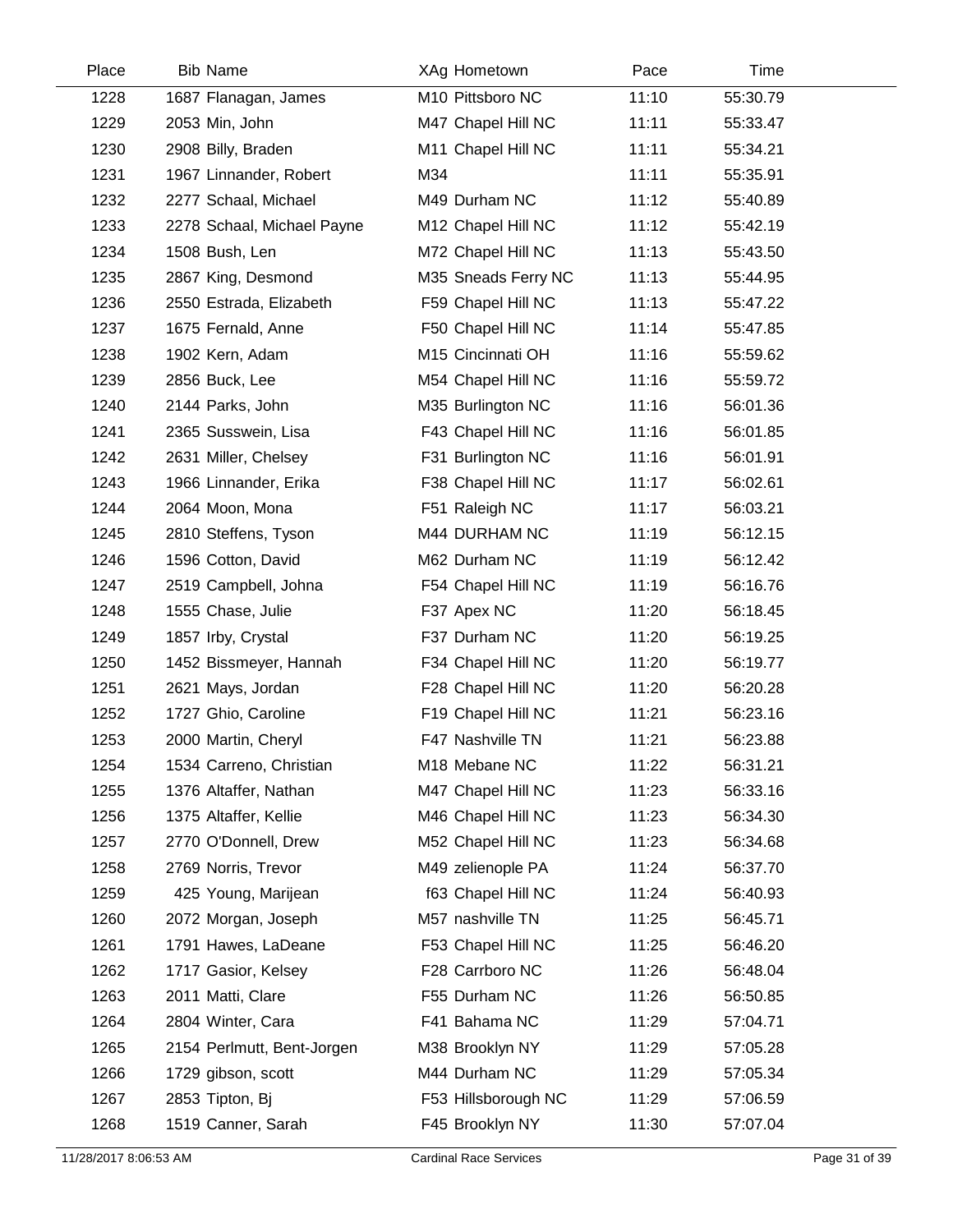| Place | Bib | Name | XAg | Hometown | Pace | Time |
|---|---|---|---|---|---|---|
| 1228 | 1687 | Flanagan, James | M10 | Pittsboro NC | 11:10 | 55:30.79 |
| 1229 | 2053 | Min, John | M47 | Chapel Hill NC | 11:11 | 55:33.47 |
| 1230 | 2908 | Billy, Braden | M11 | Chapel Hill NC | 11:11 | 55:34.21 |
| 1231 | 1967 | Linnander, Robert | M34 | | 11:11 | 55:35.91 |
| 1232 | 2277 | Schaal, Michael | M49 | Durham NC | 11:12 | 55:40.89 |
| 1233 | 2278 | Schaal, Michael Payne | M12 | Chapel Hill NC | 11:12 | 55:42.19 |
| 1234 | 1508 | Bush, Len | M72 | Chapel Hill NC | 11:13 | 55:43.50 |
| 1235 | 2867 | King, Desmond | M35 | Sneads Ferry NC | 11:13 | 55:44.95 |
| 1236 | 2550 | Estrada, Elizabeth | F59 | Chapel Hill NC | 11:13 | 55:47.22 |
| 1237 | 1675 | Fernald, Anne | F50 | Chapel Hill NC | 11:14 | 55:47.85 |
| 1238 | 1902 | Kern, Adam | M15 | Cincinnati OH | 11:16 | 55:59.62 |
| 1239 | 2856 | Buck, Lee | M54 | Chapel Hill NC | 11:16 | 55:59.72 |
| 1240 | 2144 | Parks, John | M35 | Burlington NC | 11:16 | 56:01.36 |
| 1241 | 2365 | Susswein, Lisa | F43 | Chapel Hill NC | 11:16 | 56:01.85 |
| 1242 | 2631 | Miller, Chelsey | F31 | Burlington NC | 11:16 | 56:01.91 |
| 1243 | 1966 | Linnander, Erika | F38 | Chapel Hill NC | 11:17 | 56:02.61 |
| 1244 | 2064 | Moon, Mona | F51 | Raleigh NC | 11:17 | 56:03.21 |
| 1245 | 2810 | Steffens, Tyson | M44 | DURHAM NC | 11:19 | 56:12.15 |
| 1246 | 1596 | Cotton, David | M62 | Durham NC | 11:19 | 56:12.42 |
| 1247 | 2519 | Campbell, Johna | F54 | Chapel Hill NC | 11:19 | 56:16.76 |
| 1248 | 1555 | Chase, Julie | F37 | Apex NC | 11:20 | 56:18.45 |
| 1249 | 1857 | Irby, Crystal | F37 | Durham NC | 11:20 | 56:19.25 |
| 1250 | 1452 | Bissmeyer, Hannah | F34 | Chapel Hill NC | 11:20 | 56:19.77 |
| 1251 | 2621 | Mays, Jordan | F28 | Chapel Hill NC | 11:20 | 56:20.28 |
| 1252 | 1727 | Ghio, Caroline | F19 | Chapel Hill NC | 11:21 | 56:23.16 |
| 1253 | 2000 | Martin, Cheryl | F47 | Nashville TN | 11:21 | 56:23.88 |
| 1254 | 1534 | Carreno, Christian | M18 | Mebane NC | 11:22 | 56:31.21 |
| 1255 | 1376 | Altaffer, Nathan | M47 | Chapel Hill NC | 11:23 | 56:33.16 |
| 1256 | 1375 | Altaffer, Kellie | M46 | Chapel Hill NC | 11:23 | 56:34.30 |
| 1257 | 2770 | O'Donnell, Drew | M52 | Chapel Hill NC | 11:23 | 56:34.68 |
| 1258 | 2769 | Norris, Trevor | M49 | zelienople PA | 11:24 | 56:37.70 |
| 1259 | 425 | Young, Marijean | f63 | Chapel Hill NC | 11:24 | 56:40.93 |
| 1260 | 2072 | Morgan, Joseph | M57 | nashville TN | 11:25 | 56:45.71 |
| 1261 | 1791 | Hawes, LaDeane | F53 | Chapel Hill NC | 11:25 | 56:46.20 |
| 1262 | 1717 | Gasior, Kelsey | F28 | Carrboro NC | 11:26 | 56:48.04 |
| 1263 | 2011 | Matti, Clare | F55 | Durham NC | 11:26 | 56:50.85 |
| 1264 | 2804 | Winter, Cara | F41 | Bahama NC | 11:29 | 57:04.71 |
| 1265 | 2154 | Perlmutt, Bent-Jorgen | M38 | Brooklyn NY | 11:29 | 57:05.28 |
| 1266 | 1729 | gibson, scott | M44 | Durham NC | 11:29 | 57:05.34 |
| 1267 | 2853 | Tipton, Bj | F53 | Hillsborough NC | 11:29 | 57:06.59 |
| 1268 | 1519 | Canner, Sarah | F45 | Brooklyn NY | 11:30 | 57:07.04 |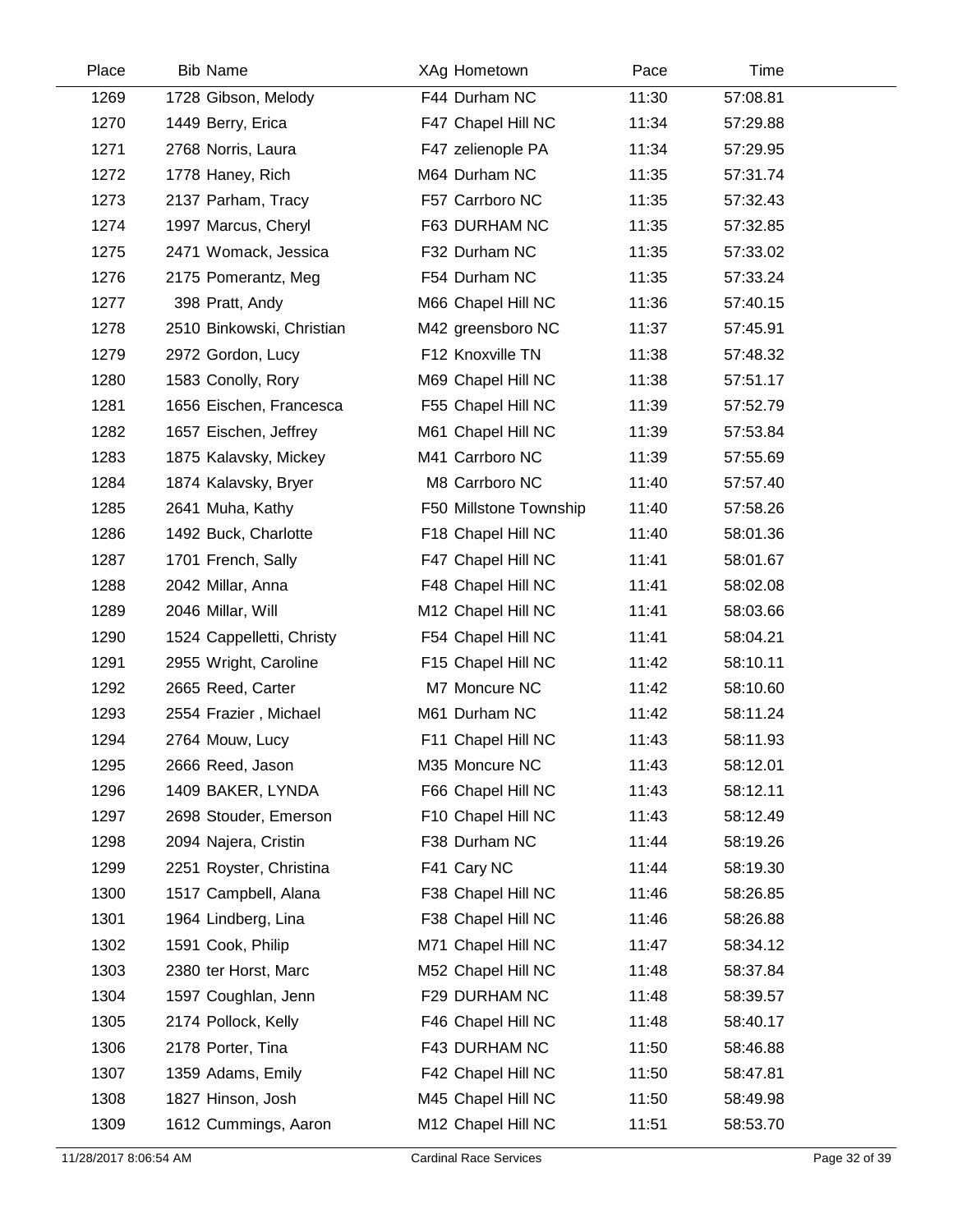| Place | Bib | Name | XAg | Hometown | Pace | Time |
|---|---|---|---|---|---|---|
| 1269 | 1728 | Gibson, Melody | F44 | Durham NC | 11:30 | 57:08.81 |
| 1270 | 1449 | Berry, Erica | F47 | Chapel Hill NC | 11:34 | 57:29.88 |
| 1271 | 2768 | Norris, Laura | F47 | zelienople PA | 11:34 | 57:29.95 |
| 1272 | 1778 | Haney, Rich | M64 | Durham NC | 11:35 | 57:31.74 |
| 1273 | 2137 | Parham, Tracy | F57 | Carrboro NC | 11:35 | 57:32.43 |
| 1274 | 1997 | Marcus, Cheryl | F63 | DURHAM NC | 11:35 | 57:32.85 |
| 1275 | 2471 | Womack, Jessica | F32 | Durham NC | 11:35 | 57:33.02 |
| 1276 | 2175 | Pomerantz, Meg | F54 | Durham NC | 11:35 | 57:33.24 |
| 1277 | 398 | Pratt, Andy | M66 | Chapel Hill NC | 11:36 | 57:40.15 |
| 1278 | 2510 | Binkowski, Christian | M42 | greensboro NC | 11:37 | 57:45.91 |
| 1279 | 2972 | Gordon, Lucy | F12 | Knoxville TN | 11:38 | 57:48.32 |
| 1280 | 1583 | Conolly, Rory | M69 | Chapel Hill NC | 11:38 | 57:51.17 |
| 1281 | 1656 | Eischen, Francesca | F55 | Chapel Hill NC | 11:39 | 57:52.79 |
| 1282 | 1657 | Eischen, Jeffrey | M61 | Chapel Hill NC | 11:39 | 57:53.84 |
| 1283 | 1875 | Kalavsky, Mickey | M41 | Carrboro NC | 11:39 | 57:55.69 |
| 1284 | 1874 | Kalavsky, Bryer | M8 | Carrboro NC | 11:40 | 57:57.40 |
| 1285 | 2641 | Muha, Kathy | F50 | Millstone Township | 11:40 | 57:58.26 |
| 1286 | 1492 | Buck, Charlotte | F18 | Chapel Hill NC | 11:40 | 58:01.36 |
| 1287 | 1701 | French, Sally | F47 | Chapel Hill NC | 11:41 | 58:01.67 |
| 1288 | 2042 | Millar, Anna | F48 | Chapel Hill NC | 11:41 | 58:02.08 |
| 1289 | 2046 | Millar, Will | M12 | Chapel Hill NC | 11:41 | 58:03.66 |
| 1290 | 1524 | Cappelletti, Christy | F54 | Chapel Hill NC | 11:41 | 58:04.21 |
| 1291 | 2955 | Wright, Caroline | F15 | Chapel Hill NC | 11:42 | 58:10.11 |
| 1292 | 2665 | Reed, Carter | M7 | Moncure NC | 11:42 | 58:10.60 |
| 1293 | 2554 | Frazier , Michael | M61 | Durham NC | 11:42 | 58:11.24 |
| 1294 | 2764 | Mouw, Lucy | F11 | Chapel Hill NC | 11:43 | 58:11.93 |
| 1295 | 2666 | Reed, Jason | M35 | Moncure NC | 11:43 | 58:12.01 |
| 1296 | 1409 | BAKER, LYNDA | F66 | Chapel Hill NC | 11:43 | 58:12.11 |
| 1297 | 2698 | Stouder, Emerson | F10 | Chapel Hill NC | 11:43 | 58:12.49 |
| 1298 | 2094 | Najera, Cristin | F38 | Durham NC | 11:44 | 58:19.26 |
| 1299 | 2251 | Royster, Christina | F41 | Cary NC | 11:44 | 58:19.30 |
| 1300 | 1517 | Campbell, Alana | F38 | Chapel Hill NC | 11:46 | 58:26.85 |
| 1301 | 1964 | Lindberg, Lina | F38 | Chapel Hill NC | 11:46 | 58:26.88 |
| 1302 | 1591 | Cook, Philip | M71 | Chapel Hill NC | 11:47 | 58:34.12 |
| 1303 | 2380 | ter Horst, Marc | M52 | Chapel Hill NC | 11:48 | 58:37.84 |
| 1304 | 1597 | Coughlan, Jenn | F29 | DURHAM NC | 11:48 | 58:39.57 |
| 1305 | 2174 | Pollock, Kelly | F46 | Chapel Hill NC | 11:48 | 58:40.17 |
| 1306 | 2178 | Porter, Tina | F43 | DURHAM NC | 11:50 | 58:46.88 |
| 1307 | 1359 | Adams, Emily | F42 | Chapel Hill NC | 11:50 | 58:47.81 |
| 1308 | 1827 | Hinson, Josh | M45 | Chapel Hill NC | 11:50 | 58:49.98 |
| 1309 | 1612 | Cummings, Aaron | M12 | Chapel Hill NC | 11:51 | 58:53.70 |

11/28/2017 8:06:54 AM Cardinal Race Services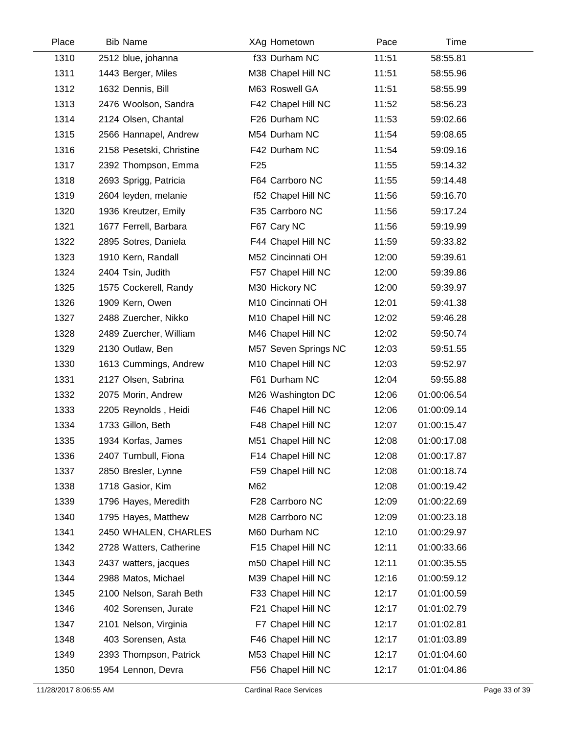| Place | Bib | Name | XAg | Hometown | Pace | Time |
|---|---|---|---|---|---|---|
| 1310 | 2512 | blue, johanna | f33 | Durham NC | 11:51 | 58:55.81 |
| 1311 | 1443 | Berger, Miles | M38 | Chapel Hill NC | 11:51 | 58:55.96 |
| 1312 | 1632 | Dennis, Bill | M63 | Roswell GA | 11:51 | 58:55.99 |
| 1313 | 2476 | Woolson, Sandra | F42 | Chapel Hill NC | 11:52 | 58:56.23 |
| 1314 | 2124 | Olsen, Chantal | F26 | Durham NC | 11:53 | 59:02.66 |
| 1315 | 2566 | Hannapel, Andrew | M54 | Durham NC | 11:54 | 59:08.65 |
| 1316 | 2158 | Pesetski, Christine | F42 | Durham NC | 11:54 | 59:09.16 |
| 1317 | 2392 | Thompson, Emma | F25 | | 11:55 | 59:14.32 |
| 1318 | 2693 | Sprigg, Patricia | F64 | Carrboro NC | 11:55 | 59:14.48 |
| 1319 | 2604 | leyden, melanie | f52 | Chapel Hill NC | 11:56 | 59:16.70 |
| 1320 | 1936 | Kreutzer, Emily | F35 | Carrboro NC | 11:56 | 59:17.24 |
| 1321 | 1677 | Ferrell, Barbara | F67 | Cary NC | 11:56 | 59:19.99 |
| 1322 | 2895 | Sotres, Daniela | F44 | Chapel Hill NC | 11:59 | 59:33.82 |
| 1323 | 1910 | Kern, Randall | M52 | Cincinnati OH | 12:00 | 59:39.61 |
| 1324 | 2404 | Tsin, Judith | F57 | Chapel Hill NC | 12:00 | 59:39.86 |
| 1325 | 1575 | Cockerell, Randy | M30 | Hickory NC | 12:00 | 59:39.97 |
| 1326 | 1909 | Kern, Owen | M10 | Cincinnati OH | 12:01 | 59:41.38 |
| 1327 | 2488 | Zuercher, Nikko | M10 | Chapel Hill NC | 12:02 | 59:46.28 |
| 1328 | 2489 | Zuercher, William | M46 | Chapel Hill NC | 12:02 | 59:50.74 |
| 1329 | 2130 | Outlaw, Ben | M57 | Seven Springs NC | 12:03 | 59:51.55 |
| 1330 | 1613 | Cummings, Andrew | M10 | Chapel Hill NC | 12:03 | 59:52.97 |
| 1331 | 2127 | Olsen, Sabrina | F61 | Durham NC | 12:04 | 59:55.88 |
| 1332 | 2075 | Morin, Andrew | M26 | Washington DC | 12:06 | 01:00:06.54 |
| 1333 | 2205 | Reynolds , Heidi | F46 | Chapel Hill NC | 12:06 | 01:00:09.14 |
| 1334 | 1733 | Gillon, Beth | F48 | Chapel Hill NC | 12:07 | 01:00:15.47 |
| 1335 | 1934 | Korfas, James | M51 | Chapel Hill NC | 12:08 | 01:00:17.08 |
| 1336 | 2407 | Turnbull, Fiona | F14 | Chapel Hill NC | 12:08 | 01:00:17.87 |
| 1337 | 2850 | Bresler, Lynne | F59 | Chapel Hill NC | 12:08 | 01:00:18.74 |
| 1338 | 1718 | Gasior, Kim | M62 | | 12:08 | 01:00:19.42 |
| 1339 | 1796 | Hayes, Meredith | F28 | Carrboro NC | 12:09 | 01:00:22.69 |
| 1340 | 1795 | Hayes, Matthew | M28 | Carrboro NC | 12:09 | 01:00:23.18 |
| 1341 | 2450 | WHALEN, CHARLES | M60 | Durham NC | 12:10 | 01:00:29.97 |
| 1342 | 2728 | Watters, Catherine | F15 | Chapel Hill NC | 12:11 | 01:00:33.66 |
| 1343 | 2437 | watters, jacques | m50 | Chapel Hill NC | 12:11 | 01:00:35.55 |
| 1344 | 2988 | Matos, Michael | M39 | Chapel Hill NC | 12:16 | 01:00:59.12 |
| 1345 | 2100 | Nelson, Sarah Beth | F33 | Chapel Hill NC | 12:17 | 01:01:00.59 |
| 1346 | 402 | Sorensen, Jurate | F21 | Chapel Hill NC | 12:17 | 01:01:02.79 |
| 1347 | 2101 | Nelson, Virginia | F7 | Chapel Hill NC | 12:17 | 01:01:02.81 |
| 1348 | 403 | Sorensen, Asta | F46 | Chapel Hill NC | 12:17 | 01:01:03.89 |
| 1349 | 2393 | Thompson, Patrick | M53 | Chapel Hill NC | 12:17 | 01:01:04.60 |
| 1350 | 1954 | Lennon, Devra | F56 | Chapel Hill NC | 12:17 | 01:01:04.86 |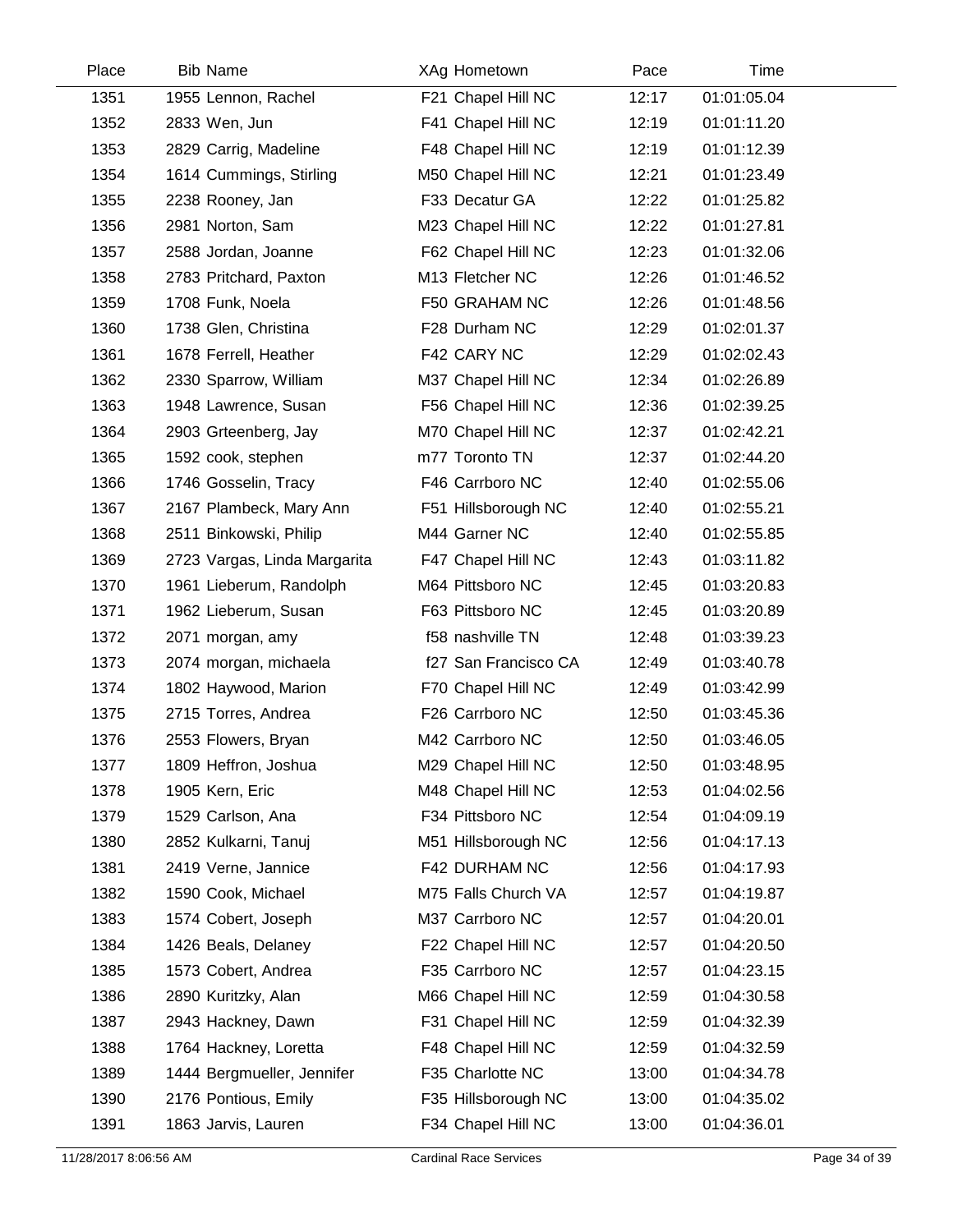| Place | Bib | Name | XAg | Hometown | Pace | Time |
|---|---|---|---|---|---|---|
| 1351 | 1955 | Lennon, Rachel | F21 | Chapel Hill NC | 12:17 | 01:01:05.04 |
| 1352 | 2833 | Wen, Jun | F41 | Chapel Hill NC | 12:19 | 01:01:11.20 |
| 1353 | 2829 | Carrig, Madeline | F48 | Chapel Hill NC | 12:19 | 01:01:12.39 |
| 1354 | 1614 | Cummings, Stirling | M50 | Chapel Hill NC | 12:21 | 01:01:23.49 |
| 1355 | 2238 | Rooney, Jan | F33 | Decatur GA | 12:22 | 01:01:25.82 |
| 1356 | 2981 | Norton, Sam | M23 | Chapel Hill NC | 12:22 | 01:01:27.81 |
| 1357 | 2588 | Jordan, Joanne | F62 | Chapel Hill NC | 12:23 | 01:01:32.06 |
| 1358 | 2783 | Pritchard, Paxton | M13 | Fletcher NC | 12:26 | 01:01:46.52 |
| 1359 | 1708 | Funk, Noela | F50 | GRAHAM NC | 12:26 | 01:01:48.56 |
| 1360 | 1738 | Glen, Christina | F28 | Durham NC | 12:29 | 01:02:01.37 |
| 1361 | 1678 | Ferrell, Heather | F42 | CARY NC | 12:29 | 01:02:02.43 |
| 1362 | 2330 | Sparrow, William | M37 | Chapel Hill NC | 12:34 | 01:02:26.89 |
| 1363 | 1948 | Lawrence, Susan | F56 | Chapel Hill NC | 12:36 | 01:02:39.25 |
| 1364 | 2903 | Grteenberg, Jay | M70 | Chapel Hill NC | 12:37 | 01:02:42.21 |
| 1365 | 1592 | cook, stephen | m77 | Toronto TN | 12:37 | 01:02:44.20 |
| 1366 | 1746 | Gosselin, Tracy | F46 | Carrboro NC | 12:40 | 01:02:55.06 |
| 1367 | 2167 | Plambeck, Mary Ann | F51 | Hillsborough NC | 12:40 | 01:02:55.21 |
| 1368 | 2511 | Binkowski, Philip | M44 | Garner NC | 12:40 | 01:02:55.85 |
| 1369 | 2723 | Vargas, Linda Margarita | F47 | Chapel Hill NC | 12:43 | 01:03:11.82 |
| 1370 | 1961 | Lieberum, Randolph | M64 | Pittsboro NC | 12:45 | 01:03:20.83 |
| 1371 | 1962 | Lieberum, Susan | F63 | Pittsboro NC | 12:45 | 01:03:20.89 |
| 1372 | 2071 | morgan, amy | f58 | nashville TN | 12:48 | 01:03:39.23 |
| 1373 | 2074 | morgan, michaela | f27 | San Francisco CA | 12:49 | 01:03:40.78 |
| 1374 | 1802 | Haywood, Marion | F70 | Chapel Hill NC | 12:49 | 01:03:42.99 |
| 1375 | 2715 | Torres, Andrea | F26 | Carrboro NC | 12:50 | 01:03:45.36 |
| 1376 | 2553 | Flowers, Bryan | M42 | Carrboro NC | 12:50 | 01:03:46.05 |
| 1377 | 1809 | Heffron, Joshua | M29 | Chapel Hill NC | 12:50 | 01:03:48.95 |
| 1378 | 1905 | Kern, Eric | M48 | Chapel Hill NC | 12:53 | 01:04:02.56 |
| 1379 | 1529 | Carlson, Ana | F34 | Pittsboro NC | 12:54 | 01:04:09.19 |
| 1380 | 2852 | Kulkarni, Tanuj | M51 | Hillsborough NC | 12:56 | 01:04:17.13 |
| 1381 | 2419 | Verne, Jannice | F42 | DURHAM NC | 12:56 | 01:04:17.93 |
| 1382 | 1590 | Cook, Michael | M75 | Falls Church VA | 12:57 | 01:04:19.87 |
| 1383 | 1574 | Cobert, Joseph | M37 | Carrboro NC | 12:57 | 01:04:20.01 |
| 1384 | 1426 | Beals, Delaney | F22 | Chapel Hill NC | 12:57 | 01:04:20.50 |
| 1385 | 1573 | Cobert, Andrea | F35 | Carrboro NC | 12:57 | 01:04:23.15 |
| 1386 | 2890 | Kuritzky, Alan | M66 | Chapel Hill NC | 12:59 | 01:04:30.58 |
| 1387 | 2943 | Hackney, Dawn | F31 | Chapel Hill NC | 12:59 | 01:04:32.39 |
| 1388 | 1764 | Hackney, Loretta | F48 | Chapel Hill NC | 12:59 | 01:04:32.59 |
| 1389 | 1444 | Bergmueller, Jennifer | F35 | Charlotte NC | 13:00 | 01:04:34.78 |
| 1390 | 2176 | Pontious, Emily | F35 | Hillsborough NC | 13:00 | 01:04:35.02 |
| 1391 | 1863 | Jarvis, Lauren | F34 | Chapel Hill NC | 13:00 | 01:04:36.01 |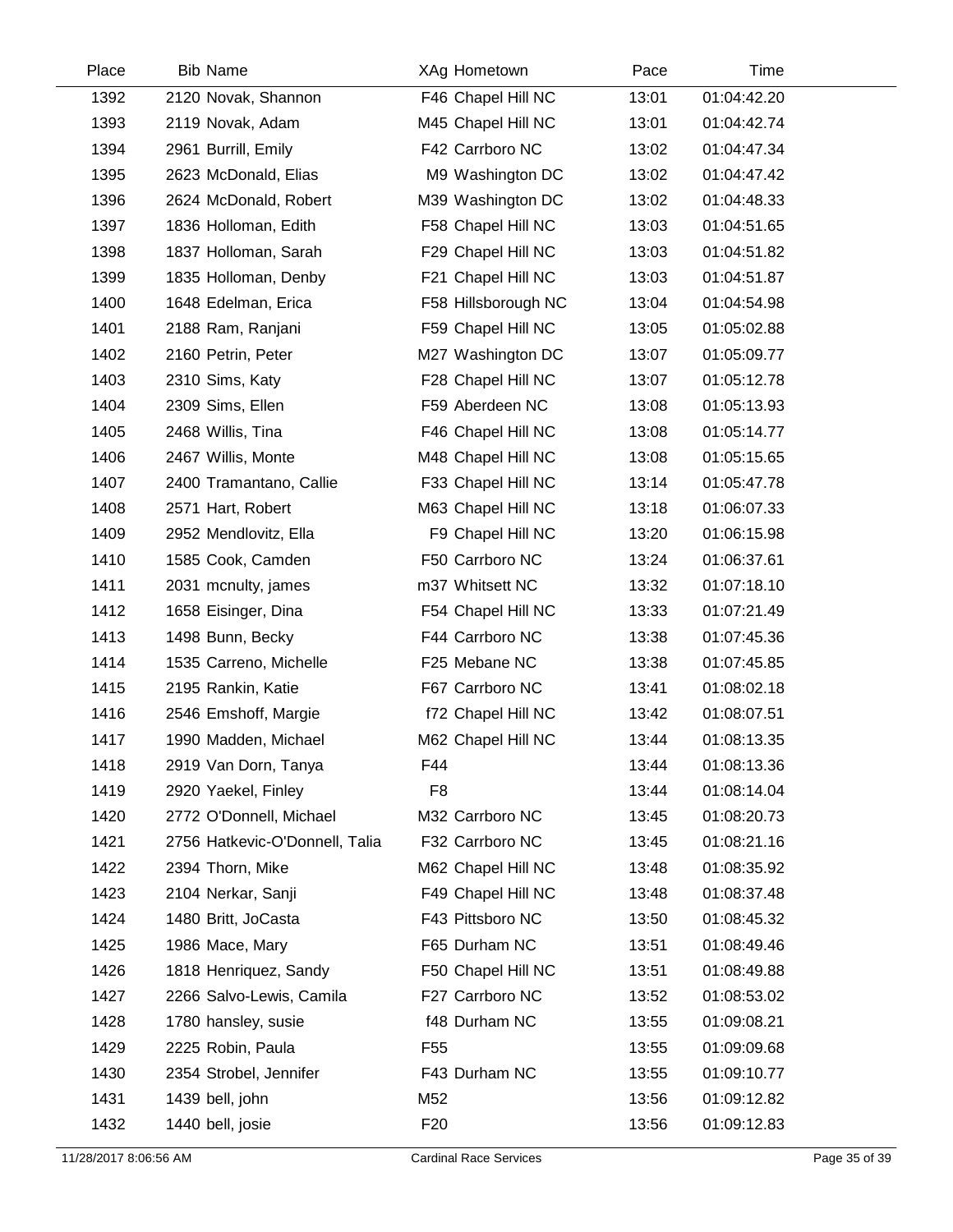| Place | Bib | Name | XAg | Hometown | Pace | Time |
|---|---|---|---|---|---|---|
| 1392 | 2120 | Novak, Shannon | F46 | Chapel Hill NC | 13:01 | 01:04:42.20 |
| 1393 | 2119 | Novak, Adam | M45 | Chapel Hill NC | 13:01 | 01:04:42.74 |
| 1394 | 2961 | Burrill, Emily | F42 | Carrboro NC | 13:02 | 01:04:47.34 |
| 1395 | 2623 | McDonald, Elias | M9 | Washington DC | 13:02 | 01:04:47.42 |
| 1396 | 2624 | McDonald, Robert | M39 | Washington DC | 13:02 | 01:04:48.33 |
| 1397 | 1836 | Holloman, Edith | F58 | Chapel Hill NC | 13:03 | 01:04:51.65 |
| 1398 | 1837 | Holloman, Sarah | F29 | Chapel Hill NC | 13:03 | 01:04:51.82 |
| 1399 | 1835 | Holloman, Denby | F21 | Chapel Hill NC | 13:03 | 01:04:51.87 |
| 1400 | 1648 | Edelman, Erica | F58 | Hillsborough NC | 13:04 | 01:04:54.98 |
| 1401 | 2188 | Ram, Ranjani | F59 | Chapel Hill NC | 13:05 | 01:05:02.88 |
| 1402 | 2160 | Petrin, Peter | M27 | Washington DC | 13:07 | 01:05:09.77 |
| 1403 | 2310 | Sims, Katy | F28 | Chapel Hill NC | 13:07 | 01:05:12.78 |
| 1404 | 2309 | Sims, Ellen | F59 | Aberdeen NC | 13:08 | 01:05:13.93 |
| 1405 | 2468 | Willis, Tina | F46 | Chapel Hill NC | 13:08 | 01:05:14.77 |
| 1406 | 2467 | Willis, Monte | M48 | Chapel Hill NC | 13:08 | 01:05:15.65 |
| 1407 | 2400 | Tramantano, Callie | F33 | Chapel Hill NC | 13:14 | 01:05:47.78 |
| 1408 | 2571 | Hart, Robert | M63 | Chapel Hill NC | 13:18 | 01:06:07.33 |
| 1409 | 2952 | Mendlovitz, Ella | F9 | Chapel Hill NC | 13:20 | 01:06:15.98 |
| 1410 | 1585 | Cook, Camden | F50 | Carrboro NC | 13:24 | 01:06:37.61 |
| 1411 | 2031 | mcnulty, james | m37 | Whitsett NC | 13:32 | 01:07:18.10 |
| 1412 | 1658 | Eisinger, Dina | F54 | Chapel Hill NC | 13:33 | 01:07:21.49 |
| 1413 | 1498 | Bunn, Becky | F44 | Carrboro NC | 13:38 | 01:07:45.36 |
| 1414 | 1535 | Carreno, Michelle | F25 | Mebane NC | 13:38 | 01:07:45.85 |
| 1415 | 2195 | Rankin, Katie | F67 | Carrboro NC | 13:41 | 01:08:02.18 |
| 1416 | 2546 | Emshoff, Margie | f72 | Chapel Hill NC | 13:42 | 01:08:07.51 |
| 1417 | 1990 | Madden, Michael | M62 | Chapel Hill NC | 13:44 | 01:08:13.35 |
| 1418 | 2919 | Van Dorn, Tanya | F44 | | 13:44 | 01:08:13.36 |
| 1419 | 2920 | Yaekel, Finley | F8 | | 13:44 | 01:08:14.04 |
| 1420 | 2772 | O'Donnell, Michael | M32 | Carrboro NC | 13:45 | 01:08:20.73 |
| 1421 | 2756 | Hatkevic-O'Donnell, Talia | F32 | Carrboro NC | 13:45 | 01:08:21.16 |
| 1422 | 2394 | Thorn, Mike | M62 | Chapel Hill NC | 13:48 | 01:08:35.92 |
| 1423 | 2104 | Nerkar, Sanji | F49 | Chapel Hill NC | 13:48 | 01:08:37.48 |
| 1424 | 1480 | Britt, JoCasta | F43 | Pittsboro NC | 13:50 | 01:08:45.32 |
| 1425 | 1986 | Mace, Mary | F65 | Durham NC | 13:51 | 01:08:49.46 |
| 1426 | 1818 | Henriquez, Sandy | F50 | Chapel Hill NC | 13:51 | 01:08:49.88 |
| 1427 | 2266 | Salvo-Lewis, Camila | F27 | Carrboro NC | 13:52 | 01:08:53.02 |
| 1428 | 1780 | hansley, susie | f48 | Durham NC | 13:55 | 01:09:08.21 |
| 1429 | 2225 | Robin, Paula | F55 | | 13:55 | 01:09:09.68 |
| 1430 | 2354 | Strobel, Jennifer | F43 | Durham NC | 13:55 | 01:09:10.77 |
| 1431 | 1439 | bell, john | M52 | | 13:56 | 01:09:12.82 |
| 1432 | 1440 | bell, josie | F20 | | 13:56 | 01:09:12.83 |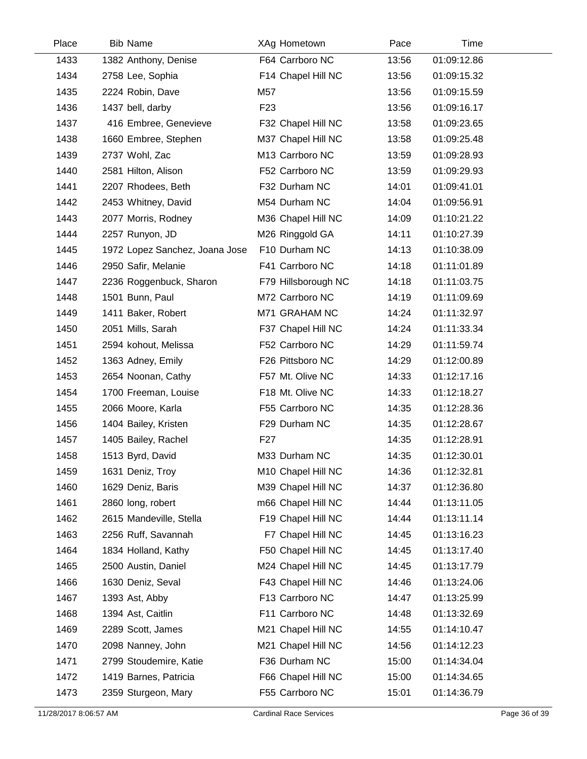| Place | Bib | Name | XAg | Hometown | Pace | Time |
|---|---|---|---|---|---|---|
| 1433 | 1382 | Anthony, Denise | F64 | Carrboro NC | 13:56 | 01:09:12.86 |
| 1434 | 2758 | Lee, Sophia | F14 | Chapel Hill NC | 13:56 | 01:09:15.32 |
| 1435 | 2224 | Robin, Dave | M57 | | 13:56 | 01:09:15.59 |
| 1436 | 1437 | bell, darby | F23 | | 13:56 | 01:09:16.17 |
| 1437 | 416 | Embree, Genevieve | F32 | Chapel Hill NC | 13:58 | 01:09:23.65 |
| 1438 | 1660 | Embree, Stephen | M37 | Chapel Hill NC | 13:58 | 01:09:25.48 |
| 1439 | 2737 | Wohl, Zac | M13 | Carrboro NC | 13:59 | 01:09:28.93 |
| 1440 | 2581 | Hilton, Alison | F52 | Carrboro NC | 13:59 | 01:09:29.93 |
| 1441 | 2207 | Rhodees, Beth | F32 | Durham NC | 14:01 | 01:09:41.01 |
| 1442 | 2453 | Whitney, David | M54 | Durham NC | 14:04 | 01:09:56.91 |
| 1443 | 2077 | Morris, Rodney | M36 | Chapel Hill NC | 14:09 | 01:10:21.22 |
| 1444 | 2257 | Runyon, JD | M26 | Ringgold GA | 14:11 | 01:10:27.39 |
| 1445 | 1972 | Lopez Sanchez, Joana Jose | F10 | Durham NC | 14:13 | 01:10:38.09 |
| 1446 | 2950 | Safir, Melanie | F41 | Carrboro NC | 14:18 | 01:11:01.89 |
| 1447 | 2236 | Roggenbuck, Sharon | F79 | Hillsborough NC | 14:18 | 01:11:03.75 |
| 1448 | 1501 | Bunn, Paul | M72 | Carrboro NC | 14:19 | 01:11:09.69 |
| 1449 | 1411 | Baker, Robert | M71 | GRAHAM NC | 14:24 | 01:11:32.97 |
| 1450 | 2051 | Mills, Sarah | F37 | Chapel Hill NC | 14:24 | 01:11:33.34 |
| 1451 | 2594 | kohout, Melissa | F52 | Carrboro NC | 14:29 | 01:11:59.74 |
| 1452 | 1363 | Adney, Emily | F26 | Pittsboro NC | 14:29 | 01:12:00.89 |
| 1453 | 2654 | Noonan, Cathy | F57 | Mt. Olive NC | 14:33 | 01:12:17.16 |
| 1454 | 1700 | Freeman, Louise | F18 | Mt. Olive NC | 14:33 | 01:12:18.27 |
| 1455 | 2066 | Moore, Karla | F55 | Carrboro NC | 14:35 | 01:12:28.36 |
| 1456 | 1404 | Bailey, Kristen | F29 | Durham NC | 14:35 | 01:12:28.67 |
| 1457 | 1405 | Bailey, Rachel | F27 | | 14:35 | 01:12:28.91 |
| 1458 | 1513 | Byrd, David | M33 | Durham NC | 14:35 | 01:12:30.01 |
| 1459 | 1631 | Deniz, Troy | M10 | Chapel Hill NC | 14:36 | 01:12:32.81 |
| 1460 | 1629 | Deniz, Baris | M39 | Chapel Hill NC | 14:37 | 01:12:36.80 |
| 1461 | 2860 | long, robert | m66 | Chapel Hill NC | 14:44 | 01:13:11.05 |
| 1462 | 2615 | Mandeville, Stella | F19 | Chapel Hill NC | 14:44 | 01:13:11.14 |
| 1463 | 2256 | Ruff, Savannah | F7 | Chapel Hill NC | 14:45 | 01:13:16.23 |
| 1464 | 1834 | Holland, Kathy | F50 | Chapel Hill NC | 14:45 | 01:13:17.40 |
| 1465 | 2500 | Austin, Daniel | M24 | Chapel Hill NC | 14:45 | 01:13:17.79 |
| 1466 | 1630 | Deniz, Seval | F43 | Chapel Hill NC | 14:46 | 01:13:24.06 |
| 1467 | 1393 | Ast, Abby | F13 | Carrboro NC | 14:47 | 01:13:25.99 |
| 1468 | 1394 | Ast, Caitlin | F11 | Carrboro NC | 14:48 | 01:13:32.69 |
| 1469 | 2289 | Scott, James | M21 | Chapel Hill NC | 14:55 | 01:14:10.47 |
| 1470 | 2098 | Nanney, John | M21 | Chapel Hill NC | 14:56 | 01:14:12.23 |
| 1471 | 2799 | Stoudemire, Katie | F36 | Durham NC | 15:00 | 01:14:34.04 |
| 1472 | 1419 | Barnes, Patricia | F66 | Chapel Hill NC | 15:00 | 01:14:34.65 |
| 1473 | 2359 | Sturgeon, Mary | F55 | Carrboro NC | 15:01 | 01:14:36.79 |

11/28/2017 8:06:57 AM Cardinal Race Services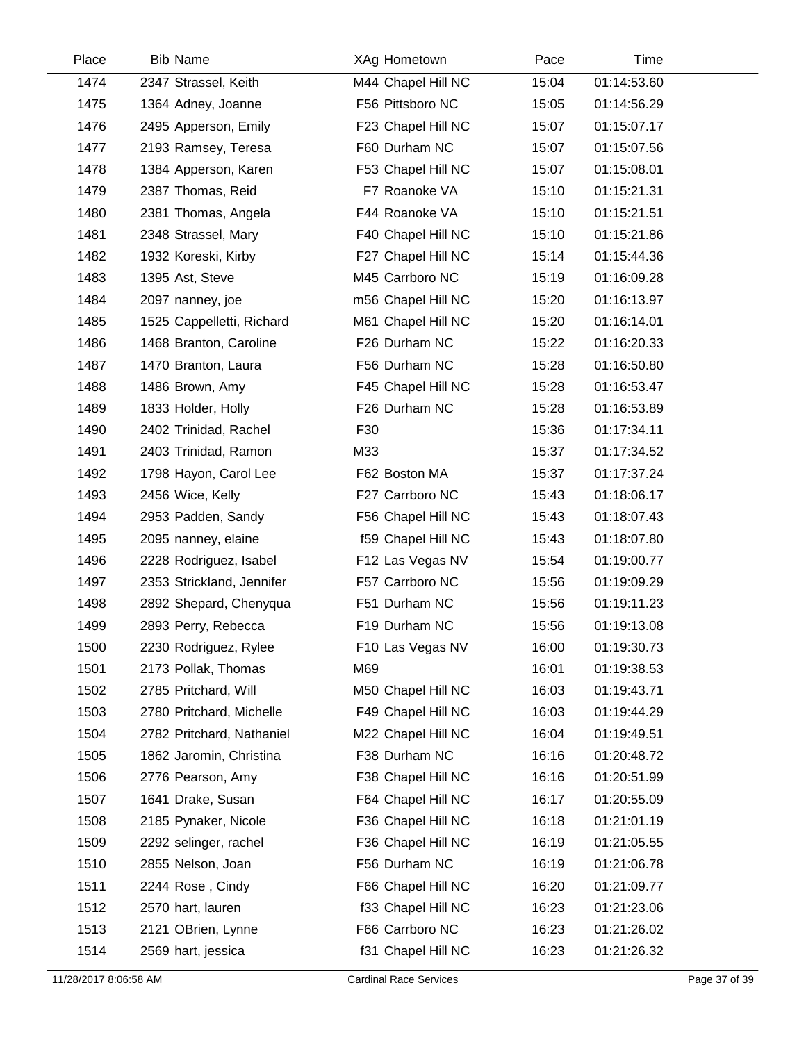| Place | Bib | Name | XAg | Hometown | Pace | Time |
|---|---|---|---|---|---|---|
| 1474 | 2347 | Strassel, Keith | M44 | Chapel Hill NC | 15:04 | 01:14:53.60 |
| 1475 | 1364 | Adney, Joanne | F56 | Pittsboro NC | 15:05 | 01:14:56.29 |
| 1476 | 2495 | Apperson, Emily | F23 | Chapel Hill NC | 15:07 | 01:15:07.17 |
| 1477 | 2193 | Ramsey, Teresa | F60 | Durham NC | 15:07 | 01:15:07.56 |
| 1478 | 1384 | Apperson, Karen | F53 | Chapel Hill NC | 15:07 | 01:15:08.01 |
| 1479 | 2387 | Thomas, Reid | F7 | Roanoke VA | 15:10 | 01:15:21.31 |
| 1480 | 2381 | Thomas, Angela | F44 | Roanoke VA | 15:10 | 01:15:21.51 |
| 1481 | 2348 | Strassel, Mary | F40 | Chapel Hill NC | 15:10 | 01:15:21.86 |
| 1482 | 1932 | Koreski, Kirby | F27 | Chapel Hill NC | 15:14 | 01:15:44.36 |
| 1483 | 1395 | Ast, Steve | M45 | Carrboro NC | 15:19 | 01:16:09.28 |
| 1484 | 2097 | nanney, joe | m56 | Chapel Hill NC | 15:20 | 01:16:13.97 |
| 1485 | 1525 | Cappelletti, Richard | M61 | Chapel Hill NC | 15:20 | 01:16:14.01 |
| 1486 | 1468 | Branton, Caroline | F26 | Durham NC | 15:22 | 01:16:20.33 |
| 1487 | 1470 | Branton, Laura | F56 | Durham NC | 15:28 | 01:16:50.80 |
| 1488 | 1486 | Brown, Amy | F45 | Chapel Hill NC | 15:28 | 01:16:53.47 |
| 1489 | 1833 | Holder, Holly | F26 | Durham NC | 15:28 | 01:16:53.89 |
| 1490 | 2402 | Trinidad, Rachel | F30 | | 15:36 | 01:17:34.11 |
| 1491 | 2403 | Trinidad, Ramon | M33 | | 15:37 | 01:17:34.52 |
| 1492 | 1798 | Hayon, Carol Lee | F62 | Boston MA | 15:37 | 01:17:37.24 |
| 1493 | 2456 | Wice, Kelly | F27 | Carrboro NC | 15:43 | 01:18:06.17 |
| 1494 | 2953 | Padden, Sandy | F56 | Chapel Hill NC | 15:43 | 01:18:07.43 |
| 1495 | 2095 | nanney, elaine | f59 | Chapel Hill NC | 15:43 | 01:18:07.80 |
| 1496 | 2228 | Rodriguez, Isabel | F12 | Las Vegas NV | 15:54 | 01:19:00.77 |
| 1497 | 2353 | Strickland, Jennifer | F57 | Carrboro NC | 15:56 | 01:19:09.29 |
| 1498 | 2892 | Shepard, Chenyqua | F51 | Durham NC | 15:56 | 01:19:11.23 |
| 1499 | 2893 | Perry, Rebecca | F19 | Durham NC | 15:56 | 01:19:13.08 |
| 1500 | 2230 | Rodriguez, Rylee | F10 | Las Vegas NV | 16:00 | 01:19:30.73 |
| 1501 | 2173 | Pollak, Thomas | M69 | | 16:01 | 01:19:38.53 |
| 1502 | 2785 | Pritchard, Will | M50 | Chapel Hill NC | 16:03 | 01:19:43.71 |
| 1503 | 2780 | Pritchard, Michelle | F49 | Chapel Hill NC | 16:03 | 01:19:44.29 |
| 1504 | 2782 | Pritchard, Nathaniel | M22 | Chapel Hill NC | 16:04 | 01:19:49.51 |
| 1505 | 1862 | Jaromin, Christina | F38 | Durham NC | 16:16 | 01:20:48.72 |
| 1506 | 2776 | Pearson, Amy | F38 | Chapel Hill NC | 16:16 | 01:20:51.99 |
| 1507 | 1641 | Drake, Susan | F64 | Chapel Hill NC | 16:17 | 01:20:55.09 |
| 1508 | 2185 | Pynaker, Nicole | F36 | Chapel Hill NC | 16:18 | 01:21:01.19 |
| 1509 | 2292 | selinger, rachel | F36 | Chapel Hill NC | 16:19 | 01:21:05.55 |
| 1510 | 2855 | Nelson, Joan | F56 | Durham NC | 16:19 | 01:21:06.78 |
| 1511 | 2244 | Rose , Cindy | F66 | Chapel Hill NC | 16:20 | 01:21:09.77 |
| 1512 | 2570 | hart, lauren | f33 | Chapel Hill NC | 16:23 | 01:21:23.06 |
| 1513 | 2121 | OBrien, Lynne | F66 | Carrboro NC | 16:23 | 01:21:26.02 |
| 1514 | 2569 | hart, jessica | f31 | Chapel Hill NC | 16:23 | 01:21:26.32 |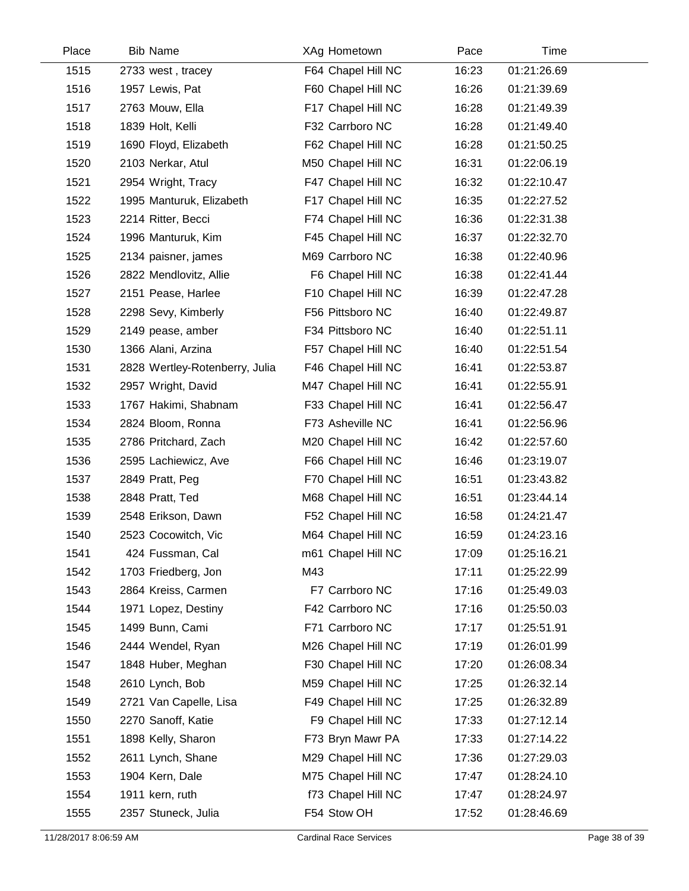| Place | Bib | Name | XAg | Hometown | Pace | Time |
|---|---|---|---|---|---|---|
| 1515 | 2733 | west , tracey | F64 | Chapel Hill NC | 16:23 | 01:21:26.69 |
| 1516 | 1957 | Lewis, Pat | F60 | Chapel Hill NC | 16:26 | 01:21:39.69 |
| 1517 | 2763 | Mouw, Ella | F17 | Chapel Hill NC | 16:28 | 01:21:49.39 |
| 1518 | 1839 | Holt, Kelli | F32 | Carrboro NC | 16:28 | 01:21:49.40 |
| 1519 | 1690 | Floyd, Elizabeth | F62 | Chapel Hill NC | 16:28 | 01:21:50.25 |
| 1520 | 2103 | Nerkar, Atul | M50 | Chapel Hill NC | 16:31 | 01:22:06.19 |
| 1521 | 2954 | Wright, Tracy | F47 | Chapel Hill NC | 16:32 | 01:22:10.47 |
| 1522 | 1995 | Manturuk, Elizabeth | F17 | Chapel Hill NC | 16:35 | 01:22:27.52 |
| 1523 | 2214 | Ritter, Becci | F74 | Chapel Hill NC | 16:36 | 01:22:31.38 |
| 1524 | 1996 | Manturuk, Kim | F45 | Chapel Hill NC | 16:37 | 01:22:32.70 |
| 1525 | 2134 | paisner, james | M69 | Carrboro NC | 16:38 | 01:22:40.96 |
| 1526 | 2822 | Mendlovitz, Allie | F6 | Chapel Hill NC | 16:38 | 01:22:41.44 |
| 1527 | 2151 | Pease, Harlee | F10 | Chapel Hill NC | 16:39 | 01:22:47.28 |
| 1528 | 2298 | Sevy, Kimberly | F56 | Pittsboro NC | 16:40 | 01:22:49.87 |
| 1529 | 2149 | pease, amber | F34 | Pittsboro NC | 16:40 | 01:22:51.11 |
| 1530 | 1366 | Alani, Arzina | F57 | Chapel Hill NC | 16:40 | 01:22:51.54 |
| 1531 | 2828 | Wertley-Rotenberry, Julia | F46 | Chapel Hill NC | 16:41 | 01:22:53.87 |
| 1532 | 2957 | Wright, David | M47 | Chapel Hill NC | 16:41 | 01:22:55.91 |
| 1533 | 1767 | Hakimi, Shabnam | F33 | Chapel Hill NC | 16:41 | 01:22:56.47 |
| 1534 | 2824 | Bloom, Ronna | F73 | Asheville NC | 16:41 | 01:22:56.96 |
| 1535 | 2786 | Pritchard, Zach | M20 | Chapel Hill NC | 16:42 | 01:22:57.60 |
| 1536 | 2595 | Lachiewicz, Ave | F66 | Chapel Hill NC | 16:46 | 01:23:19.07 |
| 1537 | 2849 | Pratt, Peg | F70 | Chapel Hill NC | 16:51 | 01:23:43.82 |
| 1538 | 2848 | Pratt, Ted | M68 | Chapel Hill NC | 16:51 | 01:23:44.14 |
| 1539 | 2548 | Erikson, Dawn | F52 | Chapel Hill NC | 16:58 | 01:24:21.47 |
| 1540 | 2523 | Cocowitch, Vic | M64 | Chapel Hill NC | 16:59 | 01:24:23.16 |
| 1541 | 424 | Fussman, Cal | m61 | Chapel Hill NC | 17:09 | 01:25:16.21 |
| 1542 | 1703 | Friedberg, Jon | M43 | | 17:11 | 01:25:22.99 |
| 1543 | 2864 | Kreiss, Carmen | F7 | Carrboro NC | 17:16 | 01:25:49.03 |
| 1544 | 1971 | Lopez, Destiny | F42 | Carrboro NC | 17:16 | 01:25:50.03 |
| 1545 | 1499 | Bunn, Cami | F71 | Carrboro NC | 17:17 | 01:25:51.91 |
| 1546 | 2444 | Wendel, Ryan | M26 | Chapel Hill NC | 17:19 | 01:26:01.99 |
| 1547 | 1848 | Huber, Meghan | F30 | Chapel Hill NC | 17:20 | 01:26:08.34 |
| 1548 | 2610 | Lynch, Bob | M59 | Chapel Hill NC | 17:25 | 01:26:32.14 |
| 1549 | 2721 | Van Capelle, Lisa | F49 | Chapel Hill NC | 17:25 | 01:26:32.89 |
| 1550 | 2270 | Sanoff, Katie | F9 | Chapel Hill NC | 17:33 | 01:27:12.14 |
| 1551 | 1898 | Kelly, Sharon | F73 | Bryn Mawr PA | 17:33 | 01:27:14.22 |
| 1552 | 2611 | Lynch, Shane | M29 | Chapel Hill NC | 17:36 | 01:27:29.03 |
| 1553 | 1904 | Kern, Dale | M75 | Chapel Hill NC | 17:47 | 01:28:24.10 |
| 1554 | 1911 | kern, ruth | f73 | Chapel Hill NC | 17:47 | 01:28:24.97 |
| 1555 | 2357 | Stuneck, Julia | F54 | Stow OH | 17:52 | 01:28:46.69 |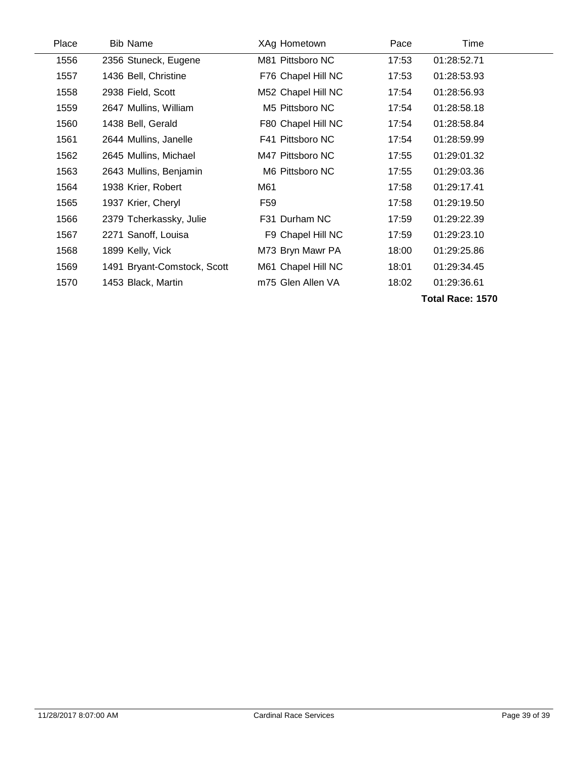| Place | Bib | Name | XAg | Hometown | Pace | Time |
|---|---|---|---|---|---|---|
| 1556 | 2356 | Stuneck, Eugene | M81 | Pittsboro NC | 17:53 | 01:28:52.71 |
| 1557 | 1436 | Bell, Christine | F76 | Chapel Hill NC | 17:53 | 01:28:53.93 |
| 1558 | 2938 | Field, Scott | M52 | Chapel Hill NC | 17:54 | 01:28:56.93 |
| 1559 | 2647 | Mullins, William | M5 | Pittsboro NC | 17:54 | 01:28:58.18 |
| 1560 | 1438 | Bell, Gerald | F80 | Chapel Hill NC | 17:54 | 01:28:58.84 |
| 1561 | 2644 | Mullins, Janelle | F41 | Pittsboro NC | 17:54 | 01:28:59.99 |
| 1562 | 2645 | Mullins, Michael | M47 | Pittsboro NC | 17:55 | 01:29:01.32 |
| 1563 | 2643 | Mullins, Benjamin | M6 | Pittsboro NC | 17:55 | 01:29:03.36 |
| 1564 | 1938 | Krier, Robert | M61 | | 17:58 | 01:29:17.41 |
| 1565 | 1937 | Krier, Cheryl | F59 | | 17:58 | 01:29:19.50 |
| 1566 | 2379 | Tcherkassky, Julie | F31 | Durham NC | 17:59 | 01:29:22.39 |
| 1567 | 2271 | Sanoff, Louisa | F9 | Chapel Hill NC | 17:59 | 01:29:23.10 |
| 1568 | 1899 | Kelly, Vick | M73 | Bryn Mawr PA | 18:00 | 01:29:25.86 |
| 1569 | 1491 | Bryant-Comstock, Scott | M61 | Chapel Hill NC | 18:01 | 01:29:34.45 |
| 1570 | 1453 | Black, Martin | m75 | Glen Allen VA | 18:02 | 01:29:36.61 |

**Total Race: 1570**